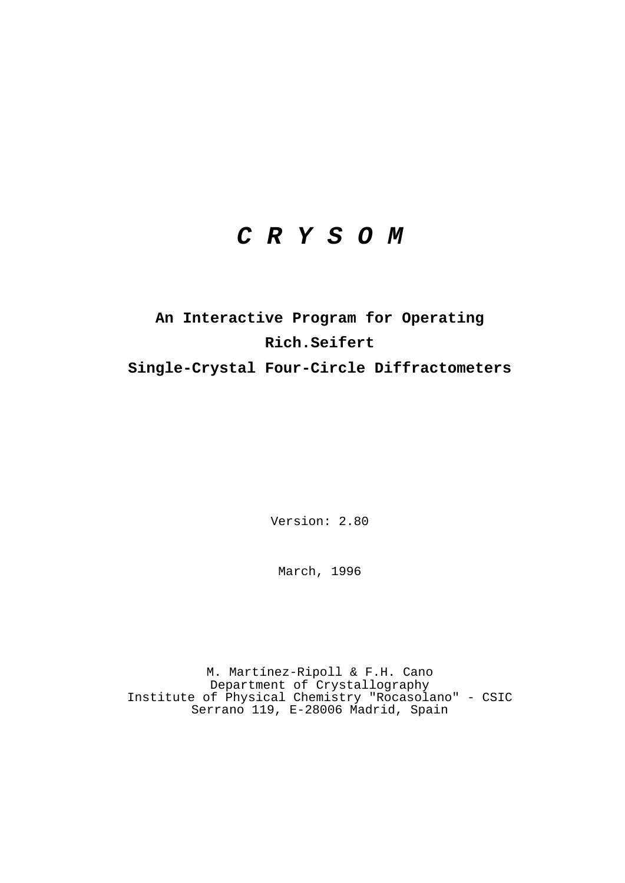# *C R Y S O M*

**An Interactive Program for Operating**

**Rich.Seifert**

**Single-Crystal Four-Circle Diffractometers**

Version: 2.80

March, 1996

M. Martínez-Ripoll & F.H. Cano
Department of Crystallography
Institute of Physical Chemistry "Rocasolano" - CSIC
Serrano 119, E-28006 Madrid, Spain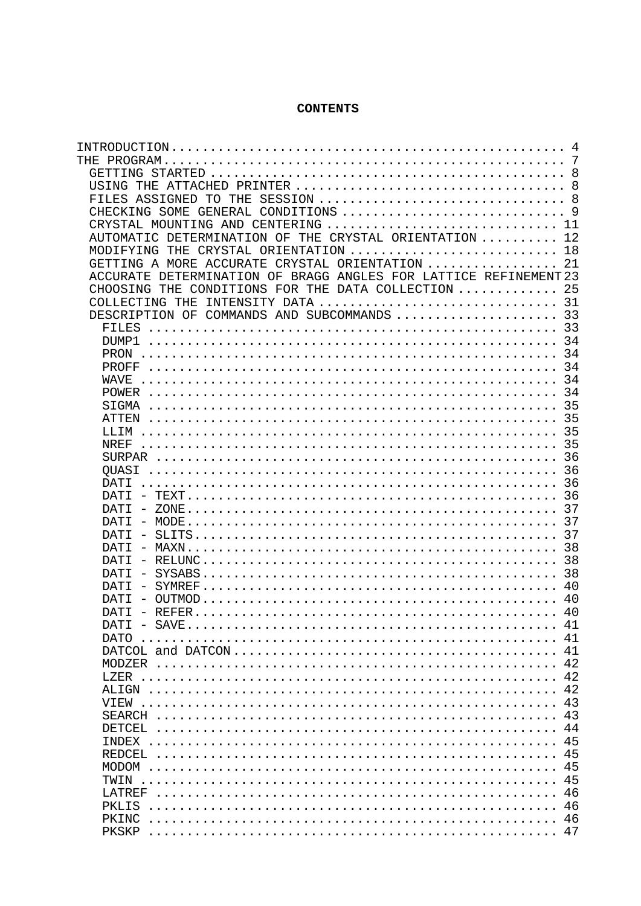# CONTENTS

- INTRODUCTION .................................................. 4
- THE PROGRAM ................................................... 7
  - GETTING STARTED ............................................. 8
  - USING THE ATTACHED PRINTER .................................. 8
  - FILES ASSIGNED TO THE SESSION ............................... 8
  - CHECKING SOME GENERAL CONDITIONS ............................ 9
  - CRYSTAL MOUNTING AND CENTERING .............................. 11
  - AUTOMATIC DETERMINATION OF THE CRYSTAL ORIENTATION .......... 12
  - MODIFYING THE CRYSTAL ORIENTATION ........................... 18
  - GETTING A MORE ACCURATE CRYSTAL ORIENTATION ................. 21
  - ACCURATE DETERMINATION OF BRAGG ANGLES FOR LATTICE REFINEMENT 23
  - CHOOSING THE CONDITIONS FOR THE DATA COLLECTION ............. 25
  - COLLECTING THE INTENSITY DATA ............................... 31
  - DESCRIPTION OF COMMANDS AND SUBCOMMANDS ..................... 33
    - FILES ..................................................... 33
    - DUMP1 ..................................................... 34
    - PRON ...................................................... 34
    - PROFF ..................................................... 34
    - WAVE ...................................................... 34
    - POWER ..................................................... 34
    - SIGMA ..................................................... 35
    - ATTEN ..................................................... 35
    - LLIM ...................................................... 35
    - NREF ...................................................... 35
    - SURPAR .................................................... 36
    - QUASI ..................................................... 36
    - DATI ...................................................... 36
    - DATI - TEXT ............................................... 36
    - DATI - ZONE ............................................... 37
    - DATI - MODE ............................................... 37
    - DATI - SLITS .............................................. 37
    - DATI - MAXN ............................................... 38
    - DATI - RELUNC ............................................. 38
    - DATI - SYSABS ............................................. 38
    - DATI - SYMREF ............................................. 40
    - DATI - OUTMOD ............................................. 40
    - DATI - REFER .............................................. 40
    - DATI - SAVE ............................................... 41
    - DATO ...................................................... 41
    - DATCOL and DATCON ......................................... 41
    - MODZER .................................................... 42
    - LZER ...................................................... 42
    - ALIGN ..................................................... 42
    - VIEW ...................................................... 43
    - SEARCH .................................................... 43
    - DETCEL .................................................... 44
    - INDEX ..................................................... 45
    - REDCEL .................................................... 45
    - MODOM ..................................................... 45
    - TWIN ...................................................... 45
    - LATREF .................................................... 46
    - PKLIS ..................................................... 46
    - PKINC ..................................................... 46
    - PKSKP ..................................................... 47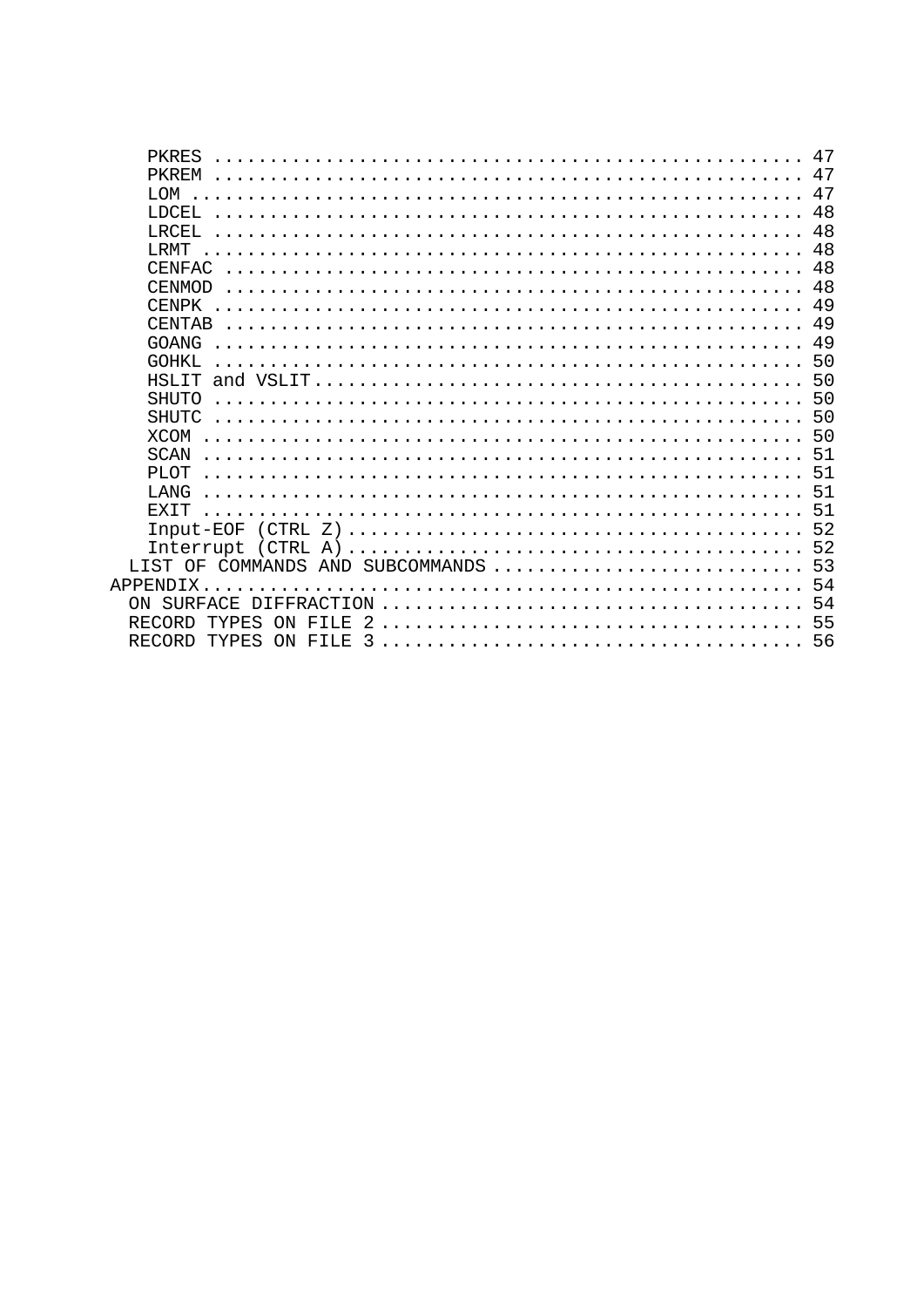- PKRES ..................................................... 47
- PKREM ..................................................... 47
- LOM ....................................................... 47
- LDCEL ..................................................... 48
- LRCEL ..................................................... 48
- LRMT ...................................................... 48
- CENFAC .................................................... 48
- CENMOD .................................................... 48
- CENPK ..................................................... 49
- CENTAB .................................................... 49
- GOANG ..................................................... 49
- GOHKL ..................................................... 50
- HSLIT and VSLIT ........................................... 50
- SHUTO ..................................................... 50
- SHUTC ..................................................... 50
- XCOM ...................................................... 50
- SCAN ...................................................... 51
- PLOT ...................................................... 51
- LANG ...................................................... 51
- EXIT ...................................................... 51
- Input-EOF (CTRL Z) ........................................ 52
- Interrupt (CTRL A) ........................................ 52

LIST OF COMMANDS AND SUBCOMMANDS ............................. 53

APPENDIX ...................................................... 54

- ON SURFACE DIFFRACTION .................................... 54
- RECORD TYPES ON FILE 2 .................................... 55
- RECORD TYPES ON FILE 3 .................................... 56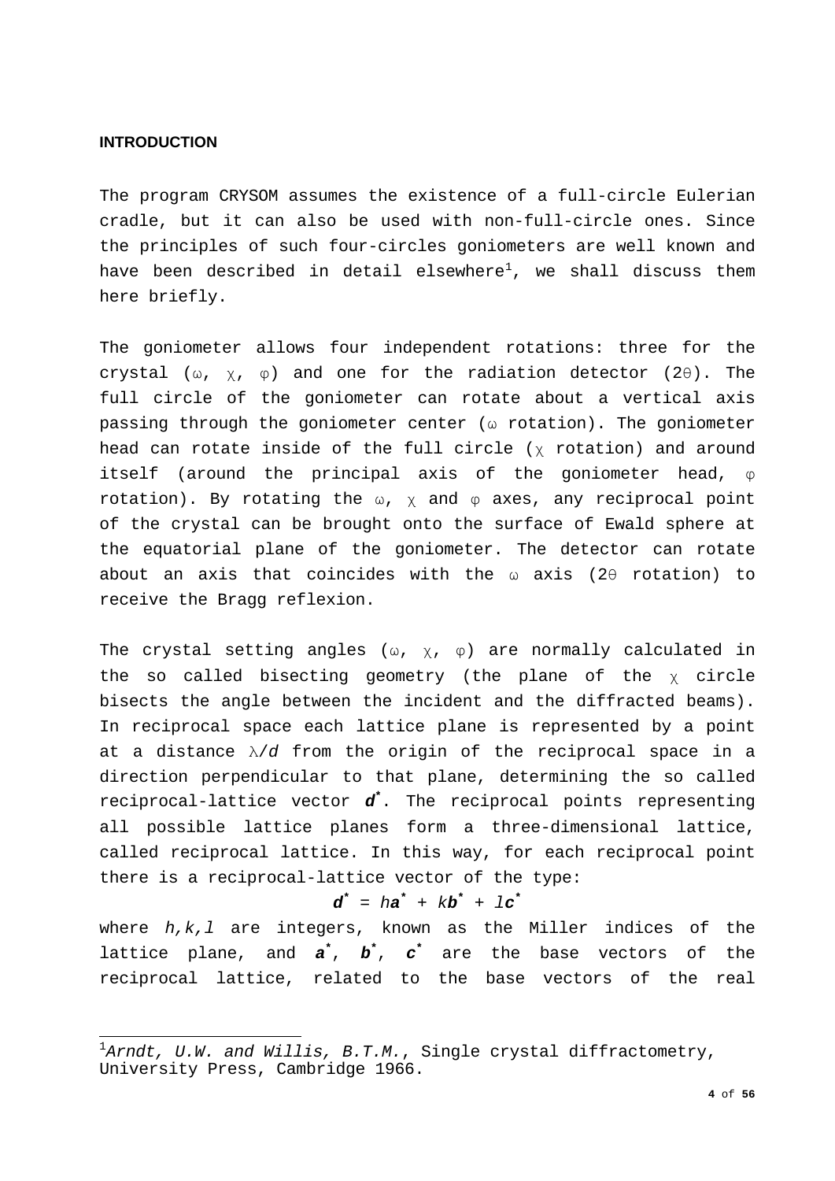## INTRODUCTION

The program CRYSOM assumes the existence of a full-circle Eulerian cradle, but it can also be used with non-full-circle ones. Since the principles of such four-circles goniometers are well known and have been described in detail elsewhere[1], we shall discuss them here briefly.

The goniometer allows four independent rotations: three for the crystal ($\omega$, $\chi$, $\varphi$) and one for the radiation detector ($2\theta$). The full circle of the goniometer can rotate about a vertical axis passing through the goniometer center ($\omega$ rotation). The goniometer head can rotate inside of the full circle ($\chi$ rotation) and around itself (around the principal axis of the goniometer head, $\varphi$ rotation). By rotating the $\omega$, $\chi$ and $\varphi$ axes, any reciprocal point of the crystal can be brought onto the surface of Ewald sphere at the equatorial plane of the goniometer. The detector can rotate about an axis that coincides with the $\omega$ axis ($2\theta$ rotation) to receive the Bragg reflexion.

The crystal setting angles ($\omega$, $\chi$, $\varphi$) are normally calculated in the so called bisecting geometry (the plane of the $\chi$ circle bisects the angle between the incident and the diffracted beams). In reciprocal space each lattice plane is represented by a point at a distance $\lambda/d$ from the origin of the reciprocal space in a direction perpendicular to that plane, determining the so called reciprocal-lattice vector $\boldsymbol{d}^*$. The reciprocal points representing all possible lattice planes form a three-dimensional lattice, called reciprocal lattice. In this way, for each reciprocal point there is a reciprocal-lattice vector of the type:

$$\boldsymbol{d}^* = h\boldsymbol{a}^* + k\boldsymbol{b}^* + l\boldsymbol{c}^*$$

where $h,k,l$ are integers, known as the Miller indices of the lattice plane, and $\boldsymbol{a}^*$, $\boldsymbol{b}^*$, $\boldsymbol{c}^*$ are the base vectors of the reciprocal lattice, related to the base vectors of the real

---

[1] *Arndt, U.W. and Willis, B.T.M.*, Single crystal diffractometry, University Press, Cambridge 1966.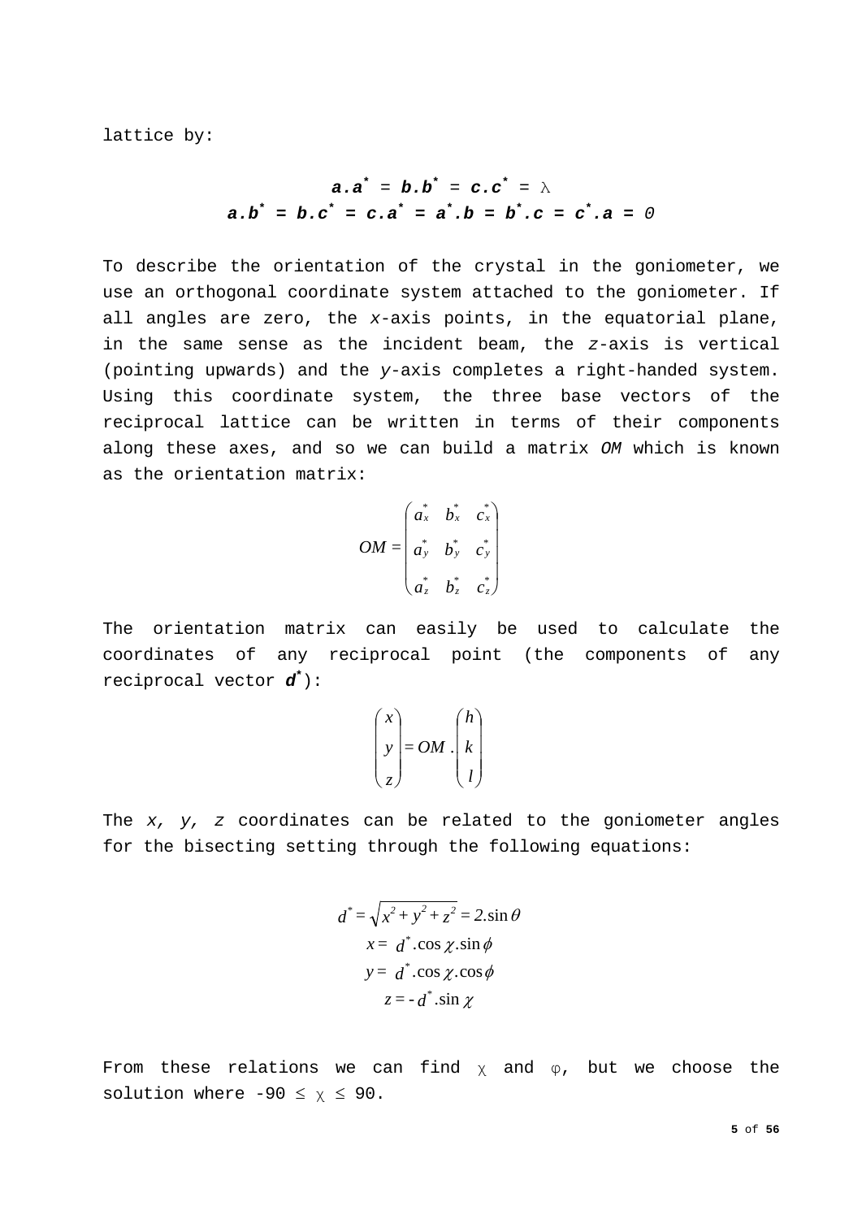lattice by:

$$\mathbf{a}.\mathbf{a}^* = \mathbf{b}.\mathbf{b}^* = \mathbf{c}.\mathbf{c}^* = \lambda$$
$$\mathbf{a}.\mathbf{b}^* = \mathbf{b}.\mathbf{c}^* = \mathbf{c}.\mathbf{a}^* = \mathbf{a}^*.\mathbf{b} = \mathbf{b}^*.\mathbf{c} = \mathbf{c}^*.\mathbf{a} = 0$$

To describe the orientation of the crystal in the goniometer, we use an orthogonal coordinate system attached to the goniometer. If all angles are zero, the *x*-axis points, in the equatorial plane, in the same sense as the incident beam, the *z*-axis is vertical (pointing upwards) and the *y*-axis completes a right-handed system. Using this coordinate system, the three base vectors of the reciprocal lattice can be written in terms of their components along these axes, and so we can build a matrix *OM* which is known as the orientation matrix:

$$OM = \begin{pmatrix} a_x^* & b_x^* & c_x^* \\ a_y^* & b_y^* & c_y^* \\ a_z^* & b_z^* & c_z^* \end{pmatrix}$$

The orientation matrix can easily be used to calculate the coordinates of any reciprocal point (the components of any reciprocal vector $\mathbf{d}^*$):

$$\begin{pmatrix} x \\ y \\ z \end{pmatrix} = OM \,.\begin{pmatrix} h \\ k \\ l \end{pmatrix}$$

The *x, y, z* coordinates can be related to the goniometer angles for the bisecting setting through the following equations:

$$d^* = \sqrt{x^2 + y^2 + z^2} = 2.\sin\theta$$
$$x = d^*.\cos\chi.\sin\phi$$
$$y = d^*.\cos\chi.\cos\phi$$
$$z = -\,d^*.\sin\chi$$

From these relations we can find $\chi$ and $\varphi$, but we choose the solution where $-90 \le \chi \le 90$.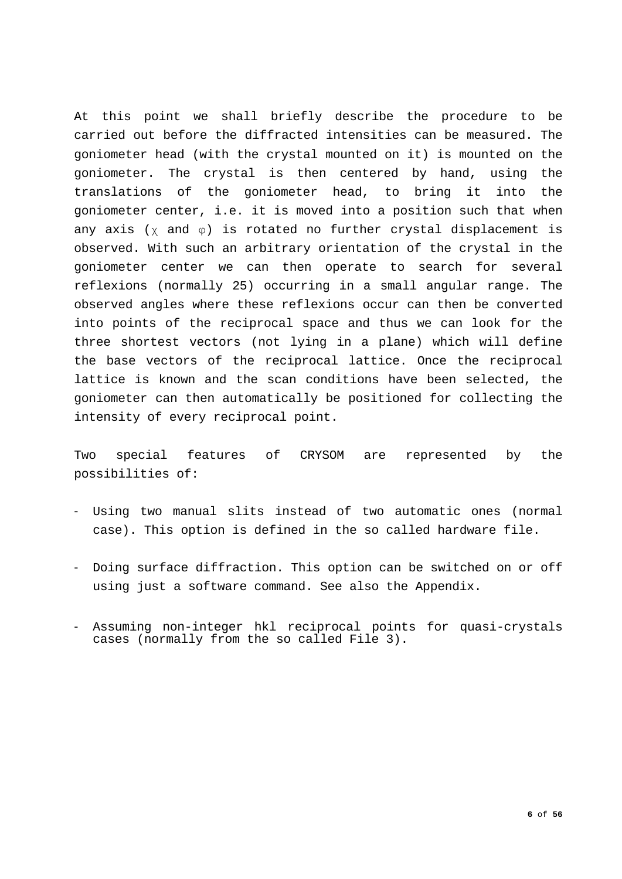At this point we shall briefly describe the procedure to be carried out before the diffracted intensities can be measured. The goniometer head (with the crystal mounted on it) is mounted on the goniometer. The crystal is then centered by hand, using the translations of the goniometer head, to bring it into the goniometer center, i.e. it is moved into a position such that when any axis ($\chi$ and $\varphi$) is rotated no further crystal displacement is observed. With such an arbitrary orientation of the crystal in the goniometer center we can then operate to search for several reflexions (normally 25) occurring in a small angular range. The observed angles where these reflexions occur can then be converted into points of the reciprocal space and thus we can look for the three shortest vectors (not lying in a plane) which will define the base vectors of the reciprocal lattice. Once the reciprocal lattice is known and the scan conditions have been selected, the goniometer can then automatically be positioned for collecting the intensity of every reciprocal point.

Two special features of CRYSOM are represented by the possibilities of:

- Using two manual slits instead of two automatic ones (normal case). This option is defined in the so called hardware file.
- Doing surface diffraction. This option can be switched on or off using just a software command. See also the Appendix.
- Assuming non-integer hkl reciprocal points for quasi-crystals cases (normally from the so called File 3).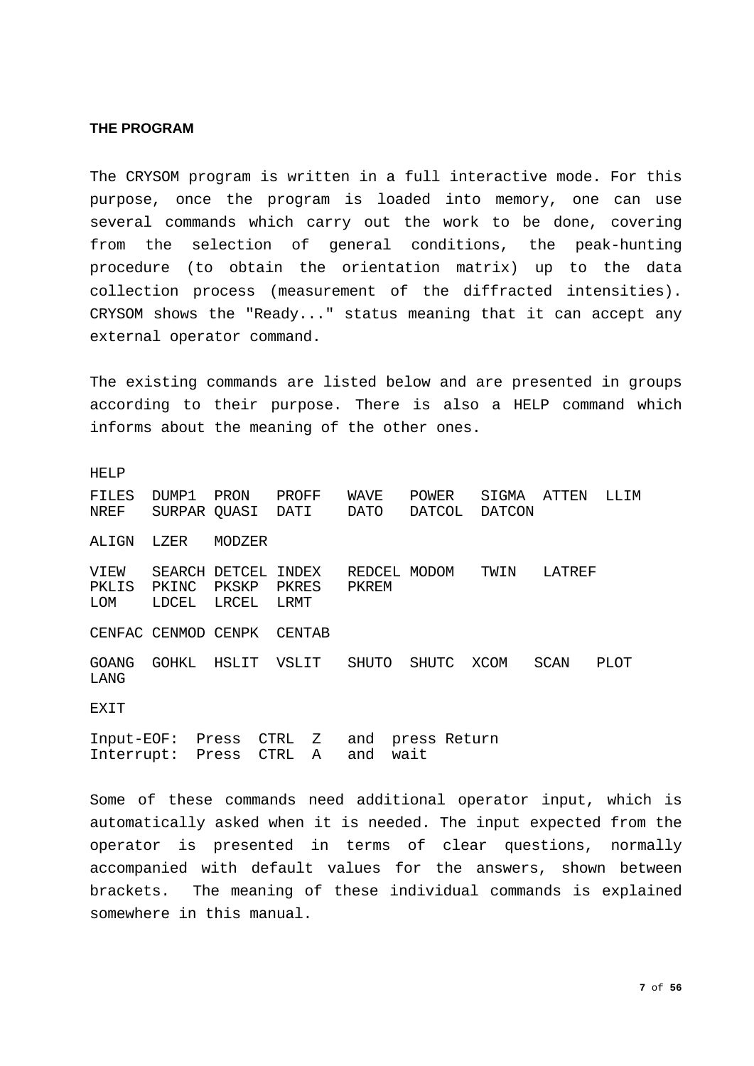### THE PROGRAM

The CRYSOM program is written in a full interactive mode. For this purpose, once the program is loaded into memory, one can use several commands which carry out the work to be done, covering from the selection of general conditions, the peak-hunting procedure (to obtain the orientation matrix) up to the data collection process (measurement of the diffracted intensities). CRYSOM shows the "Ready..." status meaning that it can accept any external operator command.

The existing commands are listed below and are presented in groups according to their purpose. There is also a HELP command which informs about the meaning of the other ones.

```
HELP

FILES  DUMP1  PRON   PROFF   WAVE   POWER   SIGMA  ATTEN  LLIM
NREF   SURPAR QUASI  DATI    DATO   DATCOL  DATCON

ALIGN  LZER   MODZER

VIEW   SEARCH DETCEL INDEX   REDCEL MODOM   TWIN   LATREF
PKLIS  PKINC  PKSKP  PKRES   PKREM
LOM    LDCEL  LRCEL  LRMT

CENFAC CENMOD CENPK  CENTAB

GOANG  GOHKL  HSLIT  VSLIT   SHUTO  SHUTC  XCOM   SCAN   PLOT
LANG

EXIT

Input-EOF:  Press  CTRL  Z   and  press Return
Interrupt:  Press  CTRL  A   and  wait
```

Some of these commands need additional operator input, which is automatically asked when it is needed. The input expected from the operator is presented in terms of clear questions, normally accompanied with default values for the answers, shown between brackets. The meaning of these individual commands is explained somewhere in this manual.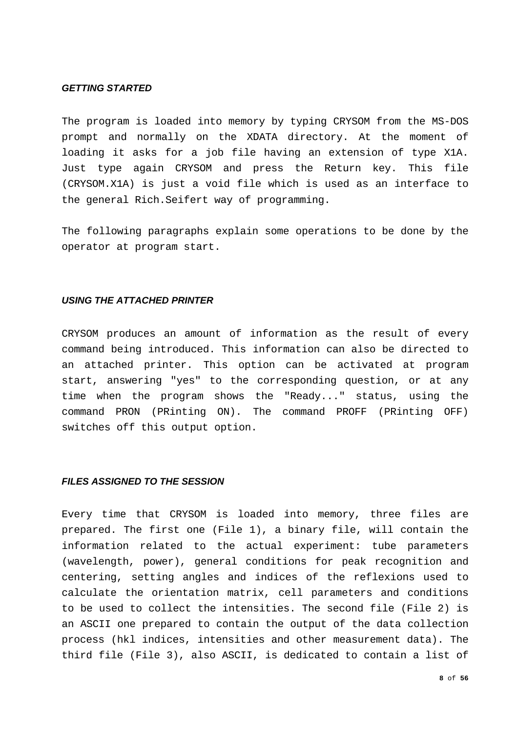### *GETTING STARTED*

The program is loaded into memory by typing CRYSOM from the MS-DOS prompt and normally on the XDATA directory. At the moment of loading it asks for a job file having an extension of type X1A. Just type again CRYSOM and press the Return key. This file (CRYSOM.X1A) is just a void file which is used as an interface to the general Rich.Seifert way of programming.

The following paragraphs explain some operations to be done by the operator at program start.

### *USING THE ATTACHED PRINTER*

CRYSOM produces an amount of information as the result of every command being introduced. This information can also be directed to an attached printer. This option can be activated at program start, answering "yes" to the corresponding question, or at any time when the program shows the "Ready..." status, using the command PRON (PRinting ON). The command PROFF (PRinting OFF) switches off this output option.

### *FILES ASSIGNED TO THE SESSION*

Every time that CRYSOM is loaded into memory, three files are prepared. The first one (File 1), a binary file, will contain the information related to the actual experiment: tube parameters (wavelength, power), general conditions for peak recognition and centering, setting angles and indices of the reflexions used to calculate the orientation matrix, cell parameters and conditions to be used to collect the intensities. The second file (File 2) is an ASCII one prepared to contain the output of the data collection process (hkl indices, intensities and other measurement data). The third file (File 3), also ASCII, is dedicated to contain a list of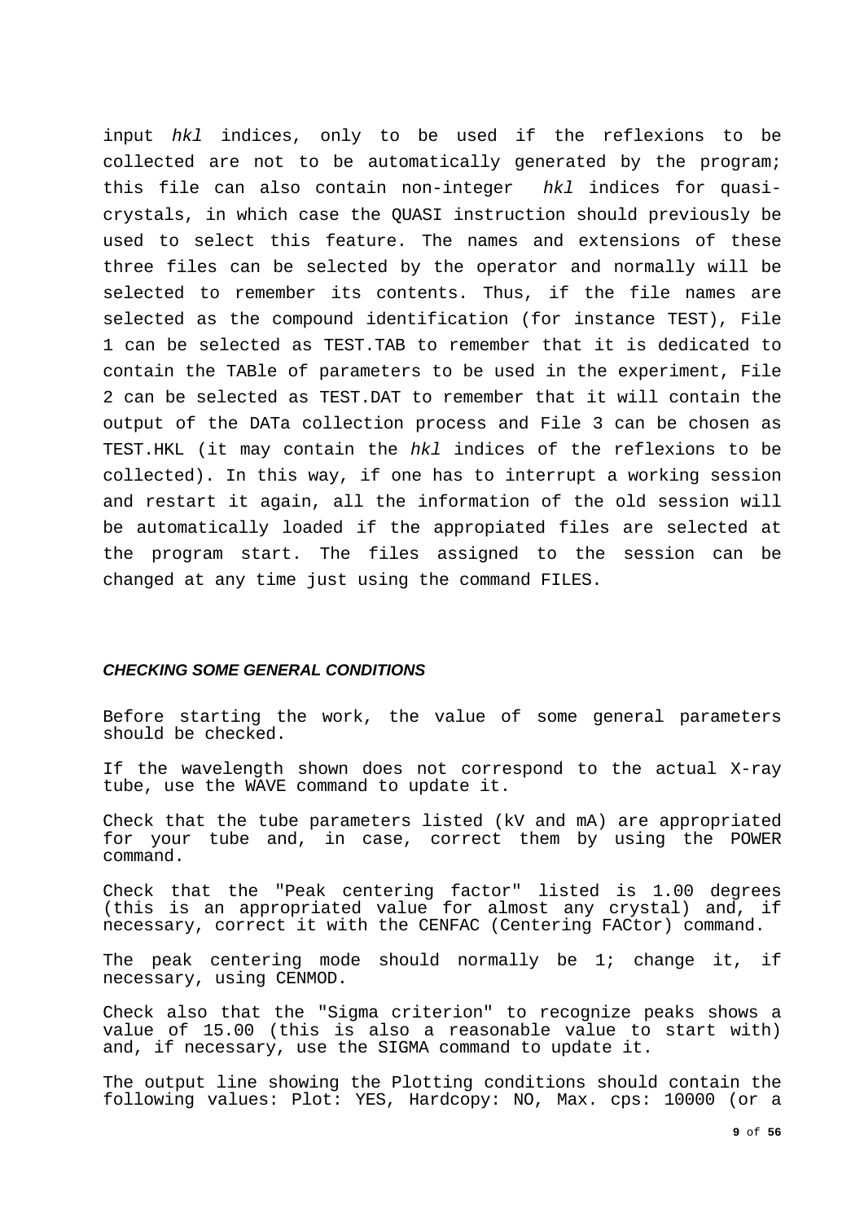input *hkl* indices, only to be used if the reflexions to be collected are not to be automatically generated by the program; this file can also contain non-integer *hkl* indices for quasi-crystals, in which case the QUASI instruction should previously be used to select this feature. The names and extensions of these three files can be selected by the operator and normally will be selected to remember its contents. Thus, if the file names are selected as the compound identification (for instance TEST), File 1 can be selected as TEST.TAB to remember that it is dedicated to contain the TABle of parameters to be used in the experiment, File 2 can be selected as TEST.DAT to remember that it will contain the output of the DATa collection process and File 3 can be chosen as TEST.HKL (it may contain the *hkl* indices of the reflexions to be collected). In this way, if one has to interrupt a working session and restart it again, all the information of the old session will be automatically loaded if the appropiated files are selected at the program start. The files assigned to the session can be changed at any time just using the command FILES.

### *CHECKING SOME GENERAL CONDITIONS*

Before starting the work, the value of some general parameters should be checked.

If the wavelength shown does not correspond to the actual X-ray tube, use the WAVE command to update it.

Check that the tube parameters listed (kV and mA) are appropriated for your tube and, in case, correct them by using the POWER command.

Check that the "Peak centering factor" listed is 1.00 degrees (this is an appropriated value for almost any crystal) and, if necessary, correct it with the CENFAC (Centering FACtor) command.

The peak centering mode should normally be 1; change it, if necessary, using CENMOD.

Check also that the "Sigma criterion" to recognize peaks shows a value of 15.00 (this is also a reasonable value to start with) and, if necessary, use the SIGMA command to update it.

The output line showing the Plotting conditions should contain the following values: Plot: YES, Hardcopy: NO, Max. cps: 10000 (or a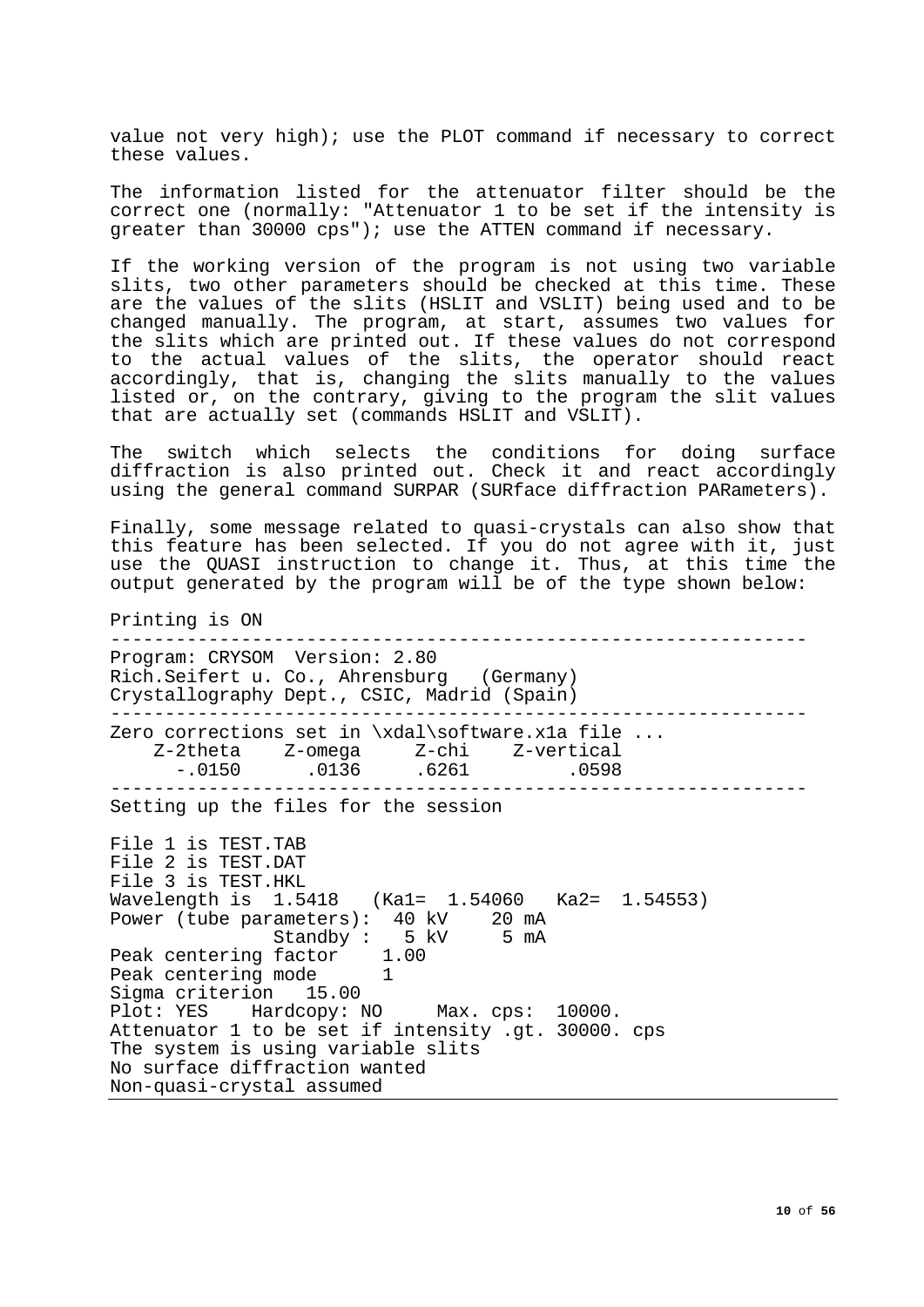value not very high); use the PLOT command if necessary to correct these values.

The information listed for the attenuator filter should be the correct one (normally: "Attenuator 1 to be set if the intensity is greater than 30000 cps"); use the ATTEN command if necessary.

If the working version of the program is not using two variable slits, two other parameters should be checked at this time. These are the values of the slits (HSLIT and VSLIT) being used and to be changed manually. The program, at start, assumes two values for the slits which are printed out. If these values do not correspond to the actual values of the slits, the operator should react accordingly, that is, changing the slits manually to the values listed or, on the contrary, giving to the program the slit values that are actually set (commands HSLIT and VSLIT).

The switch which selects the conditions for doing surface diffraction is also printed out. Check it and react accordingly using the general command SURPAR (SURface diffraction PARameters).

Finally, some message related to quasi-crystals can also show that this feature has been selected. If you do not agree with it, just use the QUASI instruction to change it. Thus, at this time the output generated by the program will be of the type shown below:

```
Printing is ON
----------------------------------------------------------------
Program: CRYSOM  Version: 2.80
Rich.Seifert u. Co., Ahrensburg   (Germany)
Crystallography Dept., CSIC, Madrid (Spain)
----------------------------------------------------------------
Zero corrections set in \xdal\software.x1a file ...
    Z-2theta    Z-omega     Z-chi    Z-vertical
      -.0150      .0136     .6261         .0598
----------------------------------------------------------------
Setting up the files for the session

File 1 is TEST.TAB
File 2 is TEST.DAT
File 3 is TEST.HKL
Wavelength is  1.5418   (Ka1=  1.54060   Ka2=  1.54553)
Power (tube parameters):  40 kV    20 mA
               Standby :   5 kV     5 mA
Peak centering factor    1.00
Peak centering mode      1
Sigma criterion   15.00
Plot: YES    Hardcopy: NO     Max. cps:  10000.
Attenuator 1 to be set if intensity .gt. 30000. cps
The system is using variable slits
No surface diffraction wanted
Non-quasi-crystal assumed
```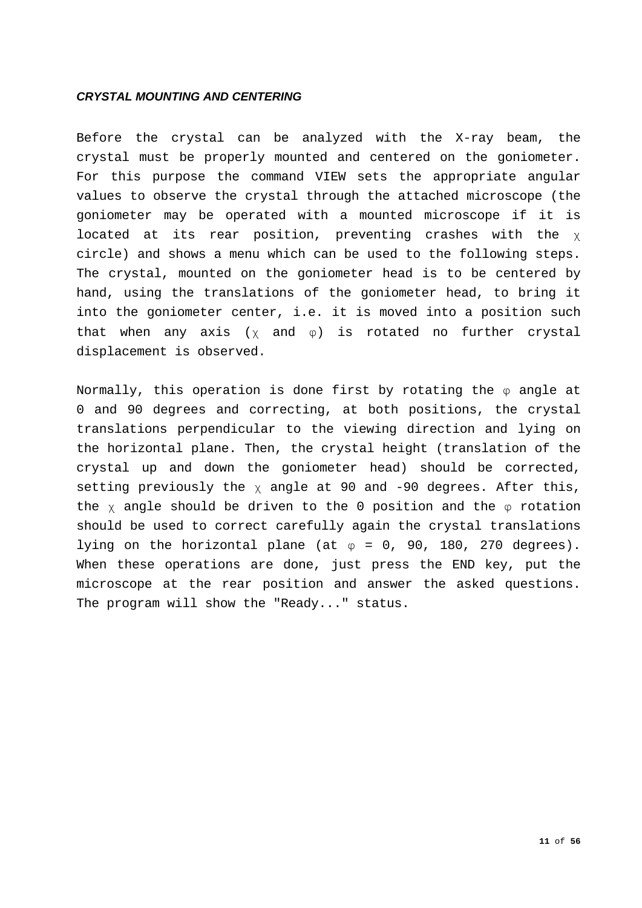***CRYSTAL MOUNTING AND CENTERING***

Before the crystal can be analyzed with the X-ray beam, the crystal must be properly mounted and centered on the goniometer. For this purpose the command VIEW sets the appropriate angular values to observe the crystal through the attached microscope (the goniometer may be operated with a mounted microscope if it is located at its rear position, preventing crashes with the $\chi$ circle) and shows a menu which can be used to the following steps. The crystal, mounted on the goniometer head is to be centered by hand, using the translations of the goniometer head, to bring it into the goniometer center, i.e. it is moved into a position such that when any axis ($\chi$ and $\varphi$) is rotated no further crystal displacement is observed.

Normally, this operation is done first by rotating the $\varphi$ angle at 0 and 90 degrees and correcting, at both positions, the crystal translations perpendicular to the viewing direction and lying on the horizontal plane. Then, the crystal height (translation of the crystal up and down the goniometer head) should be corrected, setting previously the $\chi$ angle at 90 and -90 degrees. After this, the $\chi$ angle should be driven to the 0 position and the $\varphi$ rotation should be used to correct carefully again the crystal translations lying on the horizontal plane (at $\varphi$ = 0, 90, 180, 270 degrees). When these operations are done, just press the END key, put the microscope at the rear position and answer the asked questions. The program will show the "Ready..." status.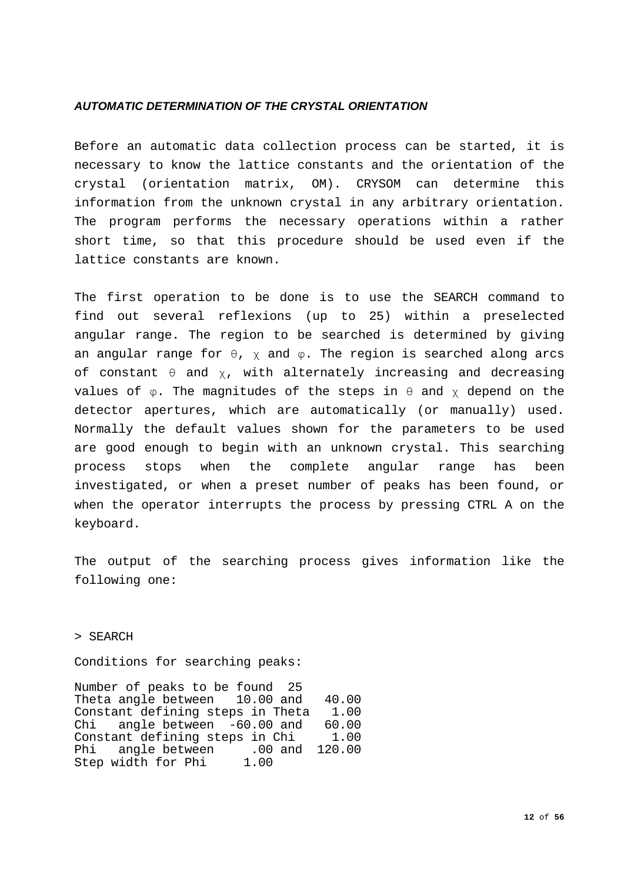***AUTOMATIC DETERMINATION OF THE CRYSTAL ORIENTATION***

Before an automatic data collection process can be started, it is necessary to know the lattice constants and the orientation of the crystal (orientation matrix, OM). CRYSOM can determine this information from the unknown crystal in any arbitrary orientation. The program performs the necessary operations within a rather short time, so that this procedure should be used even if the lattice constants are known.

The first operation to be done is to use the SEARCH command to find out several reflexions (up to 25) within a preselected angular range. The region to be searched is determined by giving an angular range for θ, χ and φ. The region is searched along arcs of constant θ and χ, with alternately increasing and decreasing values of φ. The magnitudes of the steps in θ and χ depend on the detector apertures, which are automatically (or manually) used. Normally the default values shown for the parameters to be used are good enough to begin with an unknown crystal. This searching process stops when the complete angular range has been investigated, or when a preset number of peaks has been found, or when the operator interrupts the process by pressing CTRL A on the keyboard.

The output of the searching process gives information like the following one:

```
> SEARCH

Conditions for searching peaks:

Number of peaks to be found  25
Theta angle between   10.00 and   40.00
Constant defining steps in Theta   1.00
Chi   angle between  -60.00 and   60.00
Constant defining steps in Chi     1.00
Phi   angle between     .00 and  120.00
Step width for Phi     1.00
```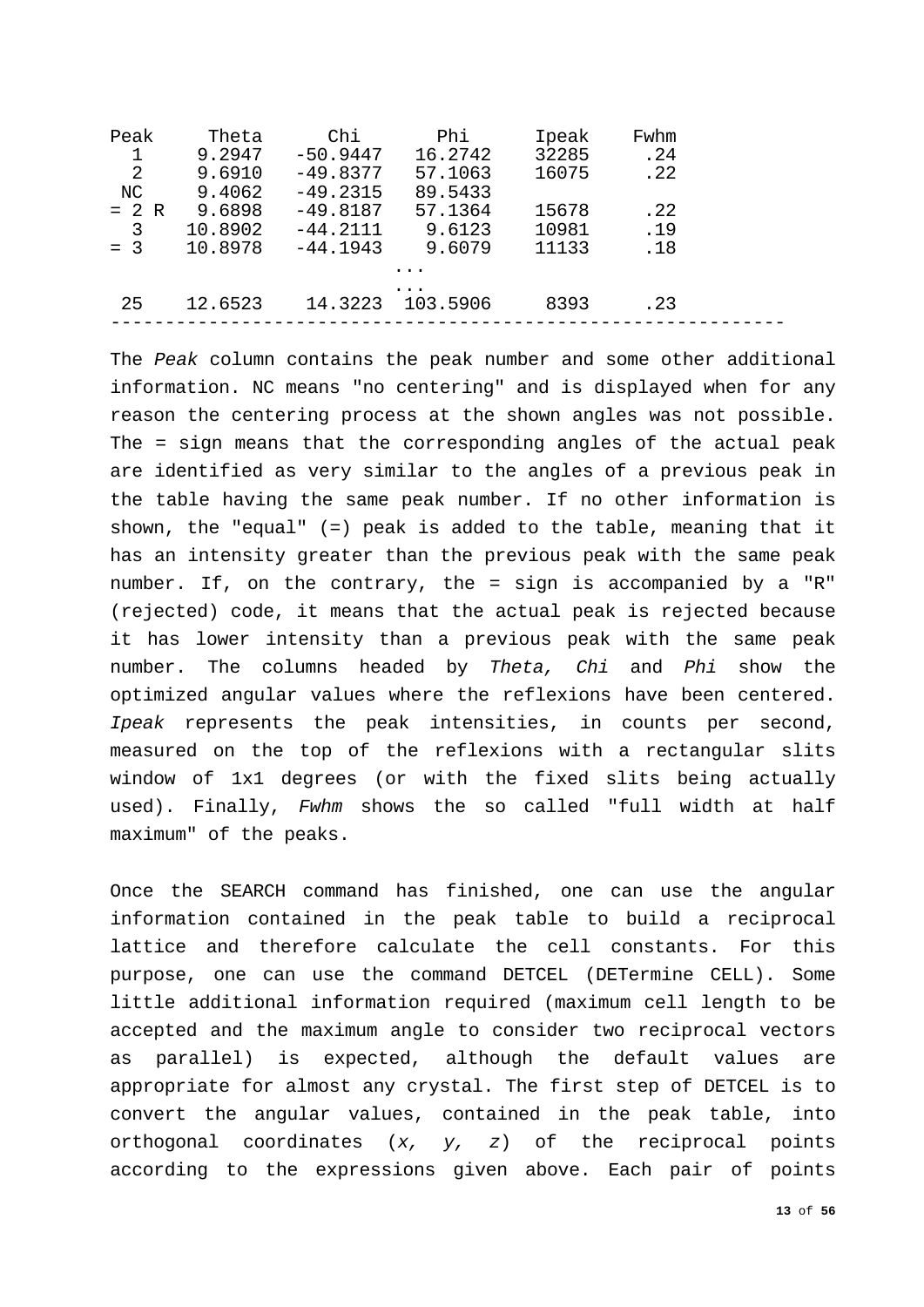| Peak | Theta | Chi | Phi | Ipeak | Fwhm |
|---|---|---|---|---|---|
| 1 | 9.2947 | -50.9447 | 16.2742 | 32285 | .24 |
| 2 | 9.6910 | -49.8377 | 57.1063 | 16075 | .22 |
| NC | 9.4062 | -49.2315 | 89.5433 | | |
| = 2 R | 9.6898 | -49.8187 | 57.1364 | 15678 | .22 |
| 3 | 10.8902 | -44.2111 | 9.6123 | 10981 | .19 |
| = 3 | 10.8978 | -44.1943 | 9.6079 | 11133 | .18 |
| | | | ... | | |
| | | | ... | | |
| 25 | 12.6523 | 14.3223 | 103.5906 | 8393 | .23 |

The *Peak* column contains the peak number and some other additional information. NC means "no centering" and is displayed when for any reason the centering process at the shown angles was not possible. The = sign means that the corresponding angles of the actual peak are identified as very similar to the angles of a previous peak in the table having the same peak number. If no other information is shown, the "equal" (=) peak is added to the table, meaning that it has an intensity greater than the previous peak with the same peak number. If, on the contrary, the = sign is accompanied by a "R" (rejected) code, it means that the actual peak is rejected because it has lower intensity than a previous peak with the same peak number. The columns headed by *Theta, Chi* and *Phi* show the optimized angular values where the reflexions have been centered. *Ipeak* represents the peak intensities, in counts per second, measured on the top of the reflexions with a rectangular slits window of 1x1 degrees (or with the fixed slits being actually used). Finally, *Fwhm* shows the so called "full width at half maximum" of the peaks.

Once the SEARCH command has finished, one can use the angular information contained in the peak table to build a reciprocal lattice and therefore calculate the cell constants. For this purpose, one can use the command DETCEL (DETermine CELL). Some little additional information required (maximum cell length to be accepted and the maximum angle to consider two reciprocal vectors as parallel) is expected, although the default values are appropriate for almost any crystal. The first step of DETCEL is to convert the angular values, contained in the peak table, into orthogonal coordinates ($x$, $y$, $z$) of the reciprocal points according to the expressions given above. Each pair of points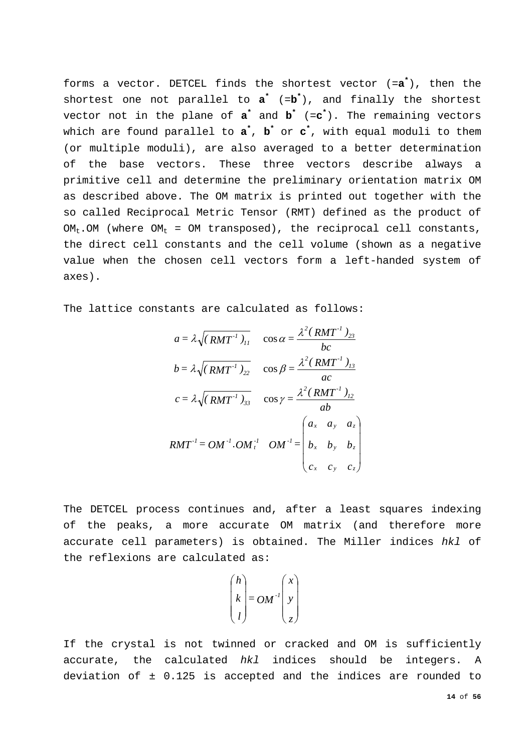forms a vector. DETCEL finds the shortest vector (=$\mathbf{a}^*$), then the shortest one not parallel to $\mathbf{a}^*$ (=$\mathbf{b}^*$), and finally the shortest vector not in the plane of $\mathbf{a}^*$ and $\mathbf{b}^*$ (=$\mathbf{c}^*$). The remaining vectors which are found parallel to $\mathbf{a}^*$, $\mathbf{b}^*$ or $\mathbf{c}^*$, with equal moduli to them (or multiple moduli), are also averaged to a better determination of the base vectors. These three vectors describe always a primitive cell and determine the preliminary orientation matrix OM as described above. The OM matrix is printed out together with the so called Reciprocal Metric Tensor (RMT) defined as the product of $OM_t$.OM (where $OM_t$ = OM transposed), the reciprocal cell constants, the direct cell constants and the cell volume (shown as a negative value when the chosen cell vectors form a left-handed system of axes).

The lattice constants are calculated as follows:

$$a = \lambda\sqrt{(RMT^{-1})_{11}} \quad \cos\alpha = \frac{\lambda^2 (RMT^{-1})_{23}}{bc}$$

$$b = \lambda\sqrt{(RMT^{-1})_{22}} \quad \cos\beta = \frac{\lambda^2 (RMT^{-1})_{13}}{ac}$$

$$c = \lambda\sqrt{(RMT^{-1})_{33}} \quad \cos\gamma = \frac{\lambda^2 (RMT^{-1})_{12}}{ab}$$

$$RMT^{-1} = OM^{-1}.OM_t^{-1} \quad OM^{-1} = \begin{pmatrix} a_x & a_y & a_z \\ b_x & b_y & b_z \\ c_x & c_y & c_z \end{pmatrix}$$

The DETCEL process continues and, after a least squares indexing of the peaks, a more accurate OM matrix (and therefore more accurate cell parameters) is obtained. The Miller indices *hkl* of the reflexions are calculated as:

$$\begin{pmatrix} h \\ k \\ l \end{pmatrix} = OM^{-1} \begin{pmatrix} x \\ y \\ z \end{pmatrix}$$

If the crystal is not twinned or cracked and OM is sufficiently accurate, the calculated *hkl* indices should be integers. A deviation of ± 0.125 is accepted and the indices are rounded to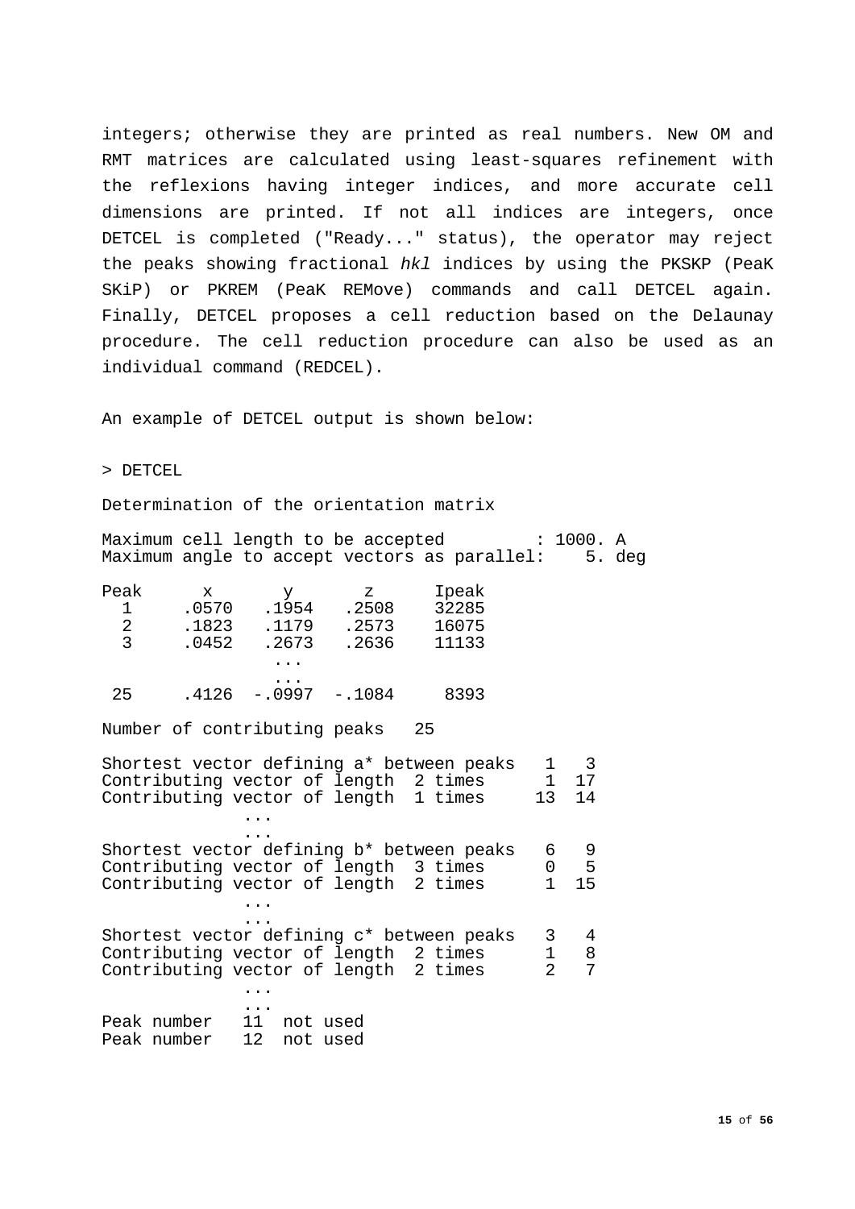integers; otherwise they are printed as real numbers. New OM and RMT matrices are calculated using least-squares refinement with the reflexions having integer indices, and more accurate cell dimensions are printed. If not all indices are integers, once DETCEL is completed ("Ready..." status), the operator may reject the peaks showing fractional *hkl* indices by using the PKSKP (PeaK SKiP) or PKREM (PeaK REMove) commands and call DETCEL again. Finally, DETCEL proposes a cell reduction based on the Delaunay procedure. The cell reduction procedure can also be used as an individual command (REDCEL).

An example of DETCEL output is shown below:

```
> DETCEL

Determination of the orientation matrix

Maximum cell length to be accepted         : 1000. A
Maximum angle to accept vectors as parallel:    5. deg

Peak      x       y       z      Ipeak
  1     .0570   .1954   .2508    32285
  2     .1823   .1179   .2573    16075
  3     .0452   .2673   .2636    11133
                 ...
                 ...
 25     .4126  -.0997  -.1084     8393

Number of contributing peaks   25

Shortest vector defining a* between peaks   1   3
Contributing vector of length  2 times      1  17
Contributing vector of length  1 times     13  14
              ...
              ...
Shortest vector defining b* between peaks   6   9
Contributing vector of length  3 times      0   5
Contributing vector of length  2 times      1  15
              ...
              ...
Shortest vector defining c* between peaks   3   4
Contributing vector of length  2 times      1   8
Contributing vector of length  2 times      2   7
              ...
              ...
Peak number   11  not used
Peak number   12  not used
```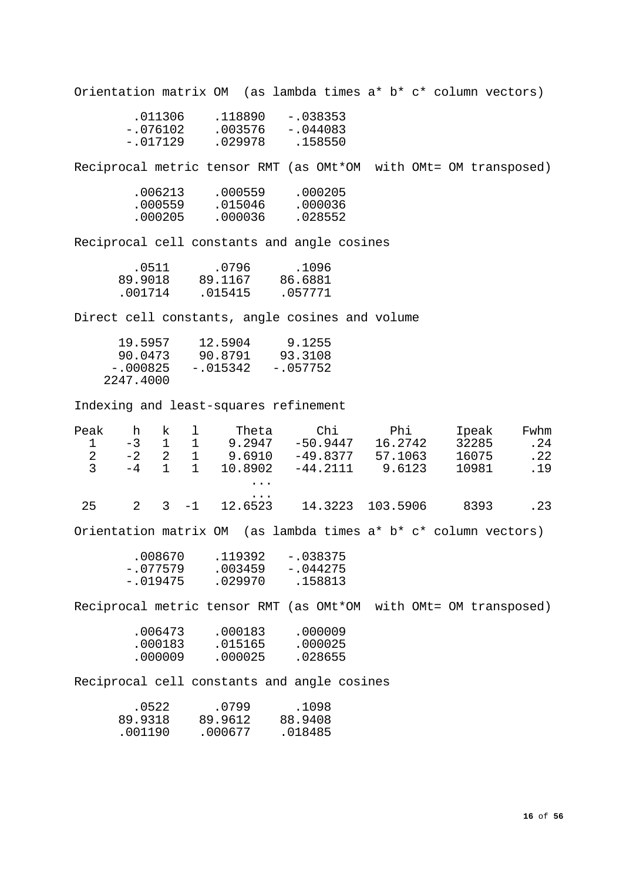```
Orientation matrix OM  (as lambda times a* b* c* column vectors)

       .011306    .118890   -.038353
      -.076102    .003576   -.044083
      -.017129    .029978    .158550

Reciprocal metric tensor RMT (as OMt*OM  with OMt= OM transposed)

       .006213    .000559    .000205
       .000559    .015046    .000036
       .000205    .000036    .028552

Reciprocal cell constants and angle cosines

      .0511      .0796      .1096
    89.9018    89.1167    86.6881
    .001714    .015415    .057771

Direct cell constants, angle cosines and volume

    19.5957    12.5904     9.1255
    90.0473    90.8791    93.3108
   -.000825   -.015342   -.057752
  2247.4000

Indexing and least-squares refinement

Peak    h   k   l     Theta      Chi        Phi      Ipeak    Fwhm
  1    -3   1   1    9.2947   -50.9447   16.2742    32285     .24
  2    -2   2   1    9.6910   -49.8377   57.1063    16075     .22
  3    -4   1   1   10.8902   -44.2111    9.6123    10981     .19
                        ...
                        ...
 25     2   3  -1   12.6523    14.3223  103.5906     8393     .23

Orientation matrix OM  (as lambda times a* b* c* column vectors)

       .008670    .119392   -.038375
      -.077579    .003459   -.044275
      -.019475    .029970    .158813

Reciprocal metric tensor RMT (as OMt*OM  with OMt= OM transposed)

       .006473    .000183    .000009
       .000183    .015165    .000025
       .000009    .000025    .028655

Reciprocal cell constants and angle cosines

      .0522      .0799      .1098
    89.9318    89.9612    88.9408
    .001190    .000677    .018485
```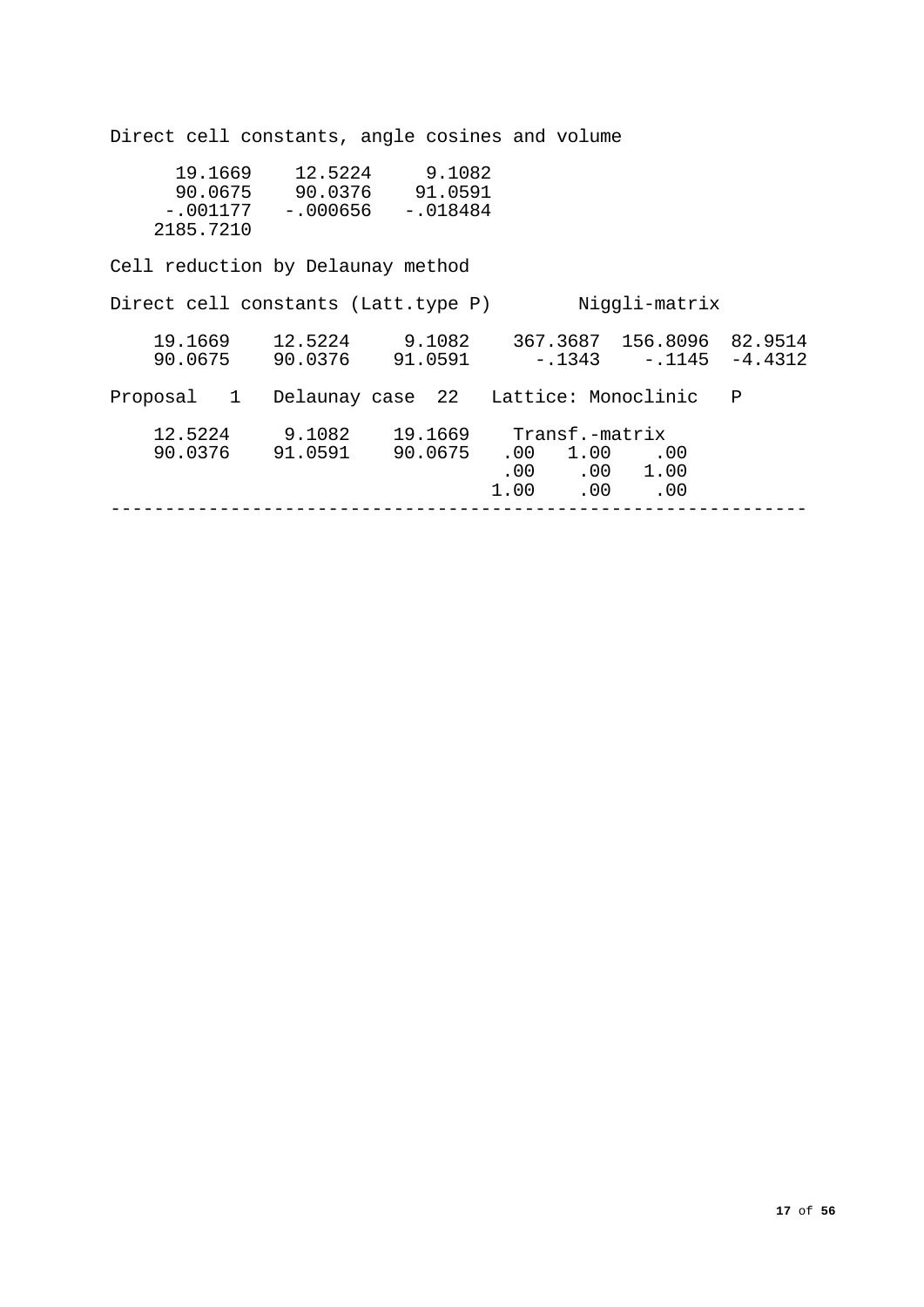```
Direct cell constants, angle cosines and volume

      19.1669    12.5224     9.1082
      90.0675    90.0376    91.0591
     -.001177   -.000656   -.018484
    2185.7210

Cell reduction by Delaunay method

Direct cell constants (Latt.type P)        Niggli-matrix

    19.1669    12.5224     9.1082    367.3687  156.8096  82.9514
    90.0675    90.0376    91.0591      -.1343    -.1145  -4.4312

Proposal   1   Delaunay case  22   Lattice: Monoclinic   P

    12.5224     9.1082    19.1669    Transf.-matrix
    90.0376    91.0591    90.0675   .00   1.00    .00
                                    .00    .00   1.00
                                   1.00    .00    .00
----------------------------------------------------------------
```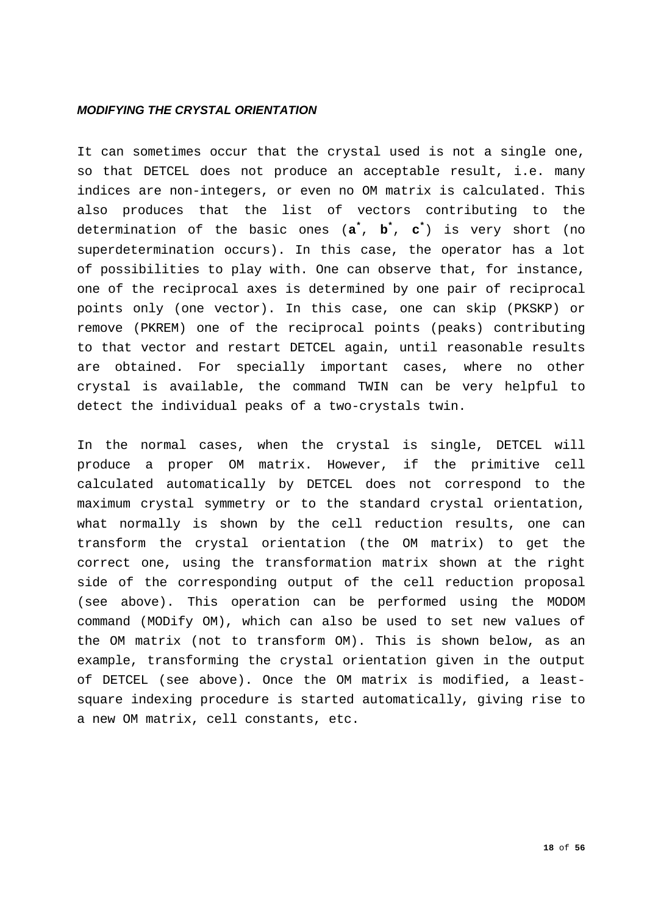### ***MODIFYING THE CRYSTAL ORIENTATION***

It can sometimes occur that the crystal used is not a single one, so that DETCEL does not produce an acceptable result, i.e. many indices are non-integers, or even no OM matrix is calculated. This also produces that the list of vectors contributing to the determination of the basic ones ($\mathbf{a}^*$, $\mathbf{b}^*$, $\mathbf{c}^*$) is very short (no superdetermination occurs). In this case, the operator has a lot of possibilities to play with. One can observe that, for instance, one of the reciprocal axes is determined by one pair of reciprocal points only (one vector). In this case, one can skip (PKSKP) or remove (PKREM) one of the reciprocal points (peaks) contributing to that vector and restart DETCEL again, until reasonable results are obtained. For specially important cases, where no other crystal is available, the command TWIN can be very helpful to detect the individual peaks of a two-crystals twin.

In the normal cases, when the crystal is single, DETCEL will produce a proper OM matrix. However, if the primitive cell calculated automatically by DETCEL does not correspond to the maximum crystal symmetry or to the standard crystal orientation, what normally is shown by the cell reduction results, one can transform the crystal orientation (the OM matrix) to get the correct one, using the transformation matrix shown at the right side of the corresponding output of the cell reduction proposal (see above). This operation can be performed using the MODOM command (MODify OM), which can also be used to set new values of the OM matrix (not to transform OM). This is shown below, as an example, transforming the crystal orientation given in the output of DETCEL (see above). Once the OM matrix is modified, a least-square indexing procedure is started automatically, giving rise to a new OM matrix, cell constants, etc.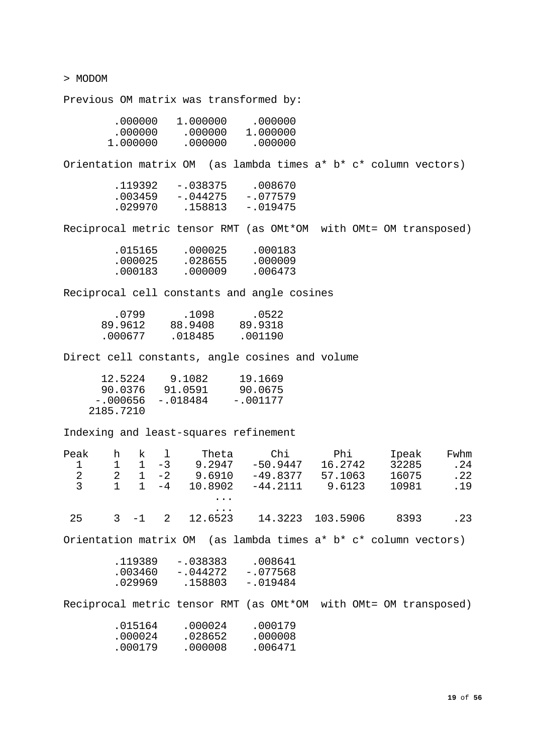```
> MODOM

Previous OM matrix was transformed by:

        .000000   1.000000    .000000
        .000000    .000000   1.000000
       1.000000    .000000    .000000

Orientation matrix OM  (as lambda times a* b* c* column vectors)

        .119392   -.038375    .008670
        .003459   -.044275   -.077579
        .029970    .158813   -.019475

Reciprocal metric tensor RMT (as OMt*OM  with OMt= OM transposed)

        .015165    .000025    .000183
        .000025    .028655    .000009
        .000183    .000009    .006473

Reciprocal cell constants and angle cosines

       .0799      .1098      .0522
     89.9612    88.9408    89.9318
     .000677    .018485    .001190

Direct cell constants, angle cosines and volume

     12.5224     9.1082     19.1669
     90.0376    91.0591     90.0675
    -.000656   -.018484    -.001177
   2185.7210

Indexing and least-squares refinement

Peak    h   k   l     Theta      Chi        Phi      Ipeak    Fwhm
  1     1   1  -3    9.2947   -50.9447   16.2742    32285     .24
  2     2   1  -2    9.6910   -49.8377   57.1063    16075     .22
  3     1   1  -4   10.8902   -44.2111    9.6123    10981     .19
                       ...
                       ...
 25     3  -1   2   12.6523    14.3223  103.5906     8393     .23

Orientation matrix OM  (as lambda times a* b* c* column vectors)

        .119389   -.038383    .008641
        .003460   -.044272   -.077568
        .029969    .158803   -.019484

Reciprocal metric tensor RMT (as OMt*OM  with OMt= OM transposed)

        .015164    .000024    .000179
        .000024    .028652    .000008
        .000179    .000008    .006471
```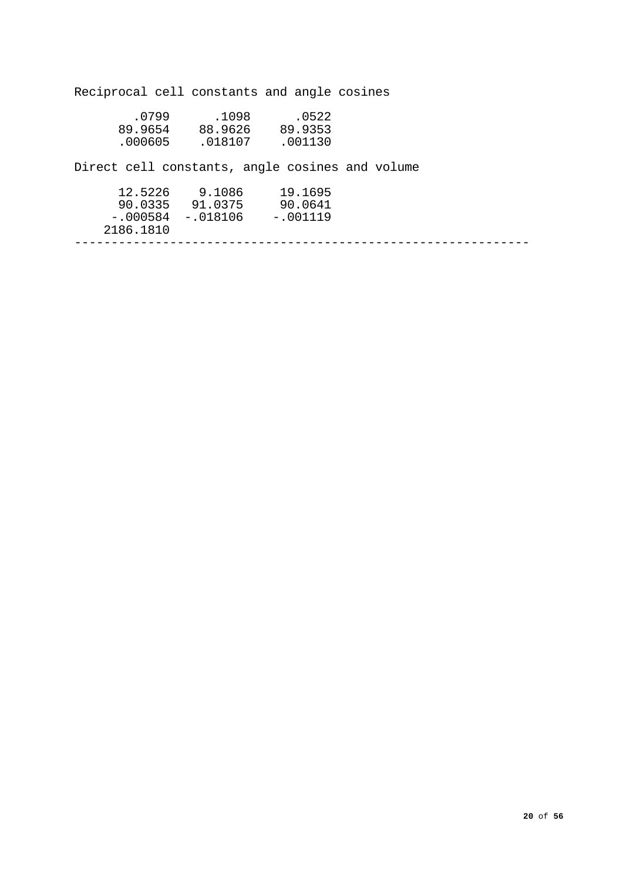Reciprocal cell constants and angle cosines

```
       .0799      .1098      .0522
     89.9654    88.9626    89.9353
     .000605    .018107    .001130
```

Direct cell constants, angle cosines and volume

```
     12.5226     9.1086     19.1695
     90.0335   91.0375     90.0641
    -.000584  -.018106    -.001119
   2186.1810
```

---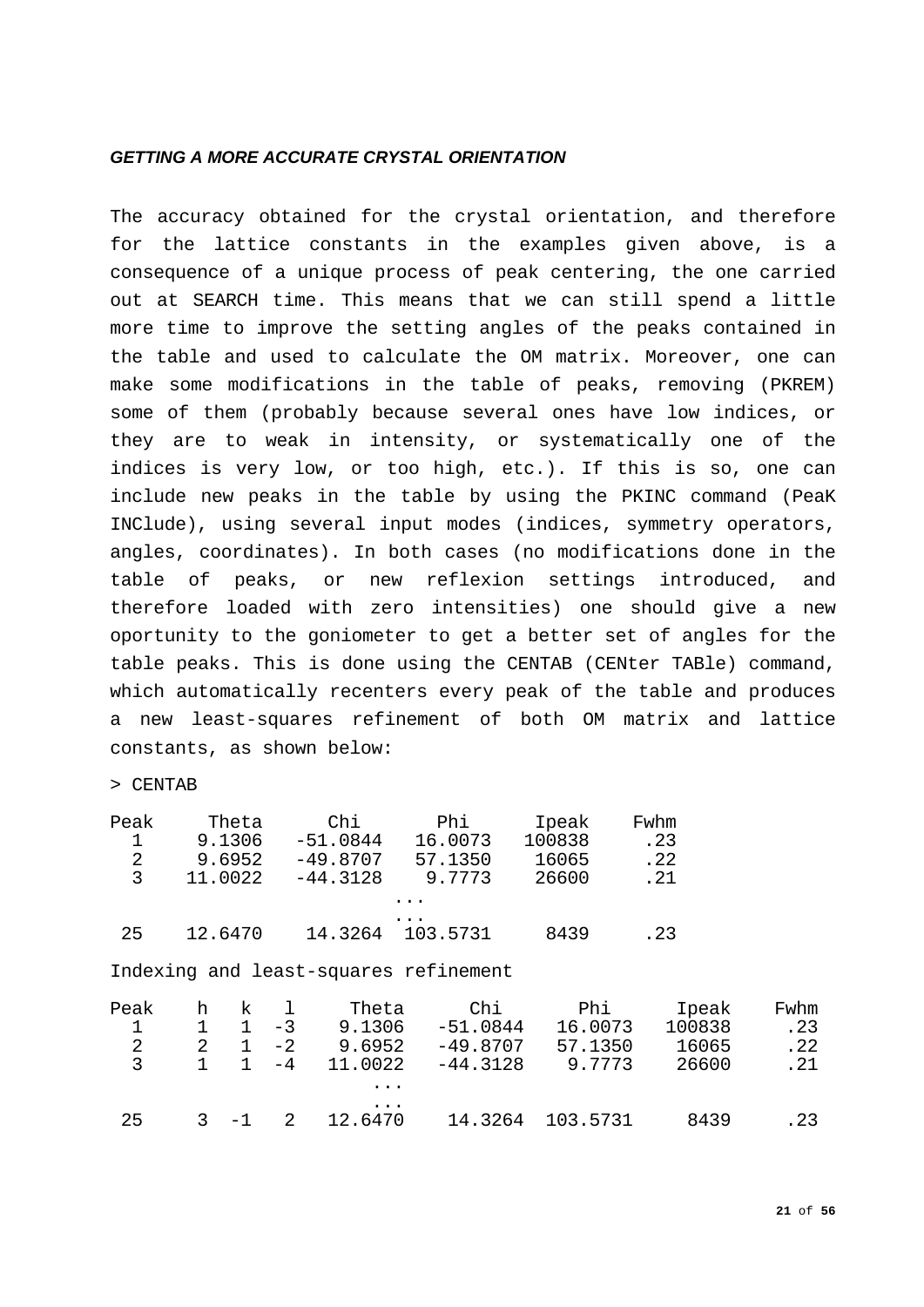***GETTING A MORE ACCURATE CRYSTAL ORIENTATION***

The accuracy obtained for the crystal orientation, and therefore for the lattice constants in the examples given above, is a consequence of a unique process of peak centering, the one carried out at SEARCH time. This means that we can still spend a little more time to improve the setting angles of the peaks contained in the table and used to calculate the OM matrix. Moreover, one can make some modifications in the table of peaks, removing (PKREM) some of them (probably because several ones have low indices, or they are to weak in intensity, or systematically one of the indices is very low, or too high, etc.). If this is so, one can include new peaks in the table by using the PKINC command (PeaK INClude), using several input modes (indices, symmetry operators, angles, coordinates). In both cases (no modifications done in the table of peaks, or new reflexion settings introduced, and therefore loaded with zero intensities) one should give a new oportunity to the goniometer to get a better set of angles for the table peaks. This is done using the CENTAB (CENter TABle) command, which automatically recenters every peak of the table and produces a new least-squares refinement of both OM matrix and lattice constants, as shown below:

```
> CENTAB

Peak     Theta      Chi       Phi      Ipeak    Fwhm
  1     9.1306   -51.0844   16.0073   100838     .23
  2     9.6952   -49.8707   57.1350    16065     .22
  3    11.0022   -44.3128    9.7773    26600     .21
                            ...
                            ...
 25    12.6470    14.3264  103.5731     8439     .23

Indexing and least-squares refinement

Peak    h   k   l     Theta      Chi        Phi       Ipeak     Fwhm
  1     1   1  -3    9.1306   -51.0844   16.0073    100838      .23
  2     2   1  -2    9.6952   -49.8707   57.1350     16065      .22
  3     1   1  -4   11.0022   -44.3128    9.7773     26600      .21
                        ...
                        ...
 25     3  -1   2   12.6470    14.3264  103.5731      8439      .23
```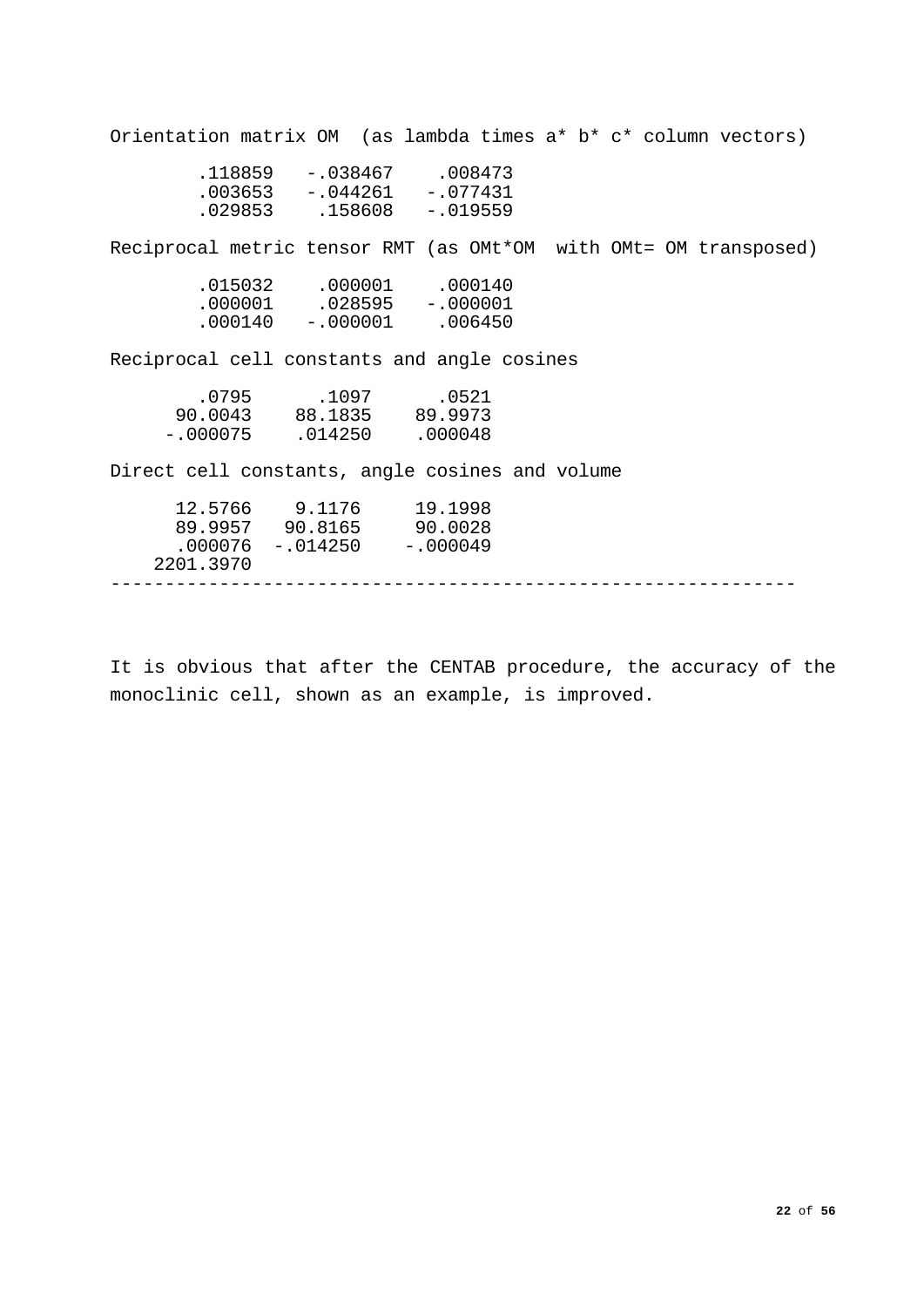```
Orientation matrix OM  (as lambda times a* b* c* column vectors)

        .118859   -.038467    .008473
        .003653   -.044261   -.077431
        .029853    .158608   -.019559

Reciprocal metric tensor RMT (as OMt*OM  with OMt= OM transposed)

        .015032    .000001    .000140
        .000001    .028595   -.000001
        .000140   -.000001    .006450

Reciprocal cell constants and angle cosines

        .0795      .1097      .0521
      90.0043    88.1835    89.9973
     -.000075    .014250    .000048

Direct cell constants, angle cosines and volume

      12.5766     9.1176     19.1998
      89.9957    90.8165     90.0028
      .000076   -.014250    -.000049
    2201.3970
---------------------------------------------------------------
```

It is obvious that after the CENTAB procedure, the accuracy of the monoclinic cell, shown as an example, is improved.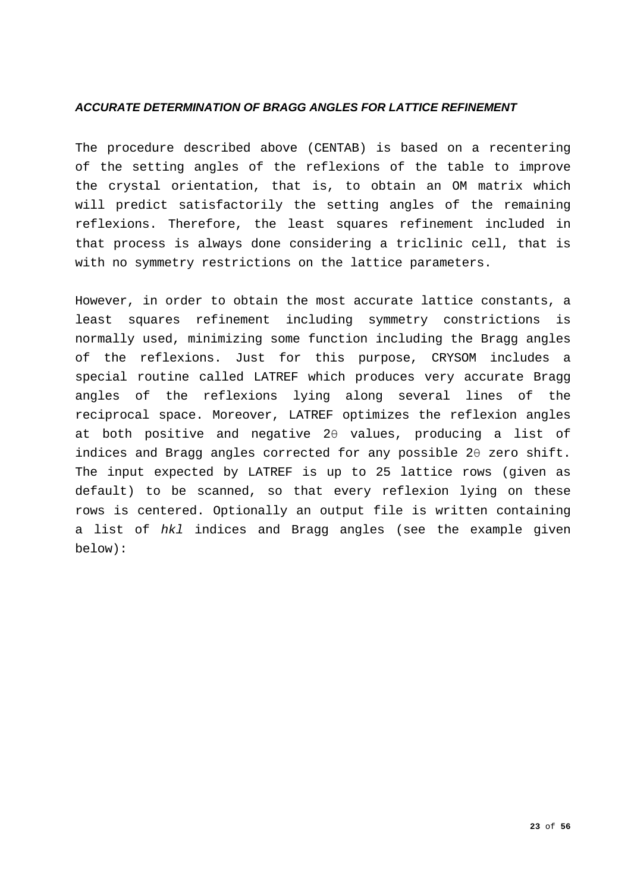***ACCURATE DETERMINATION OF BRAGG ANGLES FOR LATTICE REFINEMENT***

The procedure described above (CENTAB) is based on a recentering of the setting angles of the reflexions of the table to improve the crystal orientation, that is, to obtain an OM matrix which will predict satisfactorily the setting angles of the remaining reflexions. Therefore, the least squares refinement included in that process is always done considering a triclinic cell, that is with no symmetry restrictions on the lattice parameters.

However, in order to obtain the most accurate lattice constants, a least squares refinement including symmetry constrictions is normally used, minimizing some function including the Bragg angles of the reflexions. Just for this purpose, CRYSOM includes a special routine called LATREF which produces very accurate Bragg angles of the reflexions lying along several lines of the reciprocal space. Moreover, LATREF optimizes the reflexion angles at both positive and negative $2\theta$ values, producing a list of indices and Bragg angles corrected for any possible $2\theta$ zero shift. The input expected by LATREF is up to 25 lattice rows (given as default) to be scanned, so that every reflexion lying on these rows is centered. Optionally an output file is written containing a list of *hkl* indices and Bragg angles (see the example given below):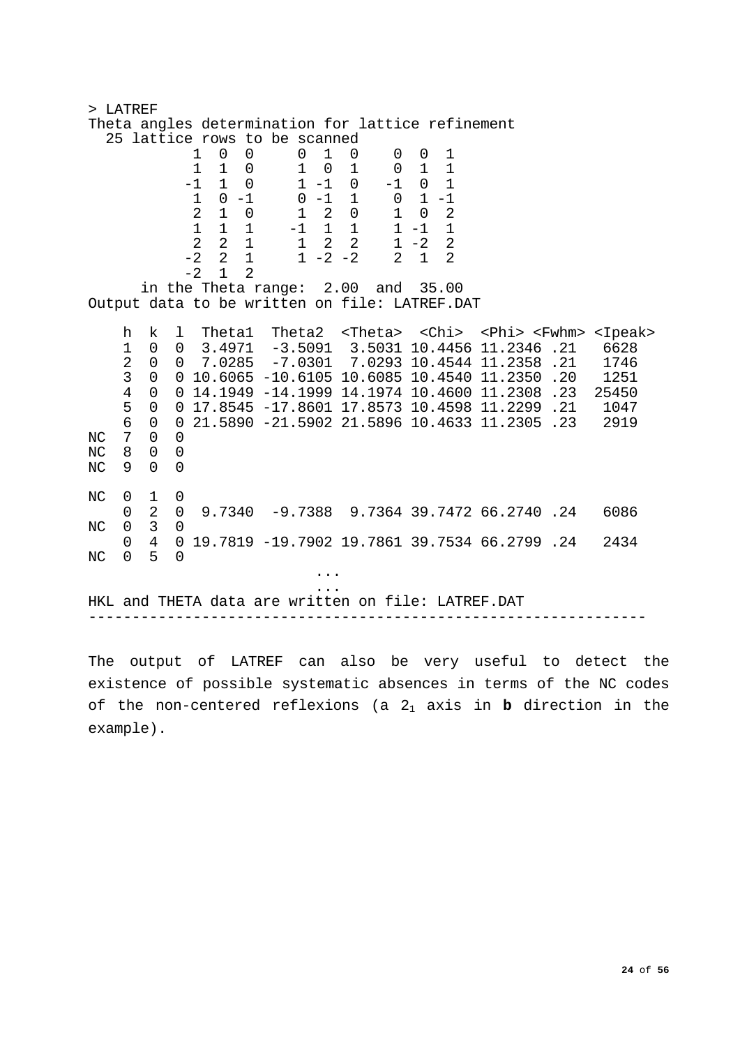```
> LATREF
Theta angles determination for lattice refinement
  25 lattice rows to be scanned
             1  0  0     0  1  0    0  0  1
             1  1  0     1  0  1    0  1  1
            -1  1  0     1 -1  0   -1  0  1
             1  0 -1     0 -1  1    0  1 -1
             2  1  0     1  2  0    1  0  2
             1  1  1    -1  1  1    1 -1  1
             2  2  1     1  2  2    1 -2  2
            -2  2  1     1 -2 -2    2  1  2
            -2  1  2
      in the Theta range:  2.00  and  35.00
Output data to be written on file: LATREF.DAT

    h  k  l  Theta1  Theta2  <Theta>  <Chi>  <Phi> <Fwhm> <Ipeak>
    1  0  0  3.4971  -3.5091  3.5031 10.4456 11.2346 .21   6628
    2  0  0  7.0285  -7.0301  7.0293 10.4544 11.2358 .21   1746
    3  0  0 10.6065 -10.6105 10.6085 10.4540 11.2350 .20   1251
    4  0  0 14.1949 -14.1999 14.1974 10.4600 11.2308 .23  25450
    5  0  0 17.8545 -17.8601 17.8573 10.4598 11.2299 .21   1047
    6  0  0 21.5890 -21.5902 21.5896 10.4633 11.2305 .23   2919
NC  7  0  0
NC  8  0  0
NC  9  0  0

NC  0  1  0
    0  2  0  9.7340  -9.7388  9.7364 39.7472 66.2740 .24   6086
NC  0  3  0
    0  4  0 19.7819 -19.7902 19.7861 39.7534 66.2799 .24   2434
NC  0  5  0
                             ...
                             ...
HKL and THETA data are written on file: LATREF.DAT
---------------------------------------------------------------
```

The output of LATREF can also be very useful to detect the existence of possible systematic absences in terms of the NC codes of the non-centered reflexions (a $2_1$ axis in **b** direction in the example).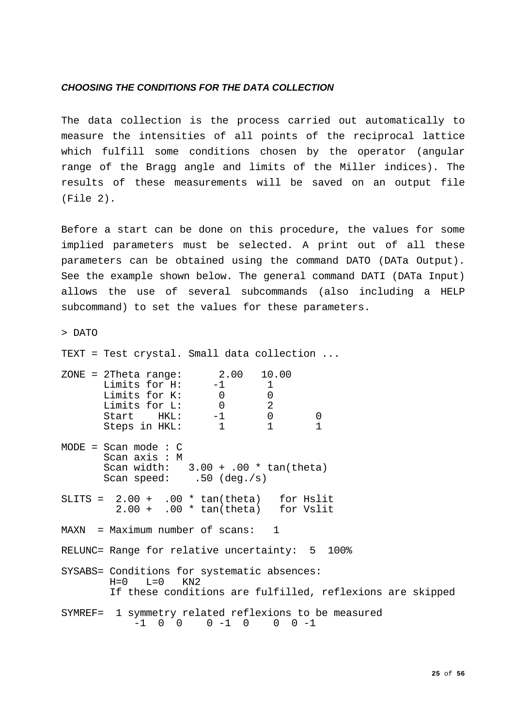***CHOOSING THE CONDITIONS FOR THE DATA COLLECTION***

The data collection is the process carried out automatically to measure the intensities of all points of the reciprocal lattice which fulfill some conditions chosen by the operator (angular range of the Bragg angle and limits of the Miller indices). The results of these measurements will be saved on an output file (File 2).

Before a start can be done on this procedure, the values for some implied parameters must be selected. A print out of all these parameters can be obtained using the command DATO (DATa Output). See the example shown below. The general command DATI (DATa Input) allows the use of several subcommands (also including a HELP subcommand) to set the values for these parameters.

```
> DATO

TEXT = Test crystal. Small data collection ...

ZONE = 2Theta range:      2.00   10.00
       Limits for H:     -1       1
       Limits for K:      0       0
       Limits for L:      0       2
       Start    HKL:     -1       0       0
       Steps in HKL:      1       1       1

MODE = Scan mode : C
       Scan axis : M
       Scan width:   3.00 + .00 * tan(theta)
       Scan speed:    .50 (deg./s)

SLITS =  2.00 +  .00 * tan(theta)   for Hslit
         2.00 +  .00 * tan(theta)   for Vslit

MAXN  = Maximum number of scans:   1

RELUNC= Range for relative uncertainty:  5  100%

SYSABS= Conditions for systematic absences:
        H=0   L=0   KN2
        If these conditions are fulfilled, reflexions are skipped

SYMREF=  1 symmetry related reflexions to be measured
            -1  0  0    0 -1  0    0  0 -1
```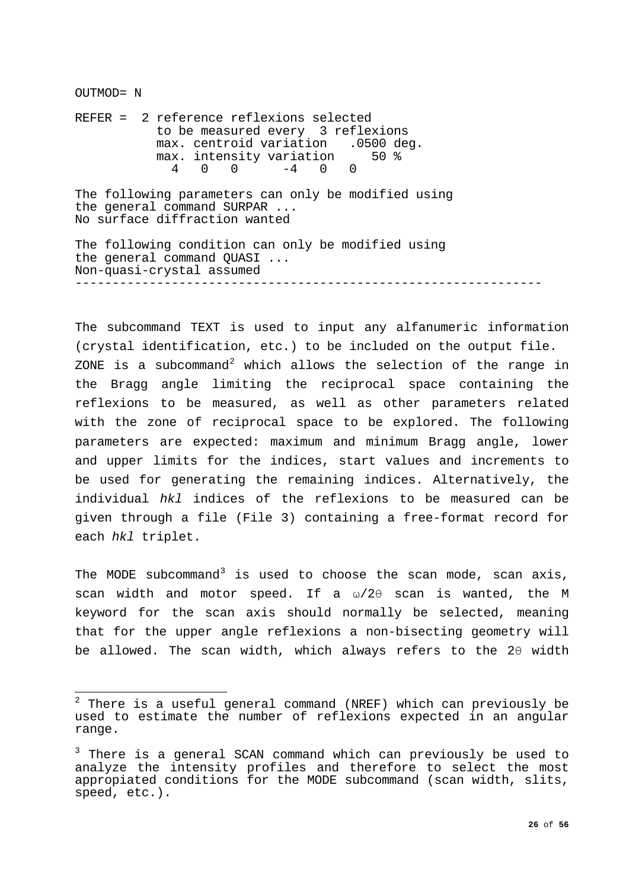```
OUTMOD= N

REFER =  2 reference reflexions selected
           to be measured every  3 reflexions
           max. centroid variation   .0500 deg.
           max. intensity variation     50 %
             4   0   0      -4   0   0

The following parameters can only be modified using
the general command SURPAR ...
No surface diffraction wanted

The following condition can only be modified using
the general command QUASI ...
Non-quasi-crystal assumed
---------------------------------------------------------------
```

The subcommand TEXT is used to input any alfanumeric information (crystal identification, etc.) to be included on the output file. ZONE is a subcommand[2] which allows the selection of the range in the Bragg angle limiting the reciprocal space containing the reflexions to be measured, as well as other parameters related with the zone of reciprocal space to be explored. The following parameters are expected: maximum and minimum Bragg angle, lower and upper limits for the indices, start values and increments to be used for generating the remaining indices. Alternatively, the individual *hkl* indices of the reflexions to be measured can be given through a file (File 3) containing a free-format record for each *hkl* triplet.

The MODE subcommand[3] is used to choose the scan mode, scan axis, scan width and motor speed. If a $\omega/2\theta$ scan is wanted, the M keyword for the scan axis should normally be selected, meaning that for the upper angle reflexions a non-bisecting geometry will be allowed. The scan width, which always refers to the $2\theta$ width

---

[2] There is a useful general command (NREF) which can previously be used to estimate the number of reflexions expected in an angular range.

[3] There is a general SCAN command which can previously be used to analyze the intensity profiles and therefore to select the most appropiated conditions for the MODE subcommand (scan width, slits, speed, etc.).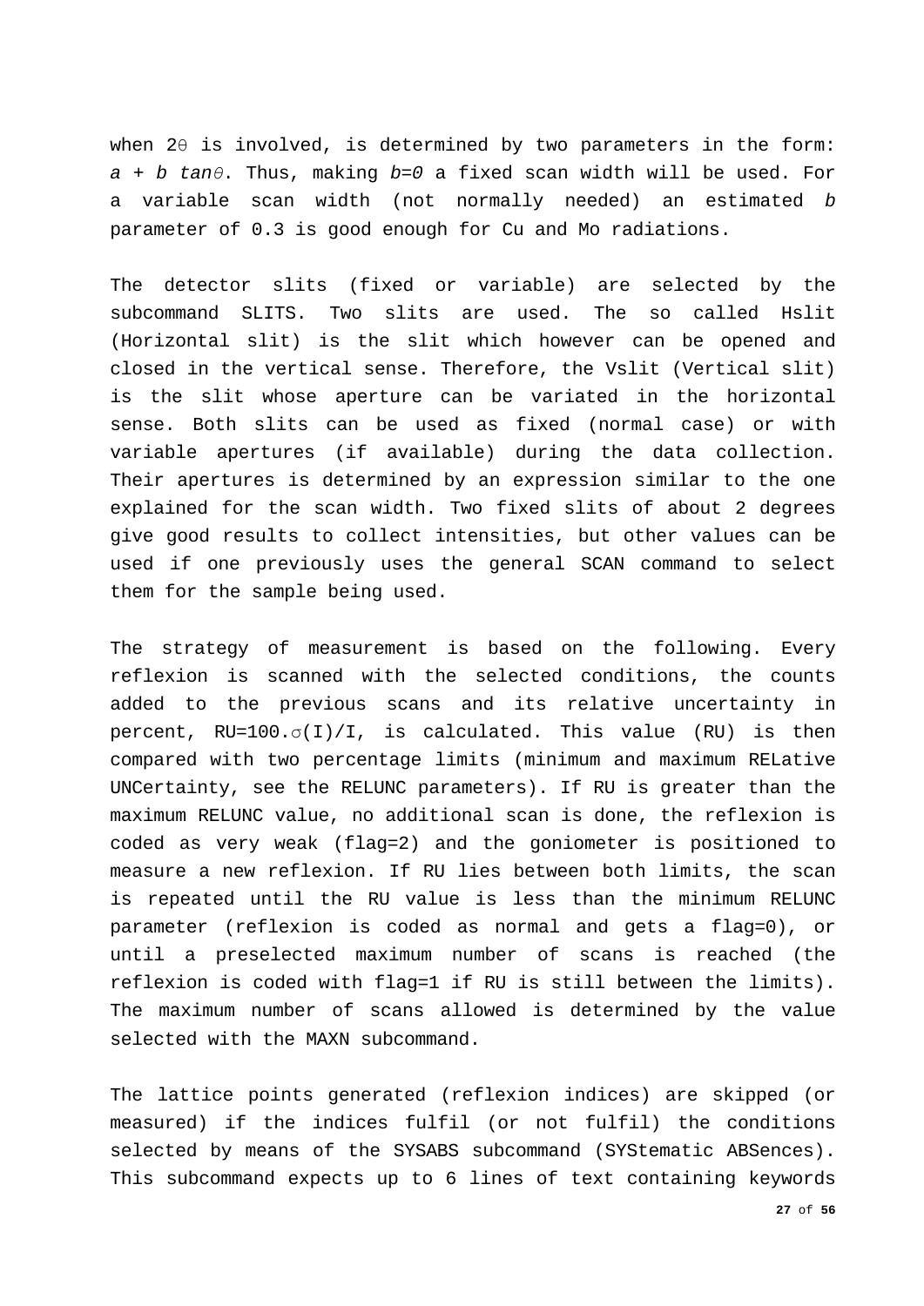when $2\theta$ is involved, is determined by two parameters in the form: $a + b\ tan\theta$. Thus, making $b=0$ a fixed scan width will be used. For a variable scan width (not normally needed) an estimated $b$ parameter of 0.3 is good enough for Cu and Mo radiations.

The detector slits (fixed or variable) are selected by the subcommand SLITS. Two slits are used. The so called Hslit (Horizontal slit) is the slit which however can be opened and closed in the vertical sense. Therefore, the Vslit (Vertical slit) is the slit whose aperture can be variated in the horizontal sense. Both slits can be used as fixed (normal case) or with variable apertures (if available) during the data collection. Their apertures is determined by an expression similar to the one explained for the scan width. Two fixed slits of about 2 degrees give good results to collect intensities, but other values can be used if one previously uses the general SCAN command to select them for the sample being used.

The strategy of measurement is based on the following. Every reflexion is scanned with the selected conditions, the counts added to the previous scans and its relative uncertainty in percent, $RU=100.\sigma(I)/I$, is calculated. This value (RU) is then compared with two percentage limits (minimum and maximum RELative UNCertainty, see the RELUNC parameters). If RU is greater than the maximum RELUNC value, no additional scan is done, the reflexion is coded as very weak (flag=2) and the goniometer is positioned to measure a new reflexion. If RU lies between both limits, the scan is repeated until the RU value is less than the minimum RELUNC parameter (reflexion is coded as normal and gets a flag=0), or until a preselected maximum number of scans is reached (the reflexion is coded with flag=1 if RU is still between the limits). The maximum number of scans allowed is determined by the value selected with the MAXN subcommand.

The lattice points generated (reflexion indices) are skipped (or measured) if the indices fulfil (or not fulfil) the conditions selected by means of the SYSABS subcommand (SYStematic ABSences). This subcommand expects up to 6 lines of text containing keywords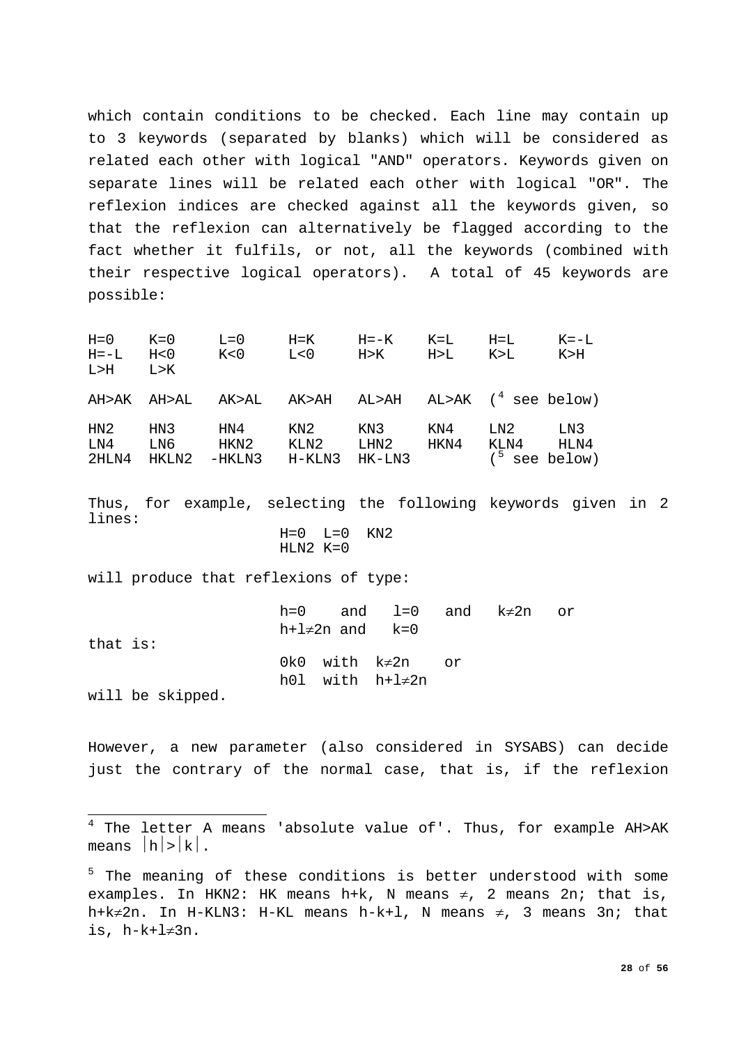which contain conditions to be checked. Each line may contain up to 3 keywords (separated by blanks) which will be considered as related each other with logical "AND" operators. Keywords given on separate lines will be related each other with logical "OR". The reflexion indices are checked against all the keywords given, so that the reflexion can alternatively be flagged according to the fact whether it fulfils, or not, all the keywords (combined with their respective logical operators). A total of 45 keywords are possible:

```
H=0    K=0    L=0     H=K     H=-K    K=L    H=L    K=-L
H=-L   H<0    K<0     L<0     H>K     H>L    K>L    K>H
L>H    L>K

AH>AK  AH>AL  AK>AL   AK>AH   AL>AH   AL>AK  (4 see below)

HN2    HN3    HN4     KN2     KN3     KN4    LN2    LN3
LN4    LN6    HKN2    KLN2    LHN2    HKN4   KLN4   HLN4
2HLN4  HKLN2  -HKLN3  H-KLN3  HK-LN3         (5 see below)
```

Thus, for example, selecting the following keywords given in 2 lines:

```
H=0  L=0  KN2
HLN2 K=0
```

will produce that reflexions of type:

h=0 and l=0 and k≠2n or
h+l≠2n and k=0

that is:

0k0 with k≠2n or
h0l with h+l≠2n

will be skipped.

However, a new parameter (also considered in SYSABS) can decide just the contrary of the normal case, that is, if the reflexion

---

[4] The letter A means 'absolute value of'. Thus, for example AH>AK means $|h|>|k|$.

[5] The meaning of these conditions is better understood with some examples. In HKN2: HK means h+k, N means ≠, 2 means 2n; that is, $h+k\neq 2n$. In H-KLN3: H-KL means h-k+l, N means ≠, 3 means 3n; that is, $h-k+l\neq 3n$.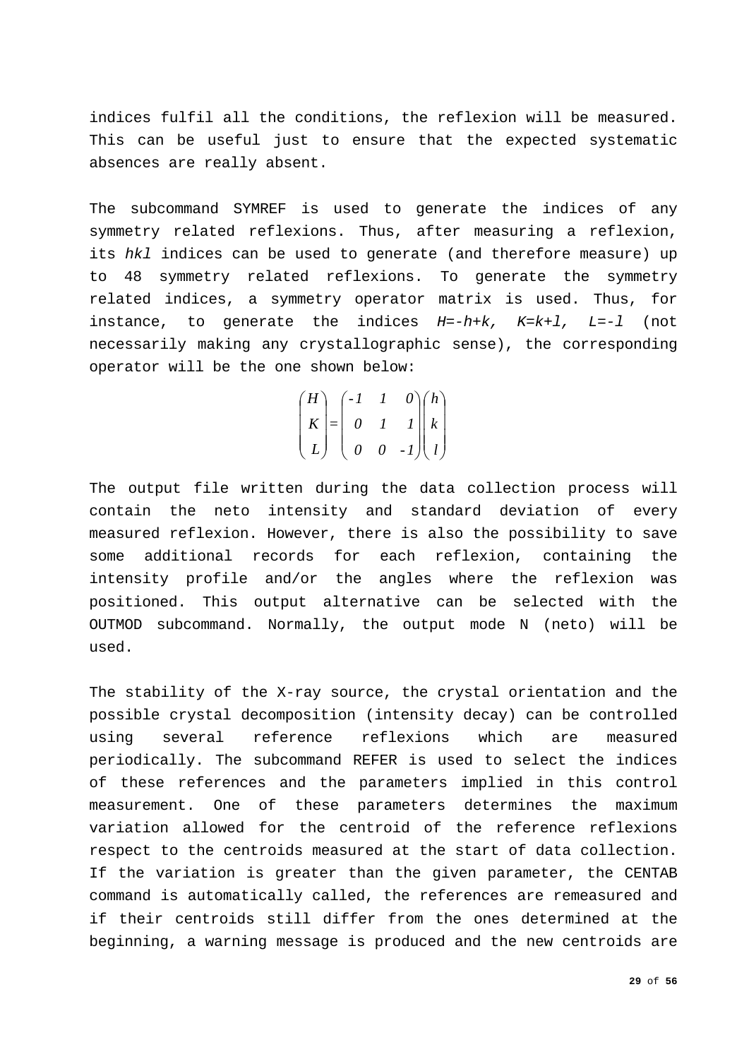indices fulfil all the conditions, the reflexion will be measured. This can be useful just to ensure that the expected systematic absences are really absent.

The subcommand SYMREF is used to generate the indices of any symmetry related reflexions. Thus, after measuring a reflexion, its *hkl* indices can be used to generate (and therefore measure) up to 48 symmetry related reflexions. To generate the symmetry related indices, a symmetry operator matrix is used. Thus, for instance, to generate the indices $H=-h+k$, $K=k+l$, $L=-l$ (not necessarily making any crystallographic sense), the corresponding operator will be the one shown below:

$$\begin{pmatrix} H \\ K \\ L \end{pmatrix} = \begin{pmatrix} -1 & 1 & 0 \\ 0 & 1 & 1 \\ 0 & 0 & -1 \end{pmatrix} \begin{pmatrix} h \\ k \\ l \end{pmatrix}$$

The output file written during the data collection process will contain the neto intensity and standard deviation of every measured reflexion. However, there is also the possibility to save some additional records for each reflexion, containing the intensity profile and/or the angles where the reflexion was positioned. This output alternative can be selected with the OUTMOD subcommand. Normally, the output mode N (neto) will be used.

The stability of the X-ray source, the crystal orientation and the possible crystal decomposition (intensity decay) can be controlled using several reference reflexions which are measured periodically. The subcommand REFER is used to select the indices of these references and the parameters implied in this control measurement. One of these parameters determines the maximum variation allowed for the centroid of the reference reflexions respect to the centroids measured at the start of data collection. If the variation is greater than the given parameter, the CENTAB command is automatically called, the references are remeasured and if their centroids still differ from the ones determined at the beginning, a warning message is produced and the new centroids are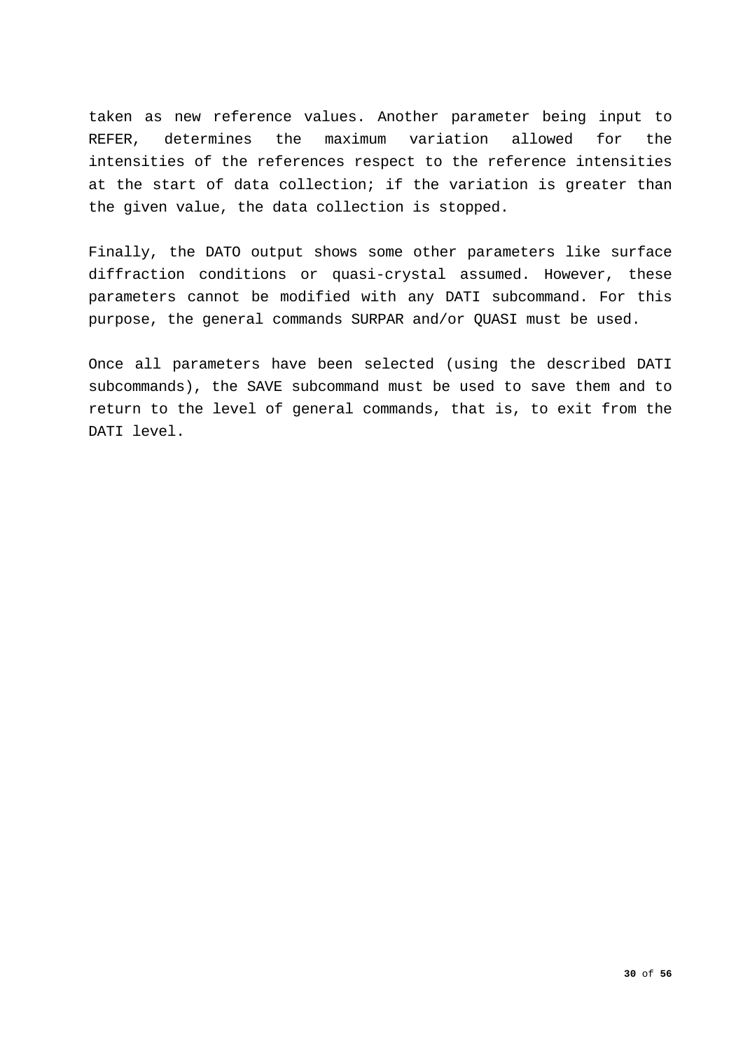taken as new reference values. Another parameter being input to REFER, determines the maximum variation allowed for the intensities of the references respect to the reference intensities at the start of data collection; if the variation is greater than the given value, the data collection is stopped.

Finally, the DATO output shows some other parameters like surface diffraction conditions or quasi-crystal assumed. However, these parameters cannot be modified with any DATI subcommand. For this purpose, the general commands SURPAR and/or QUASI must be used.

Once all parameters have been selected (using the described DATI subcommands), the SAVE subcommand must be used to save them and to return to the level of general commands, that is, to exit from the DATI level.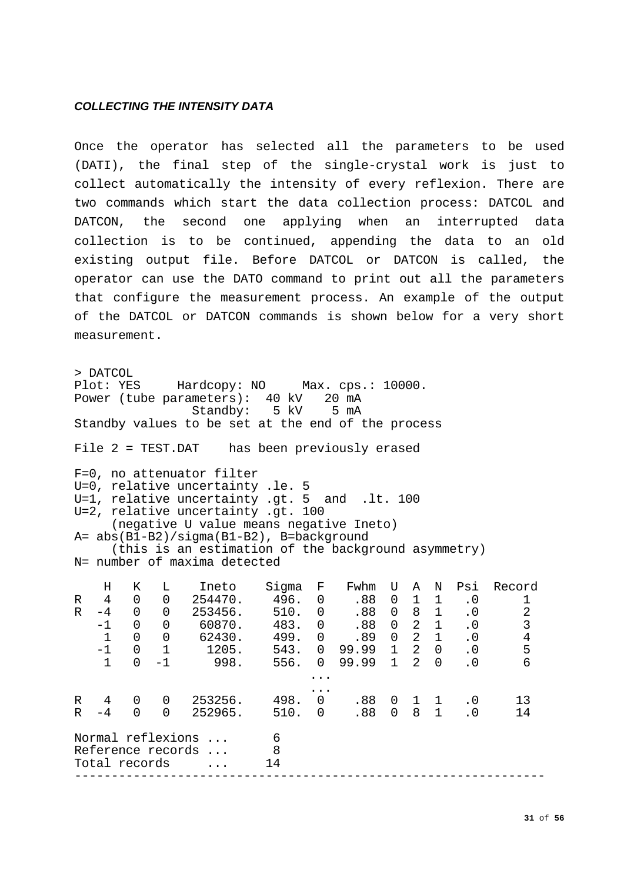***COLLECTING THE INTENSITY DATA***

Once the operator has selected all the parameters to be used (DATI), the final step of the single-crystal work is just to collect automatically the intensity of every reflexion. There are two commands which start the data collection process: DATCOL and DATCON, the second one applying when an interrupted data collection is to be continued, appending the data to an old existing output file. Before DATCOL or DATCON is called, the operator can use the DATO command to print out all the parameters that configure the measurement process. An example of the output of the DATCOL or DATCON commands is shown below for a very short measurement.

```
> DATCOL
Plot: YES     Hardcopy: NO     Max. cps.: 10000.
Power (tube parameters):  40 kV   20 mA
                Standby:   5 kV    5 mA
Standby values to be set at the end of the process

File 2 = TEST.DAT    has been previously erased

F=0, no attenuator filter
U=0, relative uncertainty .le. 5
U=1, relative uncertainty .gt. 5  and  .lt. 100
U=2, relative uncertainty .gt. 100
     (negative U value means negative Ineto)
A= abs(B1-B2)/sigma(B1-B2), B=background
     (this is an estimation of the background asymmetry)
N= number of maxima detected

    H   K   L    Ineto    Sigma  F   Fwhm  U  A  N  Psi  Record
R   4   0   0   254470.    496.  0    .88  0  1  1   .0      1
R  -4   0   0   253456.    510.  0    .88  0  8  1   .0      2
   -1   0   0    60870.    483.  0    .88  0  2  1   .0      3
    1   0   0    62430.    499.  0    .89  0  2  1   .0      4
   -1   0   1     1205.    543.  0  99.99  1  2  0   .0      5
    1   0  -1      998.    556.  0  99.99  1  2  0   .0      6
                                ...
                                ...
R   4   0   0   253256.    498.  0    .88  0  1  1   .0     13
R  -4   0   0   252965.    510.  0    .88  0  8  1   .0     14

Normal reflexions ...      6
Reference records ...      8
Total records     ...     14
----------------------------------------------------------------
```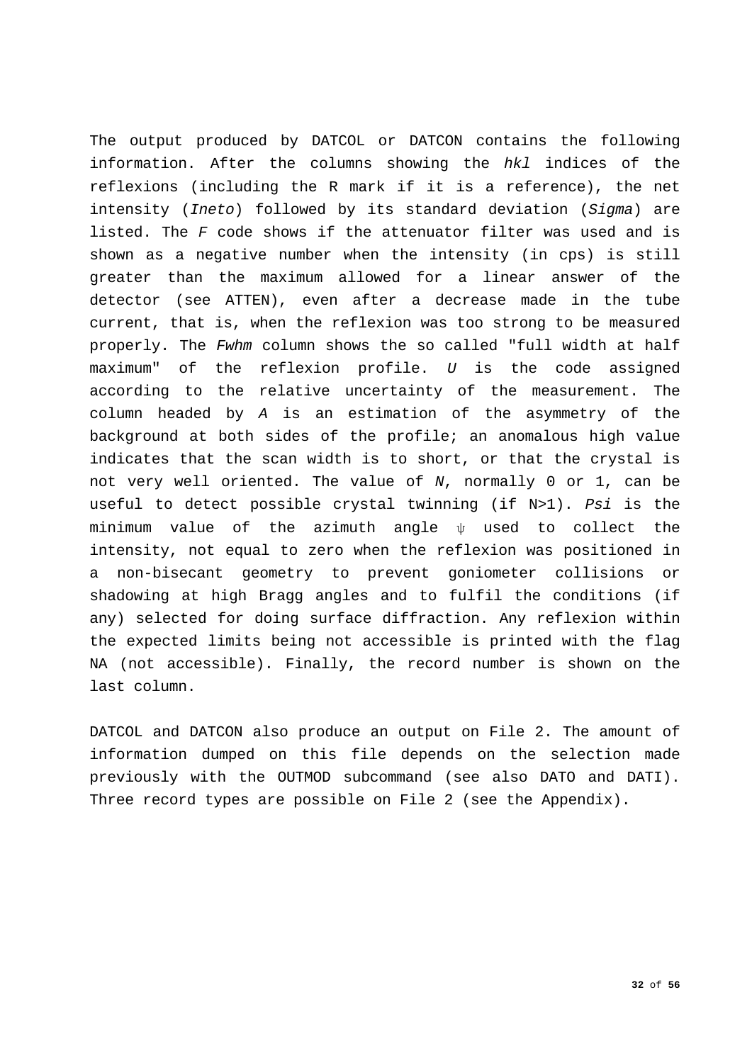The output produced by DATCOL or DATCON contains the following information. After the columns showing the *hkl* indices of the reflexions (including the R mark if it is a reference), the net intensity (*Ineto*) followed by its standard deviation (*Sigma*) are listed. The *F* code shows if the attenuator filter was used and is shown as a negative number when the intensity (in cps) is still greater than the maximum allowed for a linear answer of the detector (see ATTEN), even after a decrease made in the tube current, that is, when the reflexion was too strong to be measured properly. The *Fwhm* column shows the so called "full width at half maximum" of the reflexion profile. *U* is the code assigned according to the relative uncertainty of the measurement. The column headed by *A* is an estimation of the asymmetry of the background at both sides of the profile; an anomalous high value indicates that the scan width is to short, or that the crystal is not very well oriented. The value of *N*, normally 0 or 1, can be useful to detect possible crystal twinning (if N>1). *Psi* is the minimum value of the azimuth angle $\psi$ used to collect the intensity, not equal to zero when the reflexion was positioned in a non-bisecant geometry to prevent goniometer collisions or shadowing at high Bragg angles and to fulfil the conditions (if any) selected for doing surface diffraction. Any reflexion within the expected limits being not accessible is printed with the flag NA (not accessible). Finally, the record number is shown on the last column.

DATCOL and DATCON also produce an output on File 2. The amount of information dumped on this file depends on the selection made previously with the OUTMOD subcommand (see also DATO and DATI). Three record types are possible on File 2 (see the Appendix).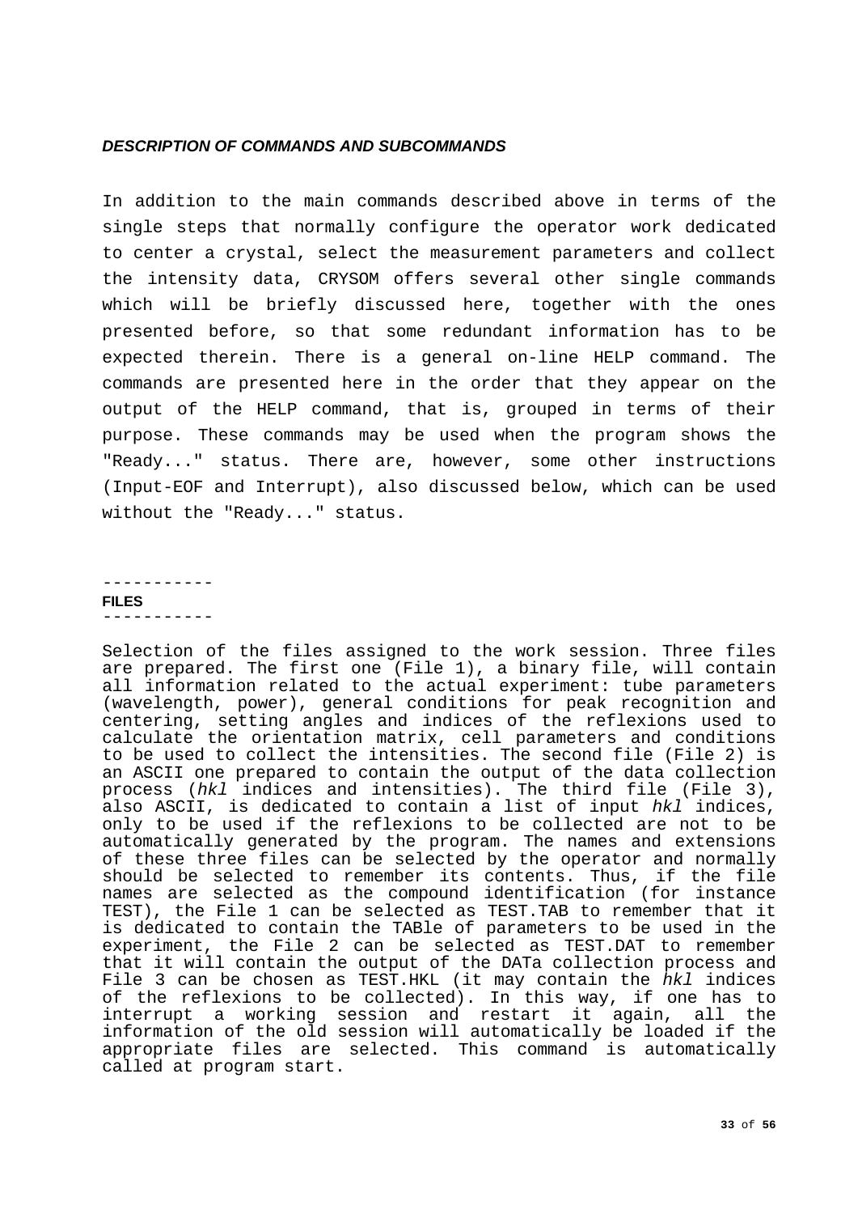***DESCRIPTION OF COMMANDS AND SUBCOMMANDS***

In addition to the main commands described above in terms of the single steps that normally configure the operator work dedicated to center a crystal, select the measurement parameters and collect the intensity data, CRYSOM offers several other single commands which will be briefly discussed here, together with the ones presented before, so that some redundant information has to be expected therein. There is a general on-line HELP command. The commands are presented here in the order that they appear on the output of the HELP command, that is, grouped in terms of their purpose. These commands may be used when the program shows the "Ready..." status. There are, however, some other instructions (Input-EOF and Interrupt), also discussed below, which can be used without the "Ready..." status.

-----------
**FILES**
-----------

Selection of the files assigned to the work session. Three files are prepared. The first one (File 1), a binary file, will contain all information related to the actual experiment: tube parameters (wavelength, power), general conditions for peak recognition and centering, setting angles and indices of the reflexions used to calculate the orientation matrix, cell parameters and conditions to be used to collect the intensities. The second file (File 2) is an ASCII one prepared to contain the output of the data collection process (*hkl* indices and intensities). The third file (File 3), also ASCII, is dedicated to contain a list of input *hkl* indices, only to be used if the reflexions to be collected are not to be automatically generated by the program. The names and extensions of these three files can be selected by the operator and normally should be selected to remember its contents. Thus, if the file names are selected as the compound identification (for instance TEST), the File 1 can be selected as TEST.TAB to remember that it is dedicated to contain the TABle of parameters to be used in the experiment, the File 2 can be selected as TEST.DAT to remember that it will contain the output of the DATa collection process and File 3 can be chosen as TEST.HKL (it may contain the *hkl* indices of the reflexions to be collected). In this way, if one has to interrupt a working session and restart it again, all the information of the old session will automatically be loaded if the appropriate files are selected. This command is automatically called at program start.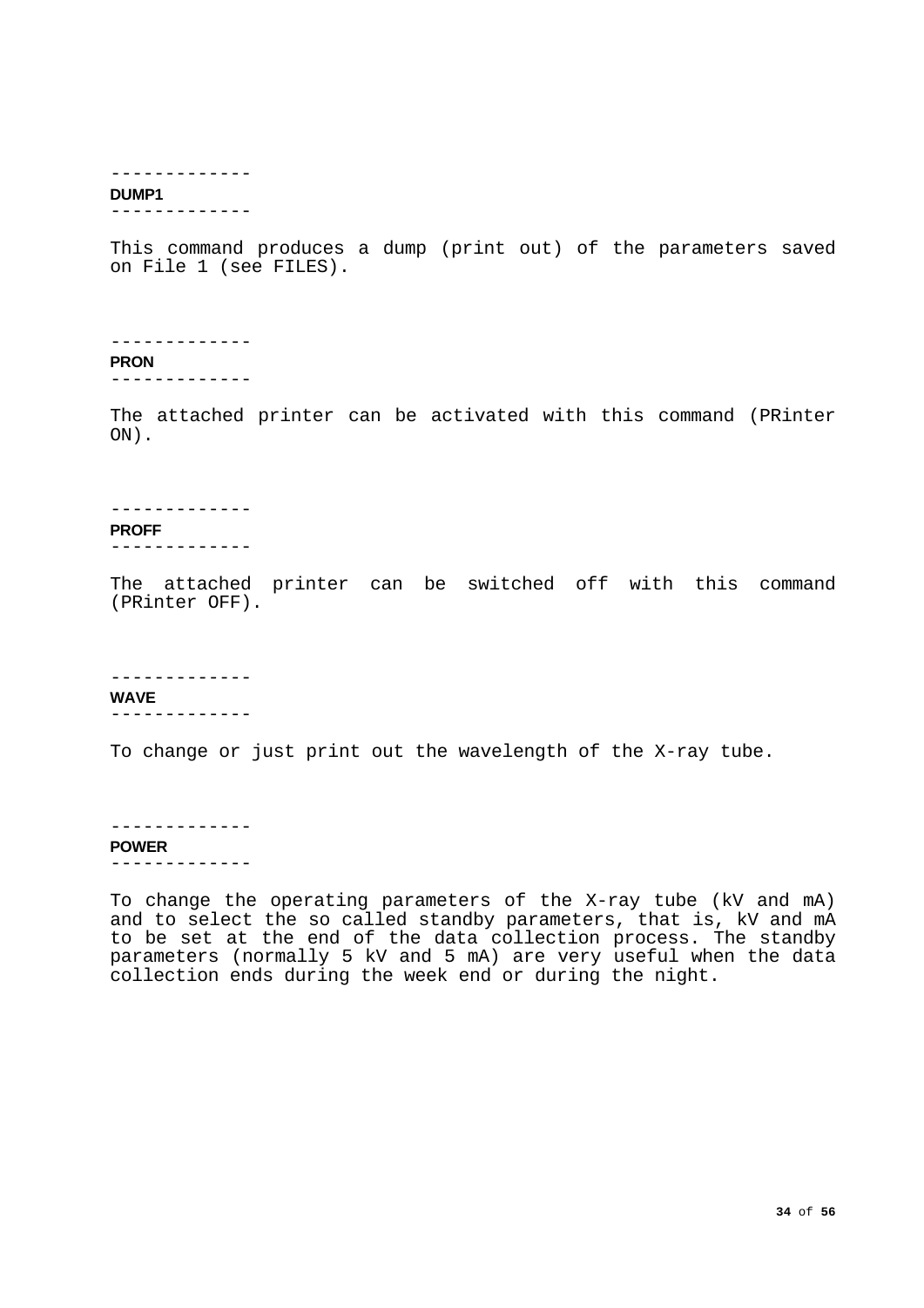-------------
**DUMP1**
-------------

This command produces a dump (print out) of the parameters saved on File 1 (see FILES).

-------------
**PRON**
-------------

The attached printer can be activated with this command (PRinter ON).

-------------
**PROFF**
-------------

The attached printer can be switched off with this command (PRinter OFF).

-------------
**WAVE**
-------------

To change or just print out the wavelength of the X-ray tube.

-------------
**POWER**
-------------

To change the operating parameters of the X-ray tube (kV and mA) and to select the so called standby parameters, that is, kV and mA to be set at the end of the data collection process. The standby parameters (normally 5 kV and 5 mA) are very useful when the data collection ends during the week end or during the night.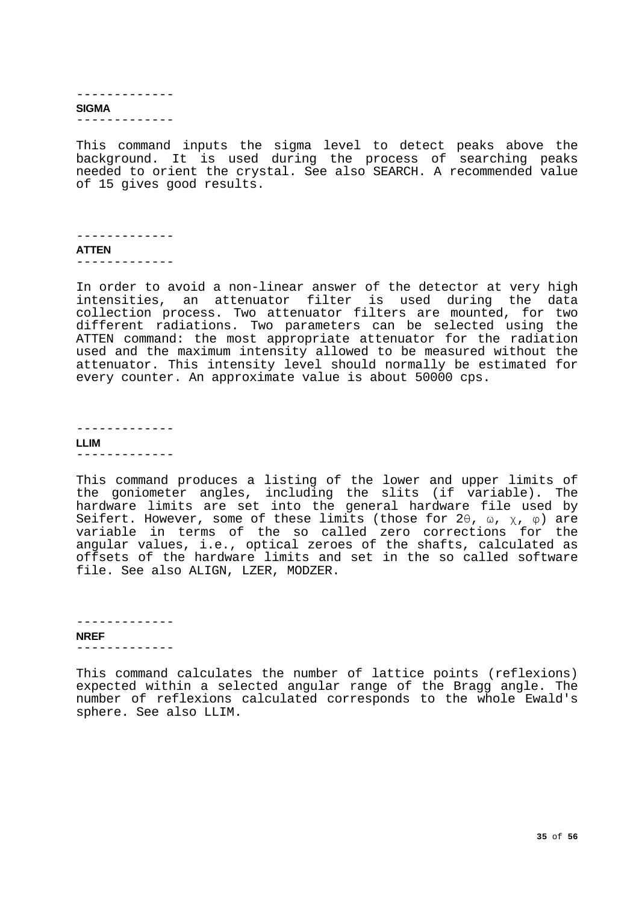-------------
## SIGMA
-------------

This command inputs the sigma level to detect peaks above the background. It is used during the process of searching peaks needed to orient the crystal. See also SEARCH. A recommended value of 15 gives good results.

-------------
## ATTEN
-------------

In order to avoid a non-linear answer of the detector at very high intensities, an attenuator filter is used during the data collection process. Two attenuator filters are mounted, for two different radiations. Two parameters can be selected using the ATTEN command: the most appropriate attenuator for the radiation used and the maximum intensity allowed to be measured without the attenuator. This intensity level should normally be estimated for every counter. An approximate value is about 50000 cps.

-------------
## LLIM
-------------

This command produces a listing of the lower and upper limits of the goniometer angles, including the slits (if variable). The hardware limits are set into the general hardware file used by Seifert. However, some of these limits (those for $2\theta$, $\omega$, $\chi$, $\varphi$) are variable in terms of the so called zero corrections for the angular values, i.e., optical zeroes of the shafts, calculated as offsets of the hardware limits and set in the so called software file. See also ALIGN, LZER, MODZER.

-------------
## NREF
-------------

This command calculates the number of lattice points (reflexions) expected within a selected angular range of the Bragg angle. The number of reflexions calculated corresponds to the whole Ewald's sphere. See also LLIM.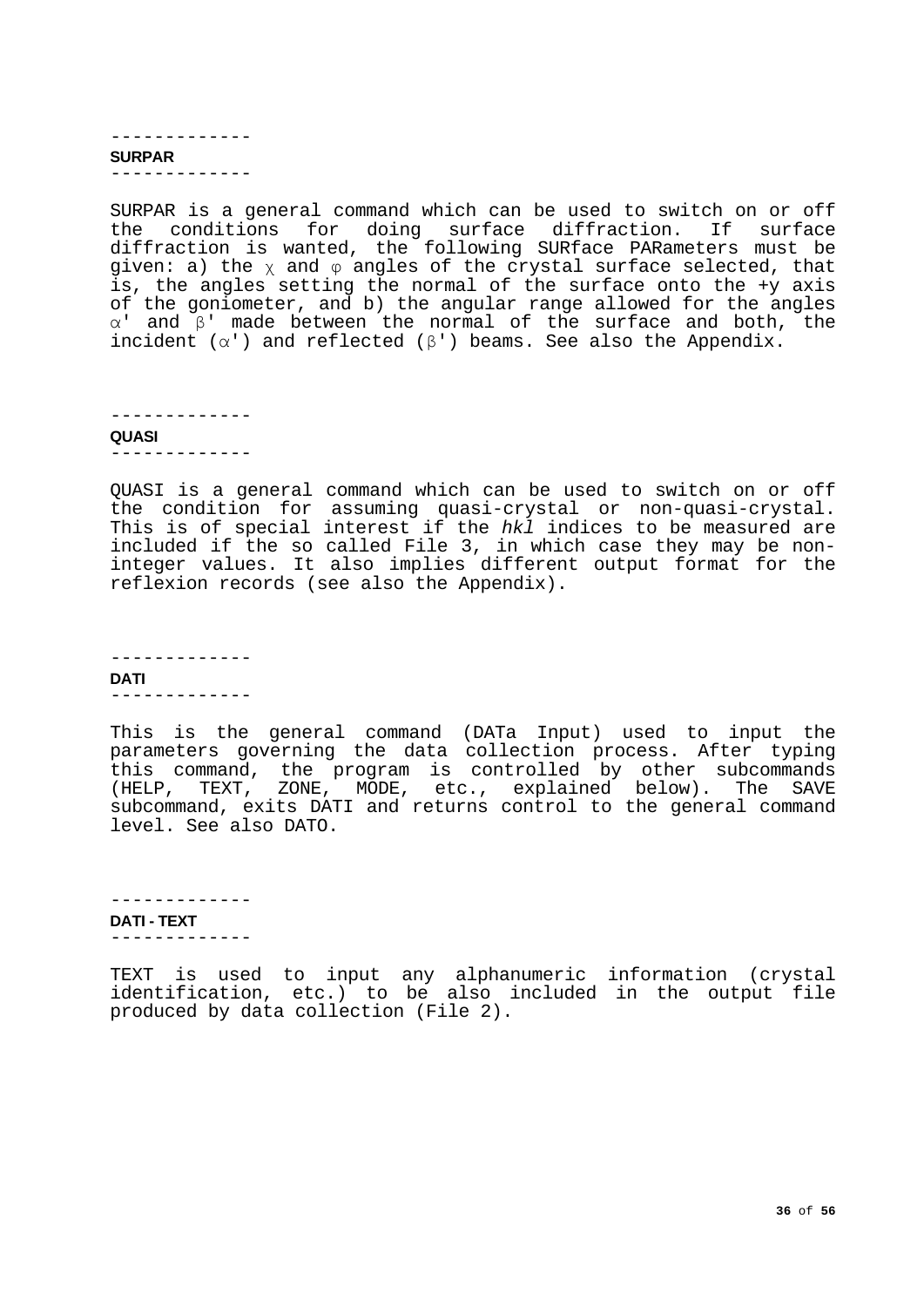-------------

### SURPAR

-------------

SURPAR is a general command which can be used to switch on or off the conditions for doing surface diffraction. If surface diffraction is wanted, the following SURface PARameters must be given: a) the $\chi$ and $\varphi$ angles of the crystal surface selected, that is, the angles setting the normal of the surface onto the +y axis of the goniometer, and b) the angular range allowed for the angles $\alpha'$ and $\beta'$ made between the normal of the surface and both, the incident ($\alpha'$) and reflected ($\beta'$) beams. See also the Appendix.

-------------

### QUASI

-------------

QUASI is a general command which can be used to switch on or off the condition for assuming quasi-crystal or non-quasi-crystal. This is of special interest if the *hkl* indices to be measured are included if the so called File 3, in which case they may be non-integer values. It also implies different output format for the reflexion records (see also the Appendix).

-------------

### DATI

-------------

This is the general command (DATa Input) used to input the parameters governing the data collection process. After typing this command, the program is controlled by other subcommands (HELP, TEXT, ZONE, MODE, etc., explained below). The SAVE subcommand, exits DATI and returns control to the general command level. See also DATO.

-------------

### DATI - TEXT

-------------

TEXT is used to input any alphanumeric information (crystal identification, etc.) to be also included in the output file produced by data collection (File 2).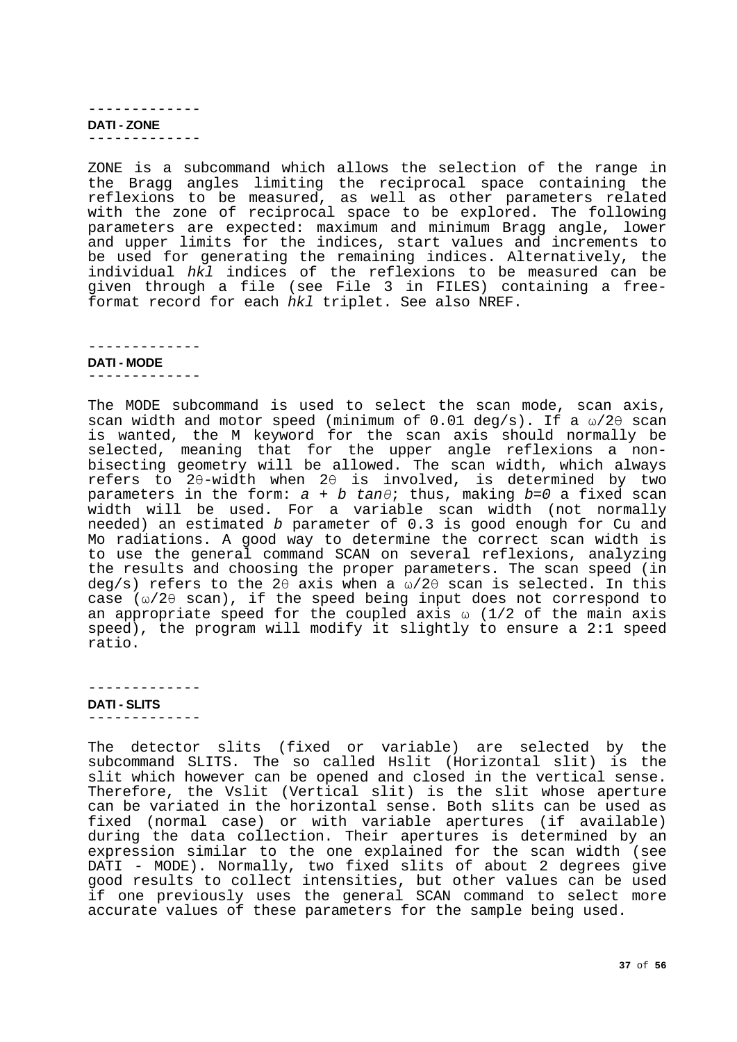-------------

**DATI - ZONE**

-------------

ZONE is a subcommand which allows the selection of the range in the Bragg angles limiting the reciprocal space containing the reflexions to be measured, as well as other parameters related with the zone of reciprocal space to be explored. The following parameters are expected: maximum and minimum Bragg angle, lower and upper limits for the indices, start values and increments to be used for generating the remaining indices. Alternatively, the individual *hkl* indices of the reflexions to be measured can be given through a file (see File 3 in FILES) containing a free-format record for each *hkl* triplet. See also NREF.

-------------

**DATI - MODE**

-------------

The MODE subcommand is used to select the scan mode, scan axis, scan width and motor speed (minimum of 0.01 deg/s). If a $\omega/2\theta$ scan is wanted, the M keyword for the scan axis should normally be selected, meaning that for the upper angle reflexions a non-bisecting geometry will be allowed. The scan width, which always refers to $2\theta$-width when $2\theta$ is involved, is determined by two parameters in the form: $a + b \tan\theta$; thus, making $b=0$ a fixed scan width will be used. For a variable scan width (not normally needed) an estimated *b* parameter of 0.3 is good enough for Cu and Mo radiations. A good way to determine the correct scan width is to use the general command SCAN on several reflexions, analyzing the results and choosing the proper parameters. The scan speed (in deg/s) refers to the $2\theta$ axis when a $\omega/2\theta$ scan is selected. In this case ($\omega/2\theta$ scan), if the speed being input does not correspond to an appropriate speed for the coupled axis $\omega$ (1/2 of the main axis speed), the program will modify it slightly to ensure a 2:1 speed ratio.

-------------

**DATI - SLITS**

-------------

The detector slits (fixed or variable) are selected by the subcommand SLITS. The so called Hslit (Horizontal slit) is the slit which however can be opened and closed in the vertical sense. Therefore, the Vslit (Vertical slit) is the slit whose aperture can be variated in the horizontal sense. Both slits can be used as fixed (normal case) or with variable apertures (if available) during the data collection. Their apertures is determined by an expression similar to the one explained for the scan width (see DATI - MODE). Normally, two fixed slits of about 2 degrees give good results to collect intensities, but other values can be used if one previously uses the general SCAN command to select more accurate values of these parameters for the sample being used.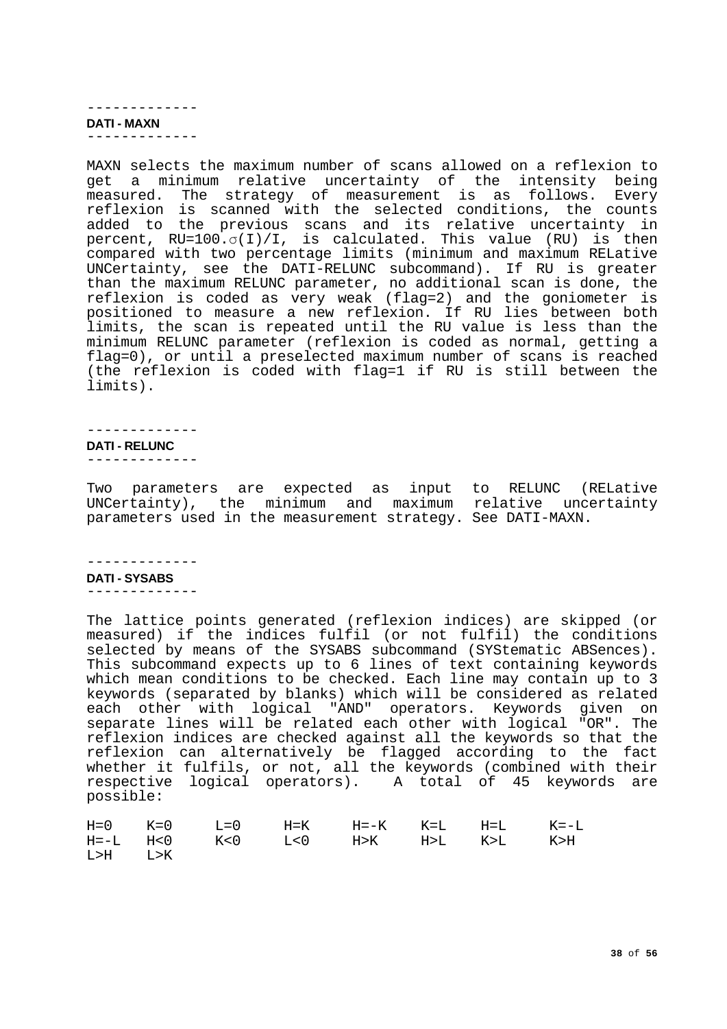-------------

### DATI - MAXN

-------------

MAXN selects the maximum number of scans allowed on a reflexion to get a minimum relative uncertainty of the intensity being measured. The strategy of measurement is as follows. Every reflexion is scanned with the selected conditions, the counts added to the previous scans and its relative uncertainty in percent, RU=100.σ(I)/I, is calculated. This value (RU) is then compared with two percentage limits (minimum and maximum RELative UNCertainty, see the DATI-RELUNC subcommand). If RU is greater than the maximum RELUNC parameter, no additional scan is done, the reflexion is coded as very weak (flag=2) and the goniometer is positioned to measure a new reflexion. If RU lies between both limits, the scan is repeated until the RU value is less than the minimum RELUNC parameter (reflexion is coded as normal, getting a flag=0), or until a preselected maximum number of scans is reached (the reflexion is coded with flag=1 if RU is still between the limits).

-------------

### DATI - RELUNC

-------------

Two parameters are expected as input to RELUNC (RELative UNCertainty), the minimum and maximum relative uncertainty parameters used in the measurement strategy. See DATI-MAXN.

-------------

### DATI - SYSABS

-------------

The lattice points generated (reflexion indices) are skipped (or measured) if the indices fulfil (or not fulfil) the conditions selected by means of the SYSABS subcommand (SYStematic ABSences). This subcommand expects up to 6 lines of text containing keywords which mean conditions to be checked. Each line may contain up to 3 keywords (separated by blanks) which will be considered as related each other with logical "AND" operators. Keywords given on separate lines will be related each other with logical "OR". The reflexion indices are checked against all the keywords so that the reflexion can alternatively be flagged according to the fact whether it fulfils, or not, all the keywords (combined with their respective logical operators). A total of 45 keywords are possible:

```
H=0    K=0     L=0     H=K     H=-K    K=L    H=L     K=-L
H=-L   H<0     K<0     L<0     H>K     H>L    K>L     K>H
L>H    L>K
```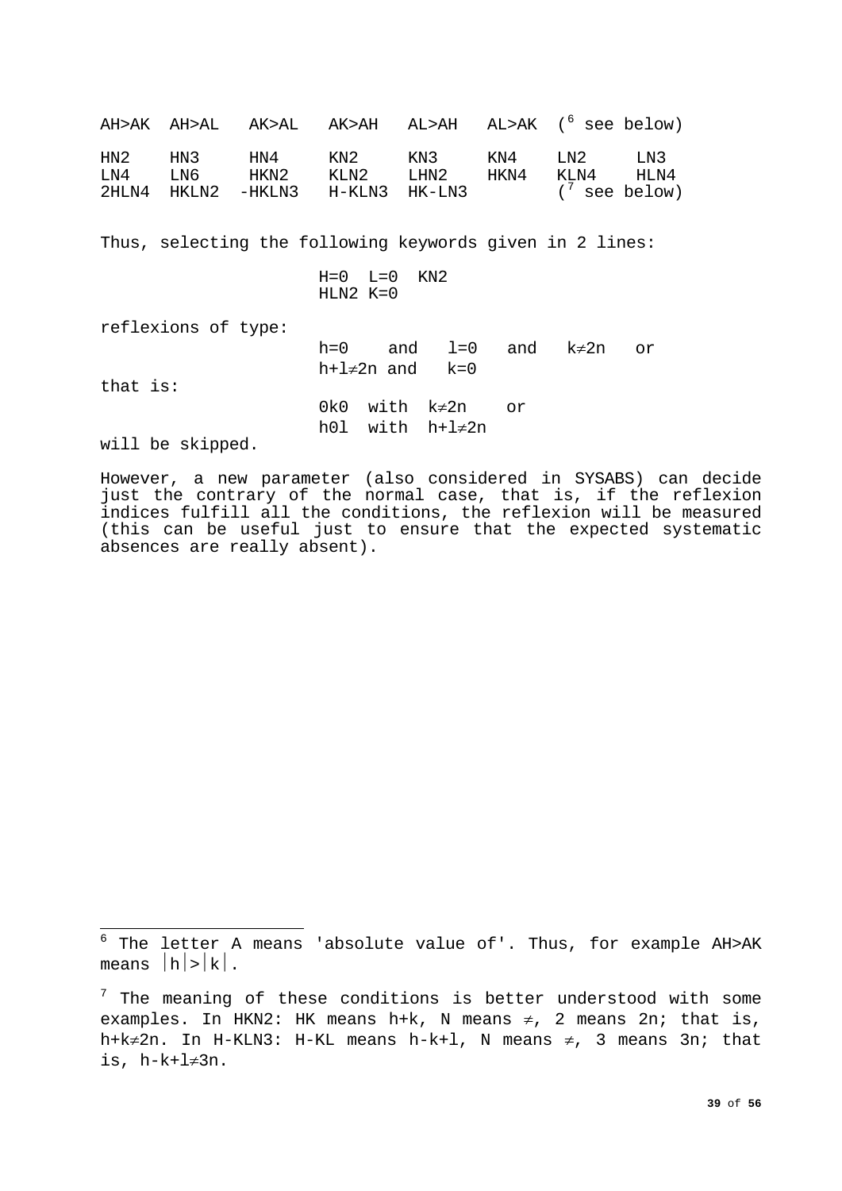```
AH>AK  AH>AL   AK>AL   AK>AH   AL>AH   AL>AK  ([6] see below)

HN2    HN3     HN4     KN2     KN3     KN4    LN2     LN3
LN4    LN6     HKN2    KLN2    LHN2    HKN4   KLN4    HLN4
2HLN4  HKLN2  -HKLN3   H-KLN3  HK-LN3         ([7] see below)
```

Thus, selecting the following keywords given in 2 lines:

```
H=0  L=0  KN2
HLN2 K=0
```

reflexions of type:

$h=0$ and $l=0$ and $k \neq 2n$ or
$h+l \neq 2n$ and $k=0$

that is:

0k0 with $k \neq 2n$ or
h0l with $h+l \neq 2n$

will be skipped.

However, a new parameter (also considered in SYSABS) can decide just the contrary of the normal case, that is, if the reflexion indices fulfill all the conditions, the reflexion will be measured (this can be useful just to ensure that the expected systematic absences are really absent).

---

[6] The letter A means 'absolute value of'. Thus, for example AH>AK means $|h|>|k|$.

[7] The meaning of these conditions is better understood with some examples. In HKN2: HK means h+k, N means $\neq$, 2 means 2n; that is, $h+k \neq 2n$. In H-KLN3: H-KL means h-k+l, N means $\neq$, 3 means 3n; that is, $h-k+l \neq 3n$.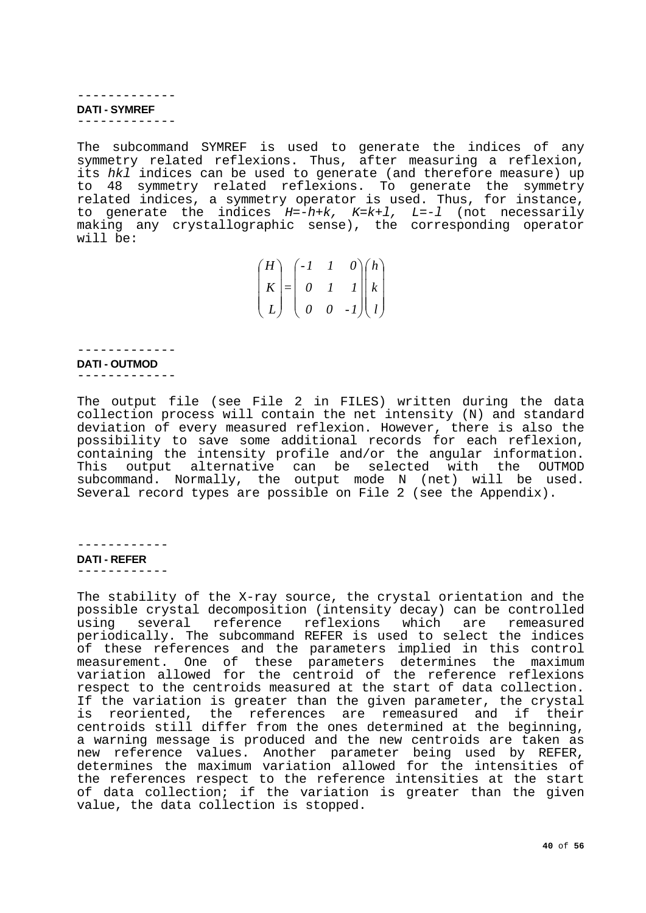-------------

**DATI - SYMREF**

-------------

The subcommand SYMREF is used to generate the indices of any symmetry related reflexions. Thus, after measuring a reflexion, its *hkl* indices can be used to generate (and therefore measure) up to 48 symmetry related reflexions. To generate the symmetry related indices, a symmetry operator is used. Thus, for instance, to generate the indices $H=-h+k$, $K=k+l$, $L=-l$ (not necessarily making any crystallographic sense), the corresponding operator will be:

$$\begin{pmatrix} H \\ K \\ L \end{pmatrix} = \begin{pmatrix} -1 & 1 & 0 \\ 0 & 1 & 1 \\ 0 & 0 & -1 \end{pmatrix} \begin{pmatrix} h \\ k \\ l \end{pmatrix}$$

-------------

**DATI - OUTMOD**

-------------

The output file (see File 2 in FILES) written during the data collection process will contain the net intensity (N) and standard deviation of every measured reflexion. However, there is also the possibility to save some additional records for each reflexion, containing the intensity profile and/or the angular information. This output alternative can be selected with the OUTMOD subcommand. Normally, the output mode N (net) will be used. Several record types are possible on File 2 (see the Appendix).

------------

**DATI - REFER**

------------

The stability of the X-ray source, the crystal orientation and the possible crystal decomposition (intensity decay) can be controlled using several reference reflexions which are remeasured periodically. The subcommand REFER is used to select the indices of these references and the parameters implied in this control measurement. One of these parameters determines the maximum variation allowed for the centroid of the reference reflexions respect to the centroids measured at the start of data collection. If the variation is greater than the given parameter, the crystal is reoriented, the references are remeasured and if their centroids still differ from the ones determined at the beginning, a warning message is produced and the new centroids are taken as new reference values. Another parameter being used by REFER, determines the maximum variation allowed for the intensities of the references respect to the reference intensities at the start of data collection; if the variation is greater than the given value, the data collection is stopped.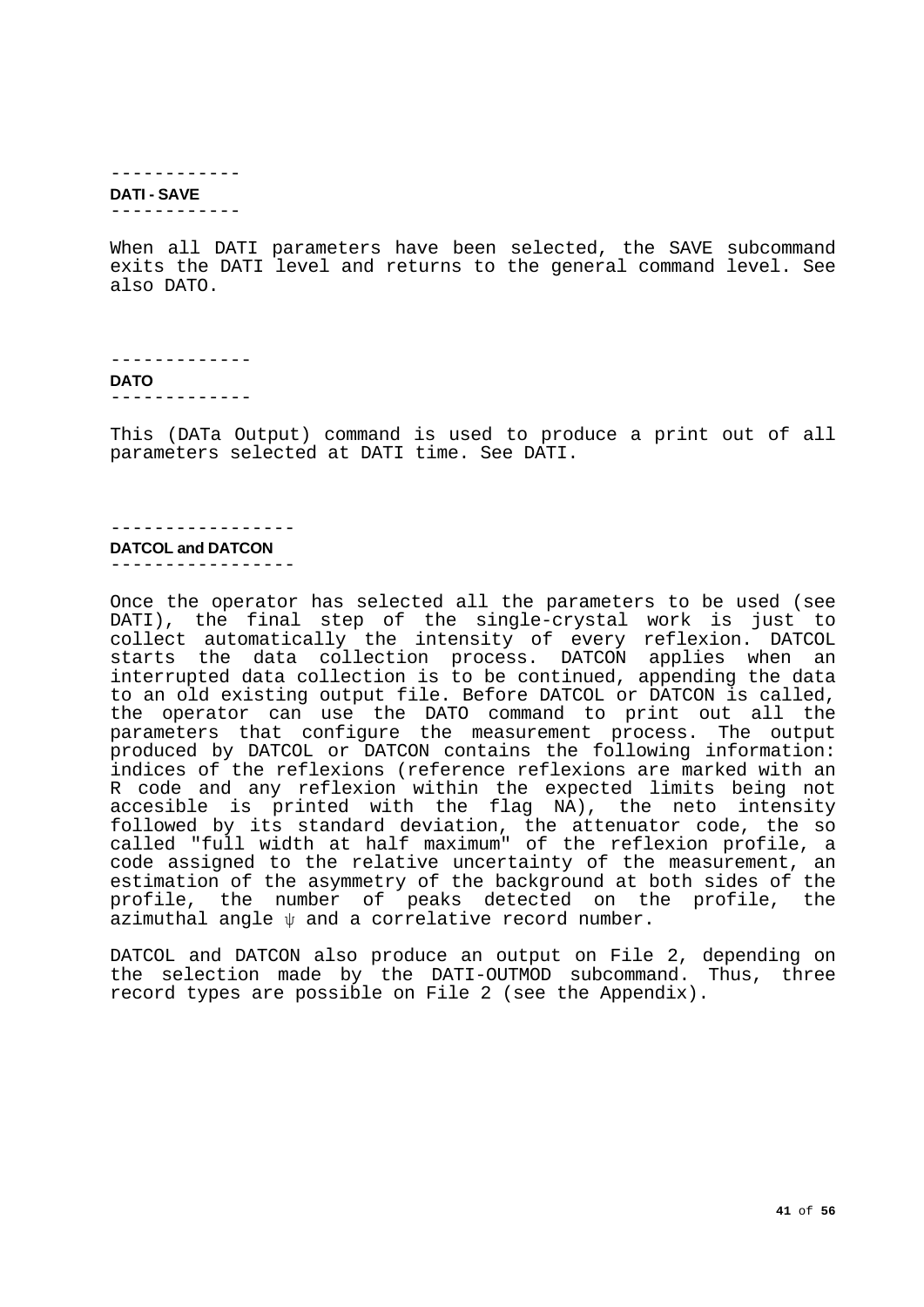## DATI - SAVE

When all DATI parameters have been selected, the SAVE subcommand exits the DATI level and returns to the general command level. See also DATO.

## DATO

This (DATa Output) command is used to produce a print out of all parameters selected at DATI time. See DATI.

## DATCOL and DATCON

Once the operator has selected all the parameters to be used (see DATI), the final step of the single-crystal work is just to collect automatically the intensity of every reflexion. DATCOL starts the data collection process. DATCON applies when an interrupted data collection is to be continued, appending the data to an old existing output file. Before DATCOL or DATCON is called, the operator can use the DATO command to print out all the parameters that configure the measurement process. The output produced by DATCOL or DATCON contains the following information: indices of the reflexions (reference reflexions are marked with an R code and any reflexion within the expected limits being not accesible is printed with the flag NA), the neto intensity followed by its standard deviation, the attenuator code, the so called "full width at half maximum" of the reflexion profile, a code assigned to the relative uncertainty of the measurement, an estimation of the asymmetry of the background at both sides of the profile, the number of peaks detected on the profile, the azimuthal angle $\psi$ and a correlative record number.

DATCOL and DATCON also produce an output on File 2, depending on the selection made by the DATI-OUTMOD subcommand. Thus, three record types are possible on File 2 (see the Appendix).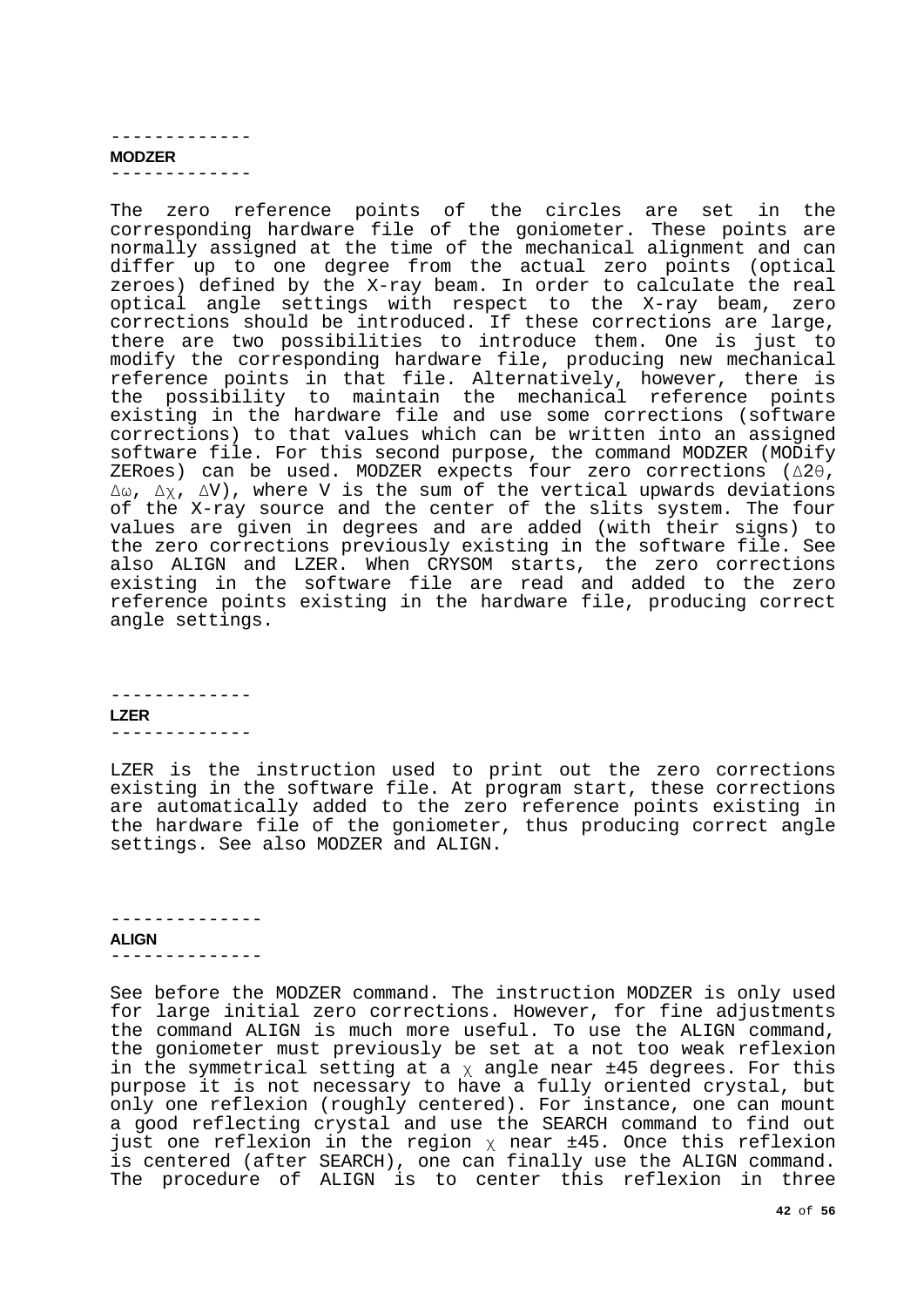## MODZER

The zero reference points of the circles are set in the corresponding hardware file of the goniometer. These points are normally assigned at the time of the mechanical alignment and can differ up to one degree from the actual zero points (optical zeroes) defined by the X-ray beam. In order to calculate the real optical angle settings with respect to the X-ray beam, zero corrections should be introduced. If these corrections are large, there are two possibilities to introduce them. One is just to modify the corresponding hardware file, producing new mechanical reference points in that file. Alternatively, however, there is the possibility to maintain the mechanical reference points existing in the hardware file and use some corrections (software corrections) to that values which can be written into an assigned software file. For this second purpose, the command MODZER (MODify ZERoes) can be used. MODZER expects four zero corrections ($\Delta 2\theta$, $\Delta\omega$, $\Delta\chi$, $\Delta V$), where V is the sum of the vertical upwards deviations of the X-ray source and the center of the slits system. The four values are given in degrees and are added (with their signs) to the zero corrections previously existing in the software file. See also ALIGN and LZER. When CRYSOM starts, the zero corrections existing in the software file are read and added to the zero reference points existing in the hardware file, producing correct angle settings.

## LZER

LZER is the instruction used to print out the zero corrections existing in the software file. At program start, these corrections are automatically added to the zero reference points existing in the hardware file of the goniometer, thus producing correct angle settings. See also MODZER and ALIGN.

## ALIGN

See before the MODZER command. The instruction MODZER is only used for large initial zero corrections. However, for fine adjustments the command ALIGN is much more useful. To use the ALIGN command, the goniometer must previously be set at a not too weak reflexion in the symmetrical setting at a $\chi$ angle near ±45 degrees. For this purpose it is not necessary to have a fully oriented crystal, but only one reflexion (roughly centered). For instance, one can mount a good reflecting crystal and use the SEARCH command to find out just one reflexion in the region $\chi$ near ±45. Once this reflexion is centered (after SEARCH), one can finally use the ALIGN command. The procedure of ALIGN is to center this reflexion in three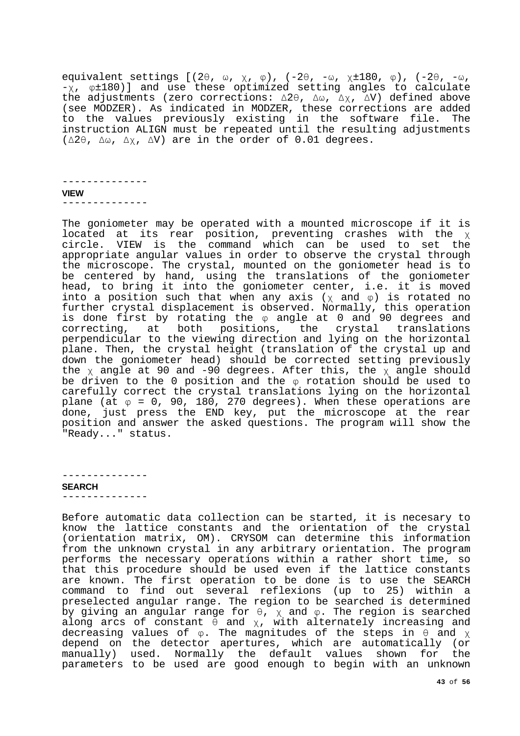equivalent settings [($2\theta$, $\omega$, $\chi$, $\varphi$), ($-2\theta$, $-\omega$, $\chi\pm180$, $\varphi$), ($-2\theta$, $-\omega$, $-\chi$, $\varphi\pm180$)] and use these optimized setting angles to calculate the adjustments (zero corrections: $\Delta2\theta$, $\Delta\omega$, $\Delta\chi$, $\Delta V$) defined above (see MODZER). As indicated in MODZER, these corrections are added to the values previously existing in the software file. The instruction ALIGN must be repeated until the resulting adjustments ($\Delta2\theta$, $\Delta\omega$, $\Delta\chi$, $\Delta V$) are in the order of 0.01 degrees.

--------------

**VIEW**

--------------

The goniometer may be operated with a mounted microscope if it is located at its rear position, preventing crashes with the $\chi$ circle. VIEW is the command which can be used to set the appropriate angular values in order to observe the crystal through the microscope. The crystal, mounted on the goniometer head is to be centered by hand, using the translations of the goniometer head, to bring it into the goniometer center, i.e. it is moved into a position such that when any axis ($\chi$ and $\varphi$) is rotated no further crystal displacement is observed. Normally, this operation is done first by rotating the $\varphi$ angle at 0 and 90 degrees and correcting, at both positions, the crystal translations perpendicular to the viewing direction and lying on the horizontal plane. Then, the crystal height (translation of the crystal up and down the goniometer head) should be corrected setting previously the $\chi$ angle at 90 and -90 degrees. After this, the $\chi$ angle should be driven to the 0 position and the $\varphi$ rotation should be used to carefully correct the crystal translations lying on the horizontal plane (at $\varphi$ = 0, 90, 180, 270 degrees). When these operations are done, just press the END key, put the microscope at the rear position and answer the asked questions. The program will show the "Ready..." status.

--------------

**SEARCH**

--------------

Before automatic data collection can be started, it is necesary to know the lattice constants and the orientation of the crystal (orientation matrix, OM). CRYSOM can determine this information from the unknown crystal in any arbitrary orientation. The program performs the necessary operations within a rather short time, so that this procedure should be used even if the lattice constants are known. The first operation to be done is to use the SEARCH command to find out several reflexions (up to 25) within a preselected angular range. The region to be searched is determined by giving an angular range for $\theta$, $\chi$ and $\varphi$. The region is searched along arcs of constant $\theta$ and $\chi$, with alternately increasing and decreasing values of $\varphi$. The magnitudes of the steps in $\theta$ and $\chi$ depend on the detector apertures, which are automatically (or manually) used. Normally the default values shown for the parameters to be used are good enough to begin with an unknown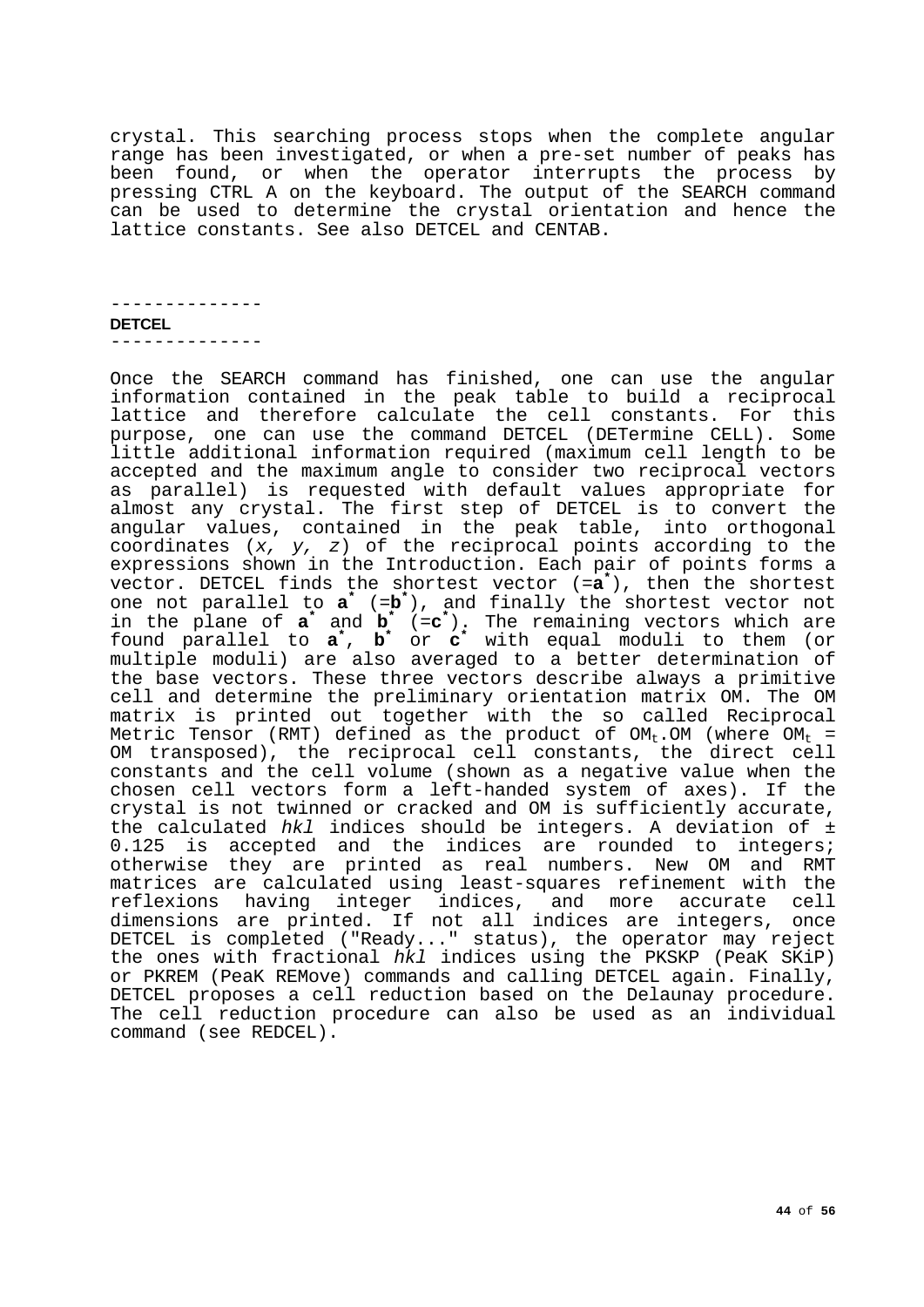crystal. This searching process stops when the complete angular range has been investigated, or when a pre-set number of peaks has been found, or when the operator interrupts the process by pressing CTRL A on the keyboard. The output of the SEARCH command can be used to determine the crystal orientation and hence the lattice constants. See also DETCEL and CENTAB.

--------------

**DETCEL**

--------------

Once the SEARCH command has finished, one can use the angular information contained in the peak table to build a reciprocal lattice and therefore calculate the cell constants. For this purpose, one can use the command DETCEL (DETermine CELL). Some little additional information required (maximum cell length to be accepted and the maximum angle to consider two reciprocal vectors as parallel) is requested with default values appropriate for almost any crystal. The first step of DETCEL is to convert the angular values, contained in the peak table, into orthogonal coordinates (*x, y, z*) of the reciprocal points according to the expressions shown in the Introduction. Each pair of points forms a vector. DETCEL finds the shortest vector (=$\mathbf{a}^*$), then the shortest one not parallel to $\mathbf{a}^*$ (=$\mathbf{b}^*$), and finally the shortest vector not in the plane of $\mathbf{a}^*$ and $\mathbf{b}^*$ (=$\mathbf{c}^*$). The remaining vectors which are found parallel to $\mathbf{a}^*$, $\mathbf{b}^*$ or $\mathbf{c}^*$ with equal moduli to them (or multiple moduli) are also averaged to a better determination of the base vectors. These three vectors describe always a primitive cell and determine the preliminary orientation matrix OM. The OM matrix is printed out together with the so called Reciprocal Metric Tensor (RMT) defined as the product of $OM_t$.OM (where $OM_t$ = OM transposed), the reciprocal cell constants, the direct cell constants and the cell volume (shown as a negative value when the chosen cell vectors form a left-handed system of axes). If the crystal is not twinned or cracked and OM is sufficiently accurate, the calculated *hkl* indices should be integers. A deviation of ± 0.125 is accepted and the indices are rounded to integers; otherwise they are printed as real numbers. New OM and RMT matrices are calculated using least-squares refinement with the reflexions having integer indices, and more accurate cell dimensions are printed. If not all indices are integers, once DETCEL is completed ("Ready..." status), the operator may reject the ones with fractional *hkl* indices using the PKSKP (PeaK SKiP) or PKREM (PeaK REMove) commands and calling DETCEL again. Finally, DETCEL proposes a cell reduction based on the Delaunay procedure. The cell reduction procedure can also be used as an individual command (see REDCEL).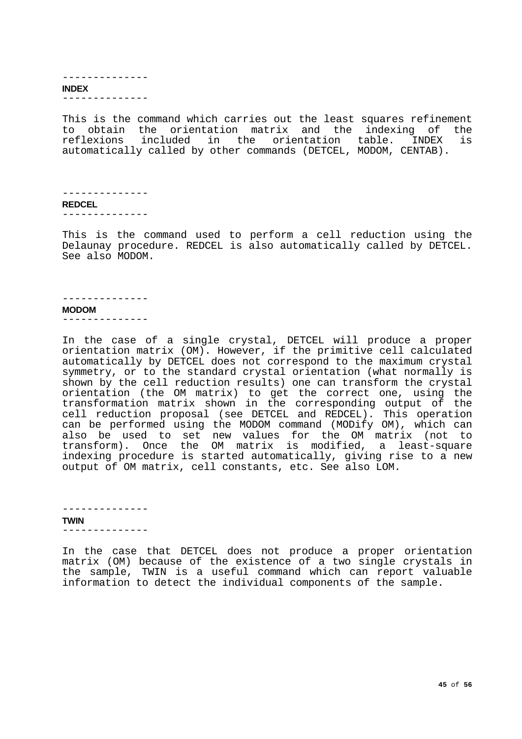--------------
**INDEX**
--------------

This is the command which carries out the least squares refinement to obtain the orientation matrix and the indexing of the reflexions included in the orientation table. INDEX is automatically called by other commands (DETCEL, MODOM, CENTAB).

--------------
**REDCEL**
--------------

This is the command used to perform a cell reduction using the Delaunay procedure. REDCEL is also automatically called by DETCEL. See also MODOM.

--------------
**MODOM**
--------------

In the case of a single crystal, DETCEL will produce a proper orientation matrix (OM). However, if the primitive cell calculated automatically by DETCEL does not correspond to the maximum crystal symmetry, or to the standard crystal orientation (what normally is shown by the cell reduction results) one can transform the crystal orientation (the OM matrix) to get the correct one, using the transformation matrix shown in the corresponding output of the cell reduction proposal (see DETCEL and REDCEL). This operation can be performed using the MODOM command (MODify OM), which can also be used to set new values for the OM matrix (not to transform). Once the OM matrix is modified, a least-square indexing procedure is started automatically, giving rise to a new output of OM matrix, cell constants, etc. See also LOM.

--------------
**TWIN**
--------------

In the case that DETCEL does not produce a proper orientation matrix (OM) because of the existence of a two single crystals in the sample, TWIN is a useful command which can report valuable information to detect the individual components of the sample.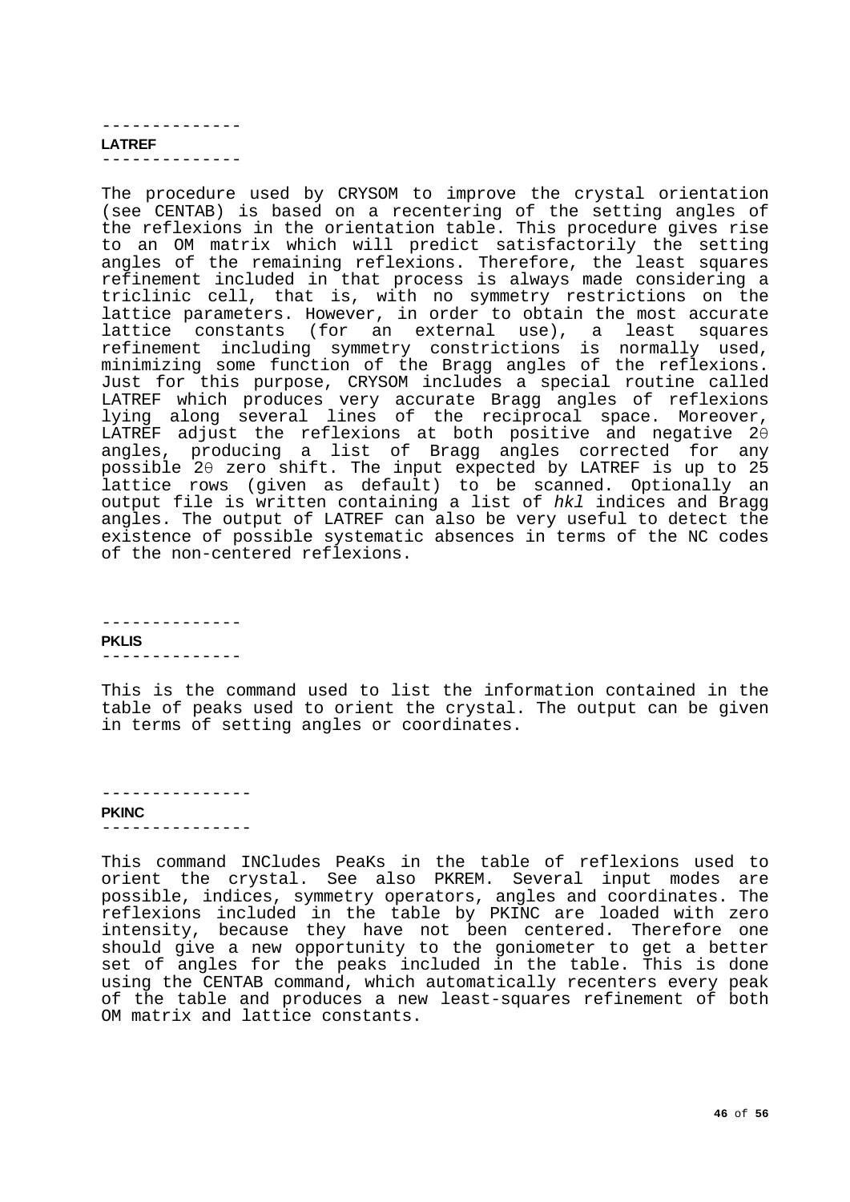---

**LATREF**

---

The procedure used by CRYSOM to improve the crystal orientation (see CENTAB) is based on a recentering of the setting angles of the reflexions in the orientation table. This procedure gives rise to an OM matrix which will predict satisfactorily the setting angles of the remaining reflexions. Therefore, the least squares refinement included in that process is always made considering a triclinic cell, that is, with no symmetry restrictions on the lattice parameters. However, in order to obtain the most accurate lattice constants (for an external use), a least squares refinement including symmetry constrictions is normally used, minimizing some function of the Bragg angles of the reflexions. Just for this purpose, CRYSOM includes a special routine called LATREF which produces very accurate Bragg angles of reflexions lying along several lines of the reciprocal space. Moreover, LATREF adjust the reflexions at both positive and negative $2\theta$ angles, producing a list of Bragg angles corrected for any possible $2\theta$ zero shift. The input expected by LATREF is up to 25 lattice rows (given as default) to be scanned. Optionally an output file is written containing a list of *hkl* indices and Bragg angles. The output of LATREF can also be very useful to detect the existence of possible systematic absences in terms of the NC codes of the non-centered reflexions.

---

**PKLIS**

---

This is the command used to list the information contained in the table of peaks used to orient the crystal. The output can be given in terms of setting angles or coordinates.

---

**PKINC**

---

This command INCludes PeaKs in the table of reflexions used to orient the crystal. See also PKREM. Several input modes are possible, indices, symmetry operators, angles and coordinates. The reflexions included in the table by PKINC are loaded with zero intensity, because they have not been centered. Therefore one should give a new opportunity to the goniometer to get a better set of angles for the peaks included in the table. This is done using the CENTAB command, which automatically recenters every peak of the table and produces a new least-squares refinement of both OM matrix and lattice constants.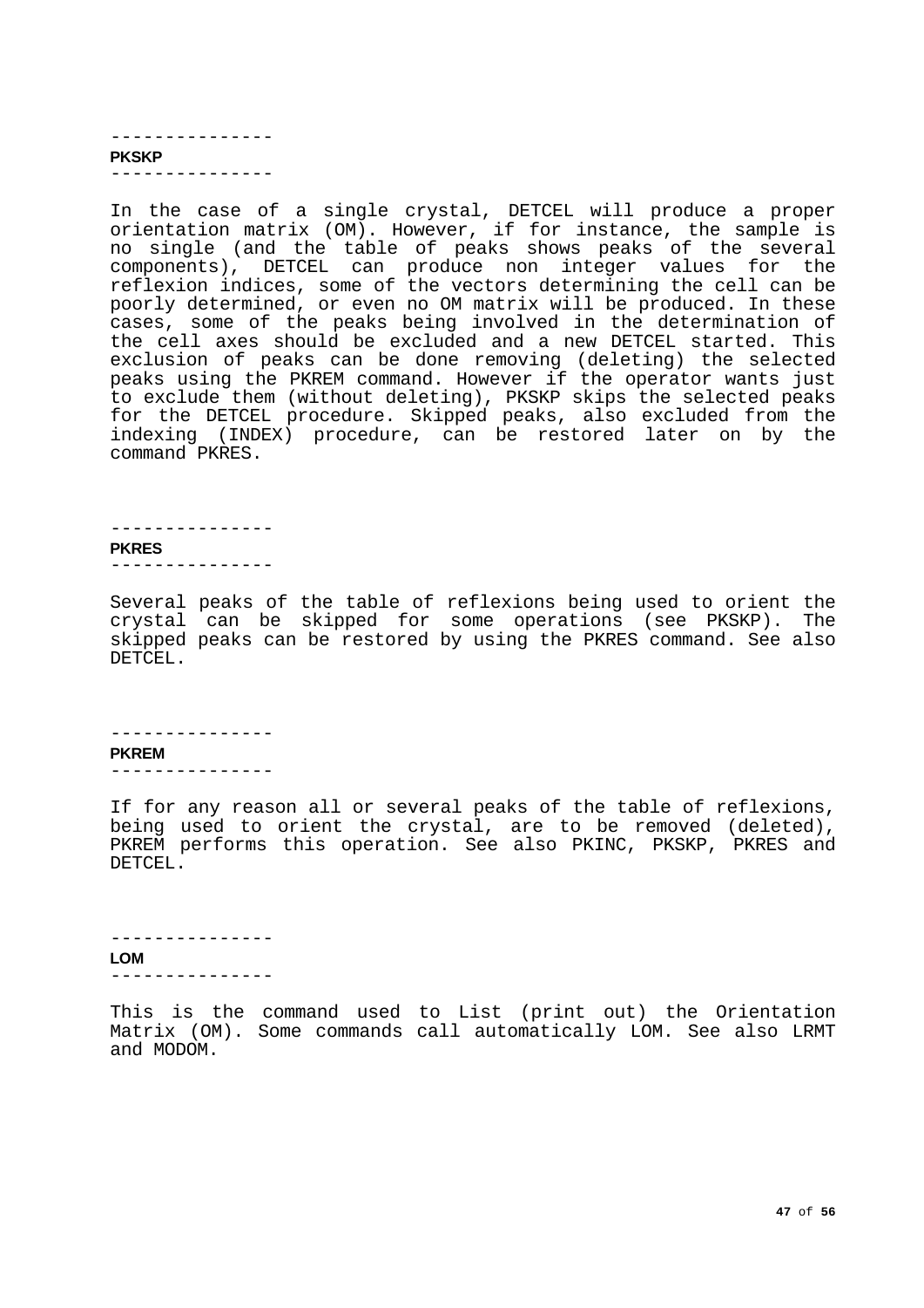---------------
**PKSKP**
---------------

In the case of a single crystal, DETCEL will produce a proper orientation matrix (OM). However, if for instance, the sample is no single (and the table of peaks shows peaks of the several components), DETCEL can produce non integer values for the reflexion indices, some of the vectors determining the cell can be poorly determined, or even no OM matrix will be produced. In these cases, some of the peaks being involved in the determination of the cell axes should be excluded and a new DETCEL started. This exclusion of peaks can be done removing (deleting) the selected peaks using the PKREM command. However if the operator wants just to exclude them (without deleting), PKSKP skips the selected peaks for the DETCEL procedure. Skipped peaks, also excluded from the indexing (INDEX) procedure, can be restored later on by the command PKRES.

---------------
**PKRES**
---------------

Several peaks of the table of reflexions being used to orient the crystal can be skipped for some operations (see PKSKP). The skipped peaks can be restored by using the PKRES command. See also DETCEL.

---------------
**PKREM**
---------------

If for any reason all or several peaks of the table of reflexions, being used to orient the crystal, are to be removed (deleted), PKREM performs this operation. See also PKINC, PKSKP, PKRES and DETCEL.

---------------
**LOM**
---------------

This is the command used to List (print out) the Orientation Matrix (OM). Some commands call automatically LOM. See also LRMT and MODOM.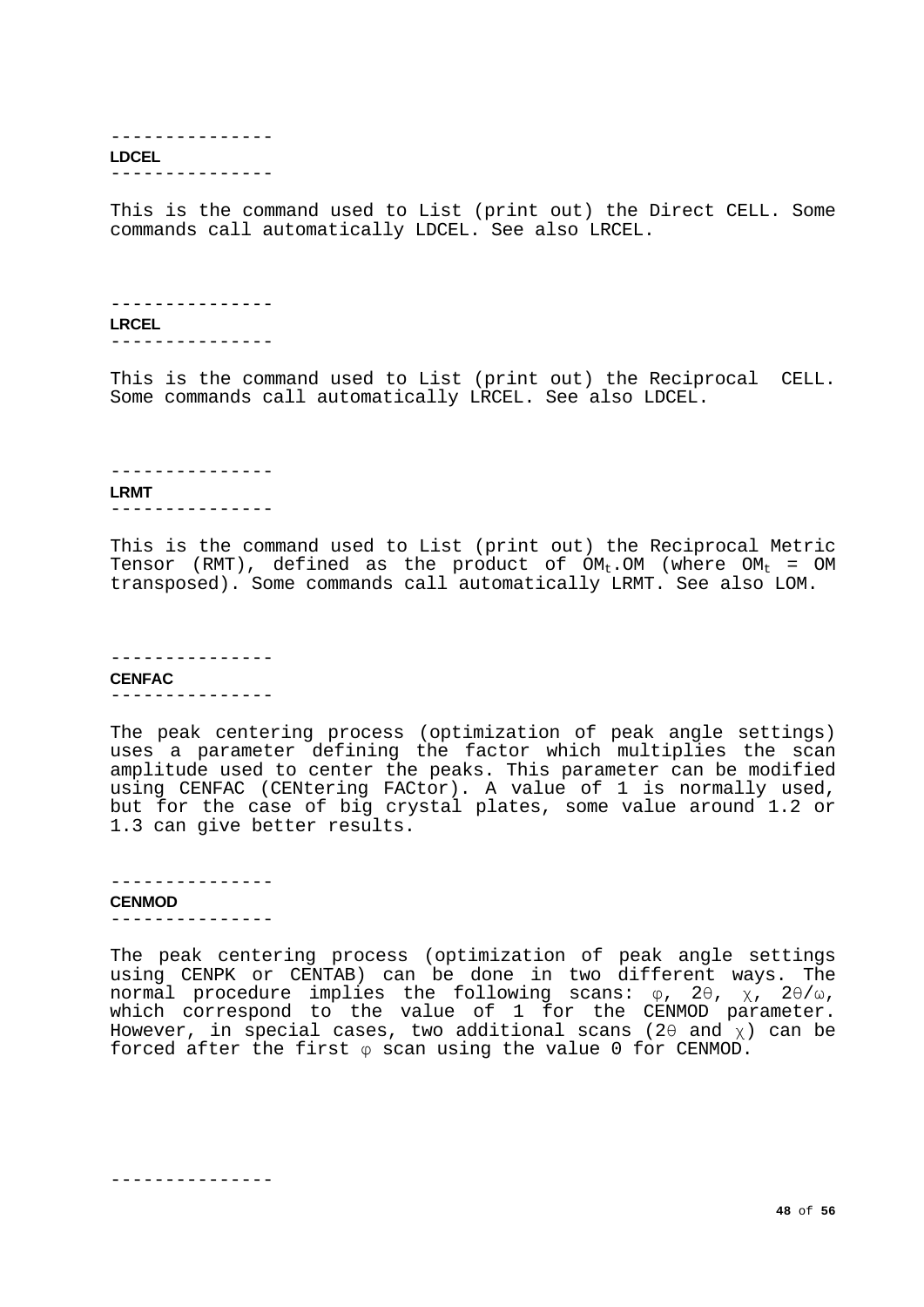---------------

### LDCEL

---------------

This is the command used to List (print out) the Direct CELL. Some commands call automatically LDCEL. See also LRCEL.

---------------

### LRCEL

---------------

This is the command used to List (print out) the Reciprocal CELL. Some commands call automatically LRCEL. See also LDCEL.

---------------

### LRMT

---------------

This is the command used to List (print out) the Reciprocal Metric Tensor (RMT), defined as the product of $OM_t$.OM (where $OM_t$ = OM transposed). Some commands call automatically LRMT. See also LOM.

---------------

### CENFAC

---------------

The peak centering process (optimization of peak angle settings) uses a parameter defining the factor which multiplies the scan amplitude used to center the peaks. This parameter can be modified using CENFAC (CENtering FACtor). A value of 1 is normally used, but for the case of big crystal plates, some value around 1.2 or 1.3 can give better results.

---------------

### CENMOD

---------------

The peak centering process (optimization of peak angle settings using CENPK or CENTAB) can be done in two different ways. The normal procedure implies the following scans: $\varphi$, $2\theta$, $\chi$, $2\theta/\omega$, which correspond to the value of 1 for the CENMOD parameter. However, in special cases, two additional scans ($2\theta$ and $\chi$) can be forced after the first $\varphi$ scan using the value 0 for CENMOD.

---------------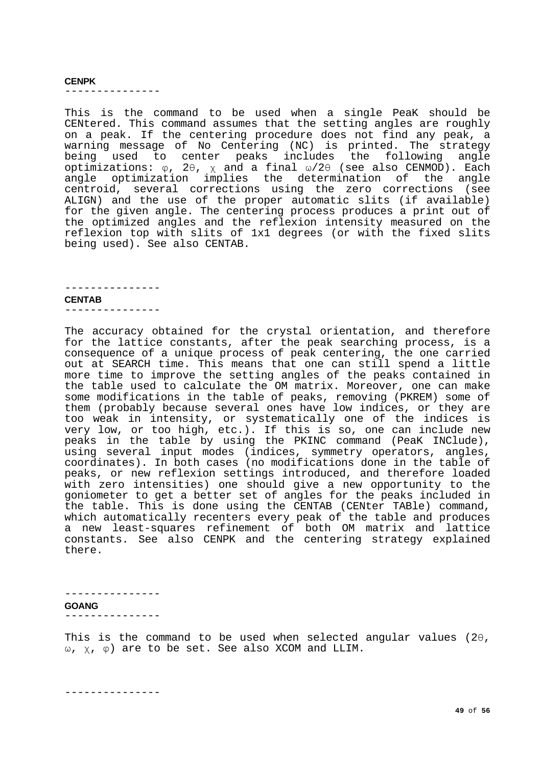**CENPK**

---------------

This is the command to be used when a single PeaK should be CENtered. This command assumes that the setting angles are roughly on a peak. If the centering procedure does not find any peak, a warning message of No Centering (NC) is printed. The strategy being used to center peaks includes the following angle optimizations: $\varphi$, $2\theta$, $\chi$ and a final $\omega/2\theta$ (see also CENMOD). Each angle optimization implies the determination of the angle centroid, several corrections using the zero corrections (see ALIGN) and the use of the proper automatic slits (if available) for the given angle. The centering process produces a print out of the optimized angles and the reflexion intensity measured on the reflexion top with slits of 1x1 degrees (or with the fixed slits being used). See also CENTAB.

---------------

**CENTAB**

---------------

The accuracy obtained for the crystal orientation, and therefore for the lattice constants, after the peak searching process, is a consequence of a unique process of peak centering, the one carried out at SEARCH time. This means that one can still spend a little more time to improve the setting angles of the peaks contained in the table used to calculate the OM matrix. Moreover, one can make some modifications in the table of peaks, removing (PKREM) some of them (probably because several ones have low indices, or they are too weak in intensity, or systematically one of the indices is very low, or too high, etc.). If this is so, one can include new peaks in the table by using the PKINC command (PeaK INClude), using several input modes (indices, symmetry operators, angles, coordinates). In both cases (no modifications done in the table of peaks, or new reflexion settings introduced, and therefore loaded with zero intensities) one should give a new opportunity to the goniometer to get a better set of angles for the peaks included in the table. This is done using the CENTAB (CENter TABle) command, which automatically recenters every peak of the table and produces a new least-squares refinement of both OM matrix and lattice constants. See also CENPK and the centering strategy explained there.

---------------

**GOANG**

---------------

This is the command to be used when selected angular values ($2\theta$, $\omega$, $\chi$, $\varphi$) are to be set. See also XCOM and LLIM.

---------------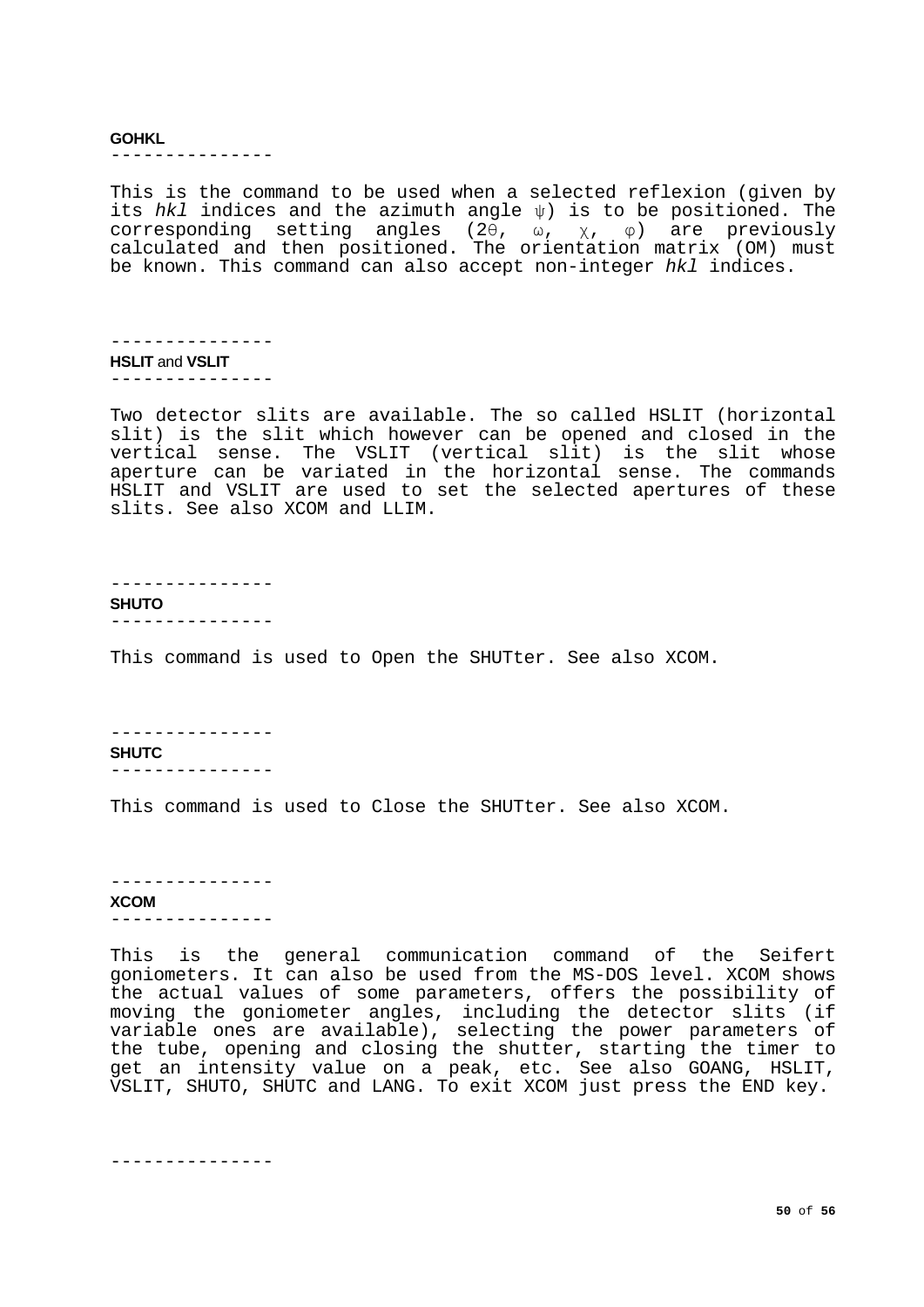### GOHKL

---------------

This is the command to be used when a selected reflexion (given by its *hkl* indices and the azimuth angle $\psi$) is to be positioned. The corresponding setting angles ($2\Theta$, $\omega$, $\chi$, $\varphi$) are previously calculated and then positioned. The orientation matrix (OM) must be known. This command can also accept non-integer *hkl* indices.

---------------

### HSLIT and VSLIT

---------------

Two detector slits are available. The so called HSLIT (horizontal slit) is the slit which however can be opened and closed in the vertical sense. The VSLIT (vertical slit) is the slit whose aperture can be variated in the horizontal sense. The commands HSLIT and VSLIT are used to set the selected apertures of these slits. See also XCOM and LLIM.

---------------

### SHUTO

---------------

This command is used to Open the SHUTter. See also XCOM.

---------------

### SHUTC

---------------

This command is used to Close the SHUTter. See also XCOM.

---------------

### XCOM

---------------

This is the general communication command of the Seifert goniometers. It can also be used from the MS-DOS level. XCOM shows the actual values of some parameters, offers the possibility of moving the goniometer angles, including the detector slits (if variable ones are available), selecting the power parameters of the tube, opening and closing the shutter, starting the timer to get an intensity value on a peak, etc. See also GOANG, HSLIT, VSLIT, SHUTO, SHUTC and LANG. To exit XCOM just press the END key.

---------------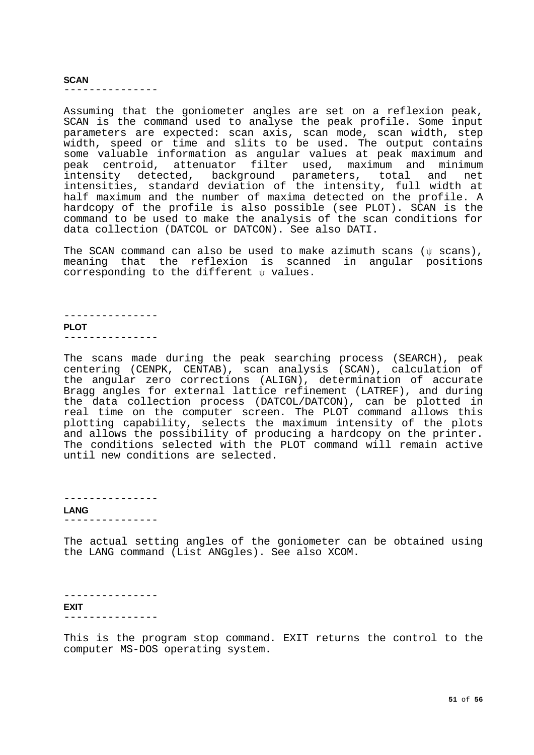## SCAN

Assuming that the goniometer angles are set on a reflexion peak, SCAN is the command used to analyse the peak profile. Some input parameters are expected: scan axis, scan mode, scan width, step width, speed or time and slits to be used. The output contains some valuable information as angular values at peak maximum and peak centroid, attenuator filter used, maximum and minimum intensity detected, background parameters, total and net intensities, standard deviation of the intensity, full width at half maximum and the number of maxima detected on the profile. A hardcopy of the profile is also possible (see PLOT). SCAN is the command to be used to make the analysis of the scan conditions for data collection (DATCOL or DATCON). See also DATI.

The SCAN command can also be used to make azimuth scans ($\psi$ scans), meaning that the reflexion is scanned in angular positions corresponding to the different $\psi$ values.

## PLOT

The scans made during the peak searching process (SEARCH), peak centering (CENPK, CENTAB), scan analysis (SCAN), calculation of the angular zero corrections (ALIGN), determination of accurate Bragg angles for external lattice refinement (LATREF), and during the data collection process (DATCOL/DATCON), can be plotted in real time on the computer screen. The PLOT command allows this plotting capability, selects the maximum intensity of the plots and allows the possibility of producing a hardcopy on the printer. The conditions selected with the PLOT command will remain active until new conditions are selected.

## LANG

The actual setting angles of the goniometer can be obtained using the LANG command (List ANGgles). See also XCOM.

## EXIT

This is the program stop command. EXIT returns the control to the computer MS-DOS operating system.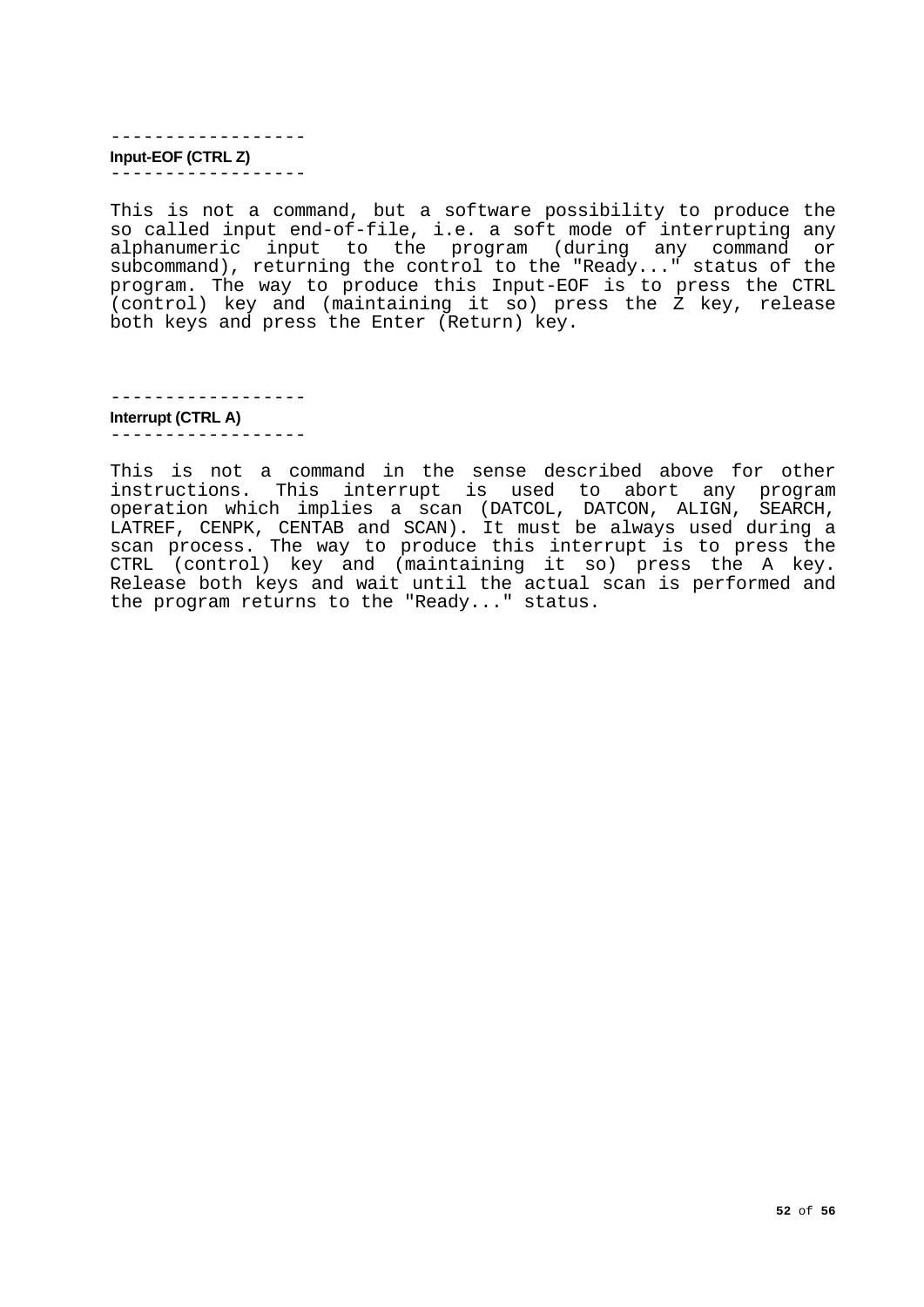------------------

### Input-EOF (CTRL Z)

------------------

This is not a command, but a software possibility to produce the so called input end-of-file, i.e. a soft mode of interrupting any alphanumeric input to the program (during any command or subcommand), returning the control to the "Ready..." status of the program. The way to produce this Input-EOF is to press the CTRL (control) key and (maintaining it so) press the Z key, release both keys and press the Enter (Return) key.

------------------

### Interrupt (CTRL A)

------------------

This is not a command in the sense described above for other instructions. This interrupt is used to abort any program operation which implies a scan (DATCOL, DATCON, ALIGN, SEARCH, LATREF, CENPK, CENTAB and SCAN). It must be always used during a scan process. The way to produce this interrupt is to press the CTRL (control) key and (maintaining it so) press the A key. Release both keys and wait until the actual scan is performed and the program returns to the "Ready..." status.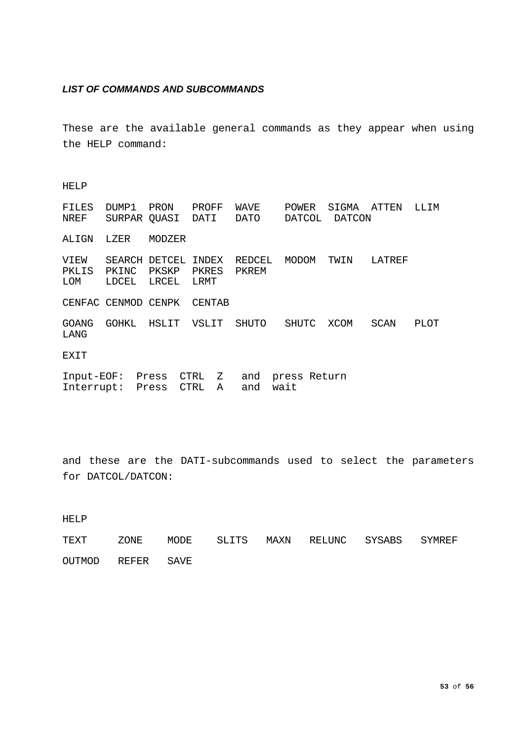***LIST OF COMMANDS AND SUBCOMMANDS***

These are the available general commands as they appear when using the HELP command:

```
HELP

FILES  DUMP1  PRON   PROFF  WAVE    POWER  SIGMA  ATTEN  LLIM
NREF   SURPAR QUASI  DATI   DATO    DATCOL  DATCON

ALIGN  LZER   MODZER

VIEW   SEARCH DETCEL INDEX  REDCEL  MODOM  TWIN   LATREF
PKLIS  PKINC  PKSKP  PKRES  PKREM
LOM    LDCEL  LRCEL  LRMT

CENFAC CENMOD CENPK  CENTAB

GOANG  GOHKL  HSLIT  VSLIT  SHUTO   SHUTC  XCOM   SCAN   PLOT
LANG

EXIT

Input-EOF:  Press  CTRL  Z   and  press Return
Interrupt:  Press  CTRL  A   and  wait
```

and these are the DATI-subcommands used to select the parameters for DATCOL/DATCON:

```
HELP

TEXT     ZONE    MODE    SLITS   MAXN   RELUNC   SYSABS   SYMREF

OUTMOD   REFER   SAVE
```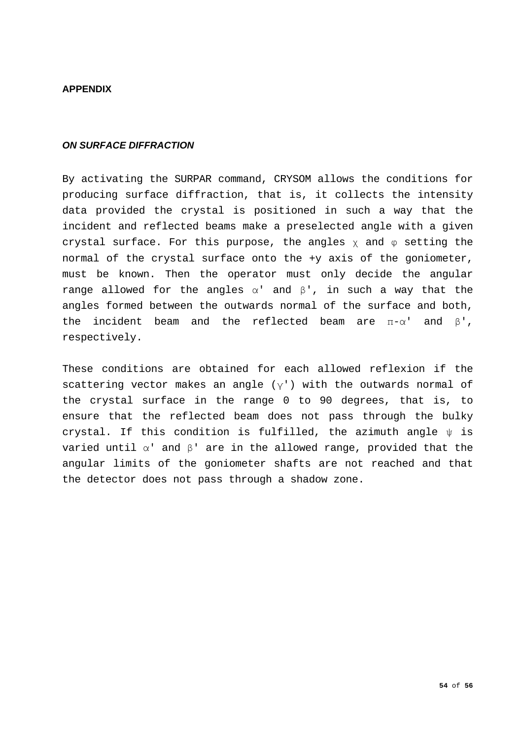**APPENDIX**

***ON SURFACE DIFFRACTION***

By activating the SURPAR command, CRYSOM allows the conditions for producing surface diffraction, that is, it collects the intensity data provided the crystal is positioned in such a way that the incident and reflected beams make a preselected angle with a given crystal surface. For this purpose, the angles $\chi$ and $\varphi$ setting the normal of the crystal surface onto the +y axis of the goniometer, must be known. Then the operator must only decide the angular range allowed for the angles $\alpha'$ and $\beta'$, in such a way that the angles formed between the outwards normal of the surface and both, the incident beam and the reflected beam are $\pi-\alpha'$ and $\beta'$, respectively.

These conditions are obtained for each allowed reflexion if the scattering vector makes an angle ($\gamma'$) with the outwards normal of the crystal surface in the range 0 to 90 degrees, that is, to ensure that the reflected beam does not pass through the bulky crystal. If this condition is fulfilled, the azimuth angle $\psi$ is varied until $\alpha'$ and $\beta'$ are in the allowed range, provided that the angular limits of the goniometer shafts are not reached and that the detector does not pass through a shadow zone.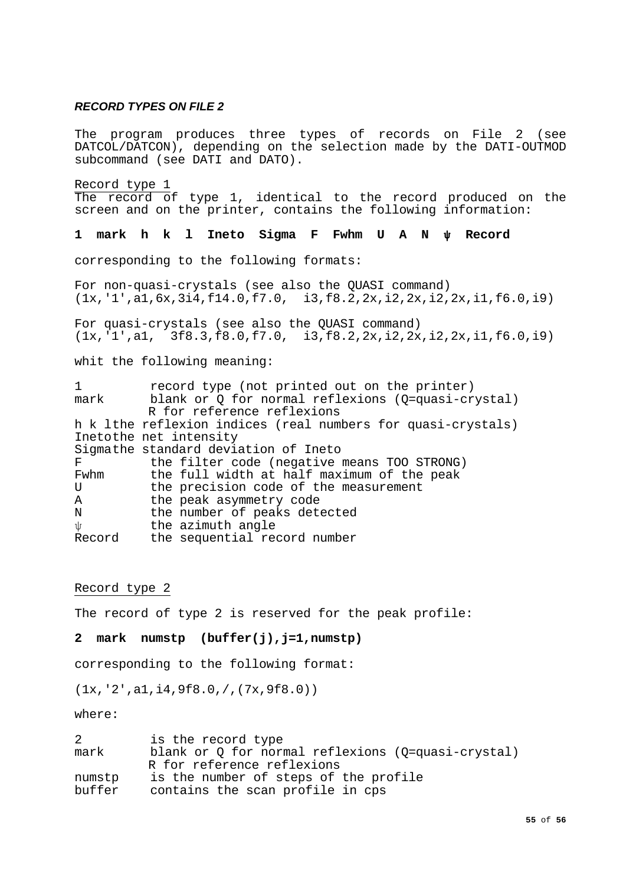### *RECORD TYPES ON FILE 2*

The program produces three types of records on File 2 (see DATCOL/DATCON), depending on the selection made by the DATI-OUTMOD subcommand (see DATI and DATO).

Record type 1

The record of type 1, identical to the record produced on the screen and on the printer, contains the following information:

**1 mark h k l Ineto Sigma F Fwhm U A N ψ Record**

corresponding to the following formats:

For non-quasi-crystals (see also the QUASI command)

```
(1x,'1',a1,6x,3i4,f14.0,f7.0,  i3,f8.2,2x,i2,2x,i2,2x,i1,f6.0,i9)
```

For quasi-crystals (see also the QUASI command)

```
(1x,'1',a1,  3f8.3,f8.0,f7.0,  i3,f8.2,2x,i2,2x,i2,2x,i1,f6.0,i9)
```

whit the following meaning:

```
1         record type (not printed out on the printer)
mark      blank or Q for normal reflexions (Q=quasi-crystal)
          R for reference reflexions
h k lthe reflexion indices (real numbers for quasi-crystals)
Inetothe net intensity
Sigmathe standard deviation of Ineto
F         the filter code (negative means TOO STRONG)
Fwhm      the full width at half maximum of the peak
U         the precision code of the measurement
A         the peak asymmetry code
N         the number of peaks detected
ψ         the azimuth angle
Record    the sequential record number
```

Record type 2

The record of type 2 is reserved for the peak profile:

**2 mark numstp (buffer(j),j=1,numstp)**

corresponding to the following format:

```
(1x,'2',a1,i4,9f8.0,/,(7x,9f8.0))
```

where:

```
2         is the record type
mark      blank or Q for normal reflexions (Q=quasi-crystal)
          R for reference reflexions
numstp    is the number of steps of the profile
buffer    contains the scan profile in cps
```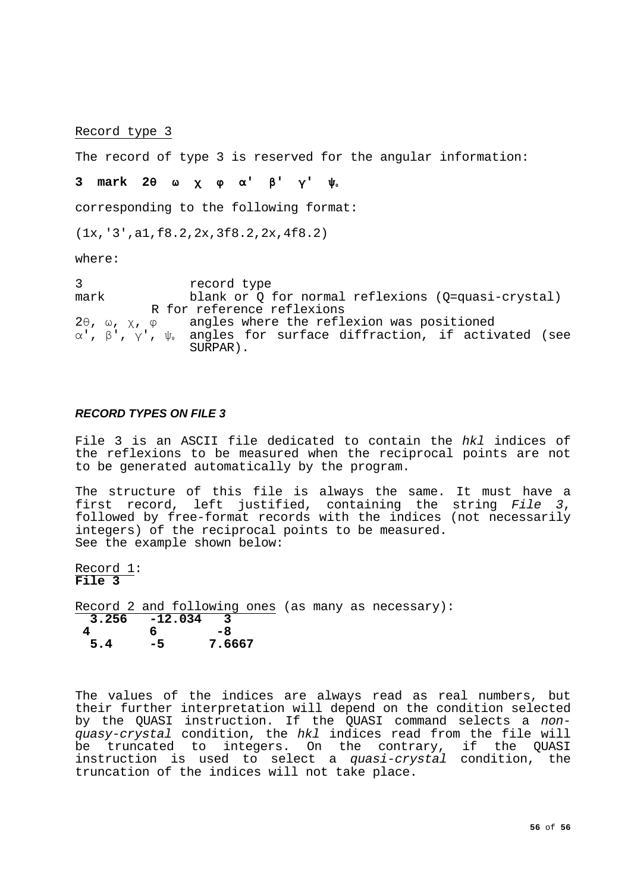Record type 3

The record of type 3 is reserved for the angular information:

**3 mark 2θ ω χ φ α' β' γ' ψ₀**

corresponding to the following format:

```
(1x,'3',a1,f8.2,2x,3f8.2,2x,4f8.2)
```

where:

| | |
|---|---|
| 3 | record type |
| mark | blank or Q for normal reflexions (Q=quasi-crystal) R for reference reflexions |
| 2θ, ω, χ, φ | angles where the reflexion was positioned |
| α', β', γ', $\psi_0$ | angles for surface diffraction, if activated (see SURPAR). |

### *RECORD TYPES ON FILE 3*

File 3 is an ASCII file dedicated to contain the *hkl* indices of the reflexions to be measured when the reciprocal points are not to be generated automatically by the program.

The structure of this file is always the same. It must have a first record, left justified, containing the string *File 3*, followed by free-format records with the indices (not necessarily integers) of the reciprocal points to be measured.
See the example shown below:

Record 1:
**File 3**

Record 2 and following ones (as many as necessary):

```
  3.256   -12.034   3
 4        6         -8
  5.4     -5       7.6667
```

The values of the indices are always read as real numbers, but their further interpretation will depend on the condition selected by the QUASI instruction. If the QUASI command selects a *non-quasy-crystal* condition, the *hkl* indices read from the file will be truncated to integers. On the contrary, if the QUASI instruction is used to select a *quasi-crystal* condition, the truncation of the indices will not take place.